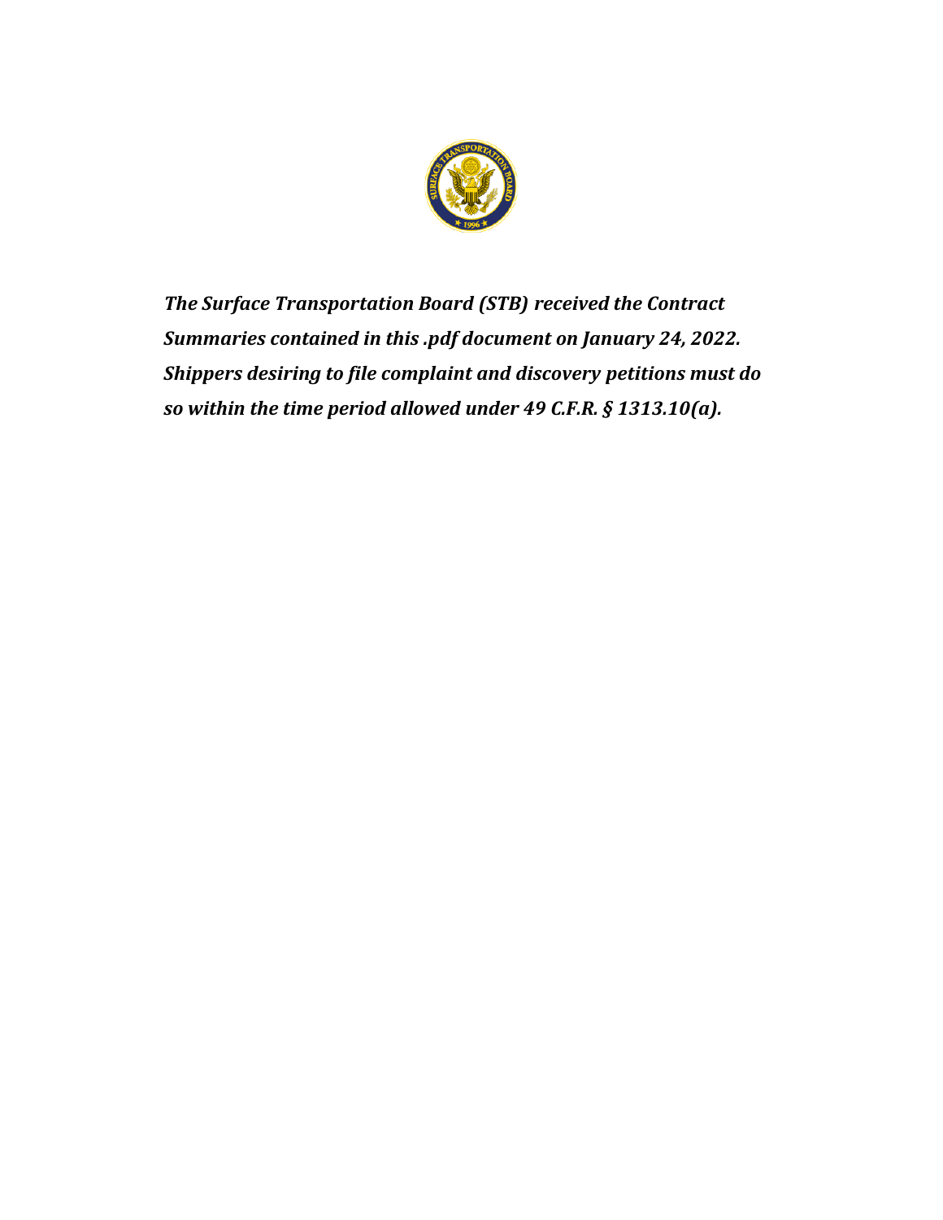***The Surface Transportation Board (STB) received the Contract Summaries contained in this .pdf document on January 24, 2022. Shippers desiring to file complaint and discovery petitions must do so within the time period allowed under 49 C.F.R. § 1313.10(a).***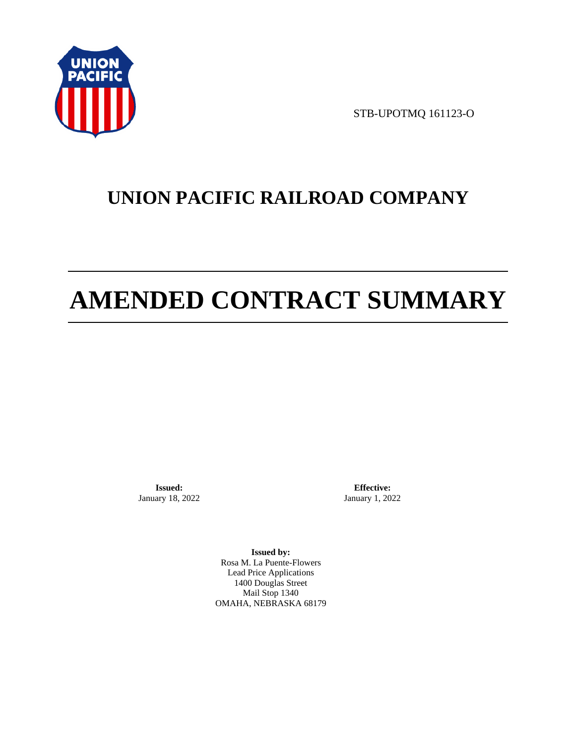STB-UPOTMQ 161123-O

# UNION PACIFIC RAILROAD COMPANY

# AMENDED CONTRACT SUMMARY

**Issued:**
January 18, 2022

**Effective:**
January 1, 2022

**Issued by:**
Rosa M. La Puente-Flowers
Lead Price Applications
1400 Douglas Street
Mail Stop 1340
OMAHA, NEBRASKA 68179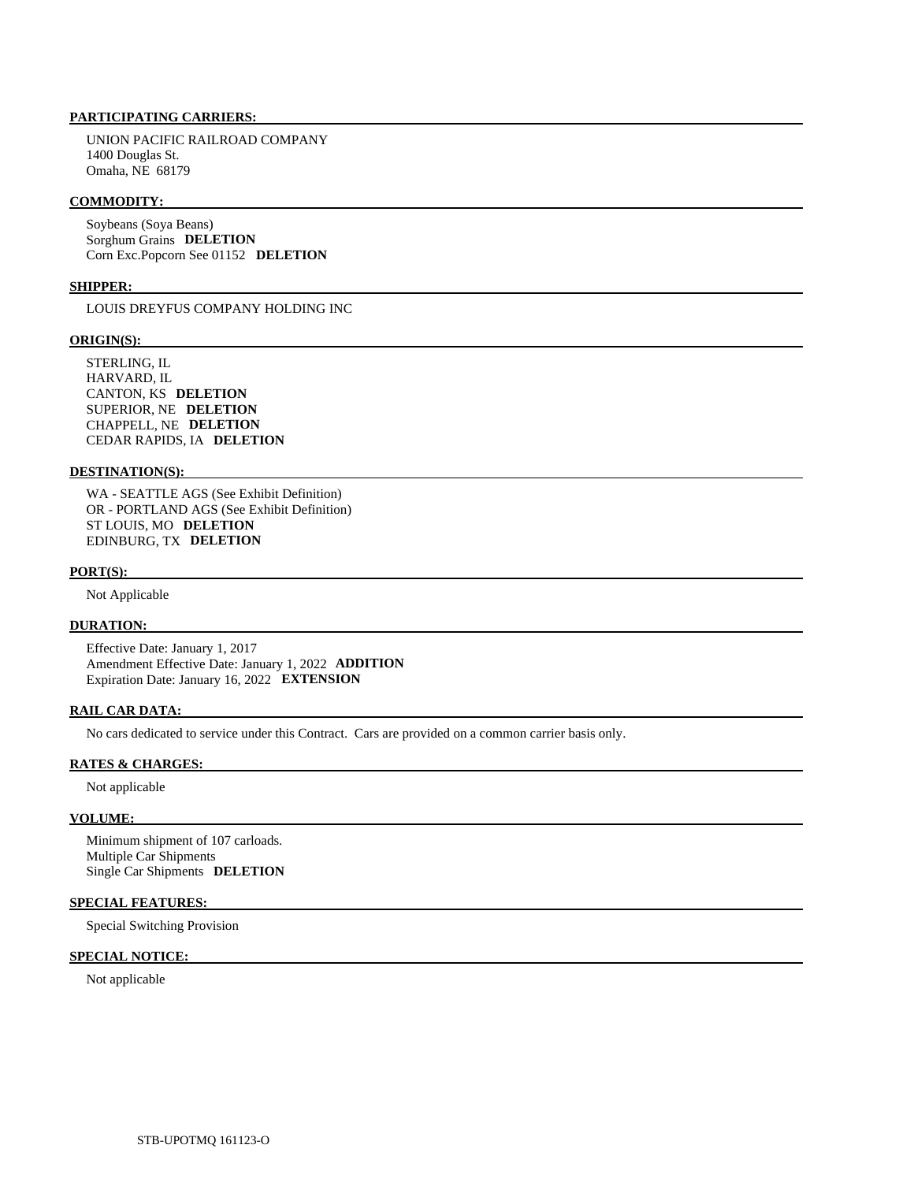**PARTICIPATING CARRIERS:**

UNION PACIFIC RAILROAD COMPANY
1400 Douglas St.
Omaha, NE 68179

**COMMODITY:**

Soybeans (Soya Beans)
Sorghum Grains **DELETION**
Corn Exc.Popcorn See 01152 **DELETION**

**SHIPPER:**

LOUIS DREYFUS COMPANY HOLDING INC

**ORIGIN(S):**

STERLING, IL
HARVARD, IL
CANTON, KS **DELETION**
SUPERIOR, NE **DELETION**
CHAPPELL, NE **DELETION**
CEDAR RAPIDS, IA **DELETION**

**DESTINATION(S):**

WA - SEATTLE AGS (See Exhibit Definition)
OR - PORTLAND AGS (See Exhibit Definition)
ST LOUIS, MO **DELETION**
EDINBURG, TX **DELETION**

**PORT(S):**

Not Applicable

**DURATION:**

Effective Date: January 1, 2017
Amendment Effective Date: January 1, 2022 **ADDITION**
Expiration Date: January 16, 2022 **EXTENSION**

**RAIL CAR DATA:**

No cars dedicated to service under this Contract. Cars are provided on a common carrier basis only.

**RATES & CHARGES:**

Not applicable

**VOLUME:**

Minimum shipment of 107 carloads.
Multiple Car Shipments
Single Car Shipments **DELETION**

**SPECIAL FEATURES:**

Special Switching Provision

**SPECIAL NOTICE:**

Not applicable

STB-UPOTMQ 161123-O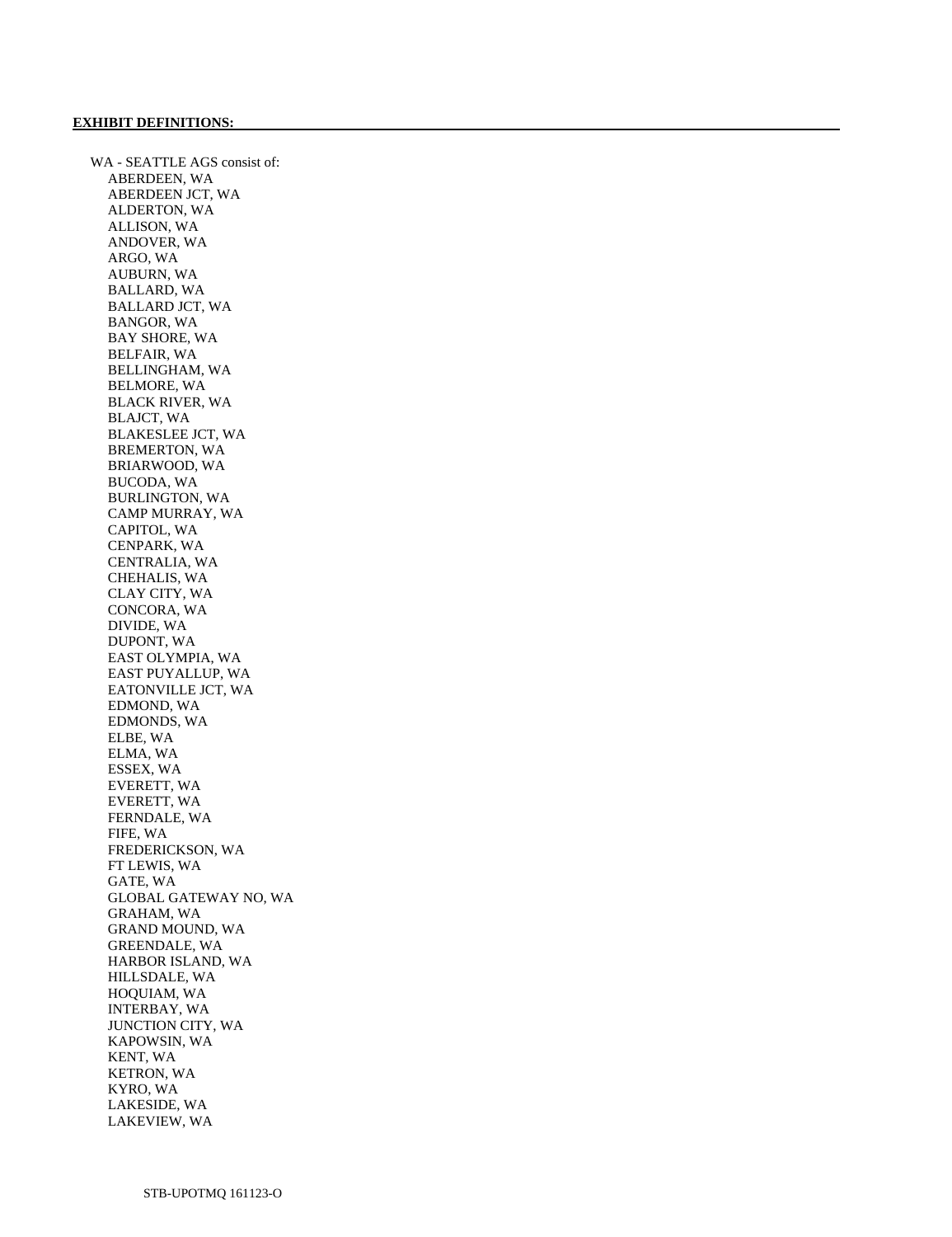**EXHIBIT DEFINITIONS:**

WA - SEATTLE AGS consist of:

- ABERDEEN, WA
- ABERDEEN JCT, WA
- ALDERTON, WA
- ALLISON, WA
- ANDOVER, WA
- ARGO, WA
- AUBURN, WA
- BALLARD, WA
- BALLARD JCT, WA
- BANGOR, WA
- BAY SHORE, WA
- BELFAIR, WA
- BELLINGHAM, WA
- BELMORE, WA
- BLACK RIVER, WA
- BLAJCT, WA
- BLAKESLEE JCT, WA
- BREMERTON, WA
- BRIARWOOD, WA
- BUCODA, WA
- BURLINGTON, WA
- CAMP MURRAY, WA
- CAPITOL, WA
- CENPARK, WA
- CENTRALIA, WA
- CHEHALIS, WA
- CLAY CITY, WA
- CONCORA, WA
- DIVIDE, WA
- DUPONT, WA
- EAST OLYMPIA, WA
- EAST PUYALLUP, WA
- EATONVILLE JCT, WA
- EDMOND, WA
- EDMONDS, WA
- ELBE, WA
- ELMA, WA
- ESSEX, WA
- EVERETT, WA
- EVERETT, WA
- FERNDALE, WA
- FIFE, WA
- FREDERICKSON, WA
- FT LEWIS, WA
- GATE, WA
- GLOBAL GATEWAY NO, WA
- GRAHAM, WA
- GRAND MOUND, WA
- GREENDALE, WA
- HARBOR ISLAND, WA
- HILLSDALE, WA
- HOQUIAM, WA
- INTERBAY, WA
- JUNCTION CITY, WA
- KAPOWSIN, WA
- KENT, WA
- KETRON, WA
- KYRO, WA
- LAKESIDE, WA
- LAKEVIEW, WA

STB-UPOTMQ 161123-O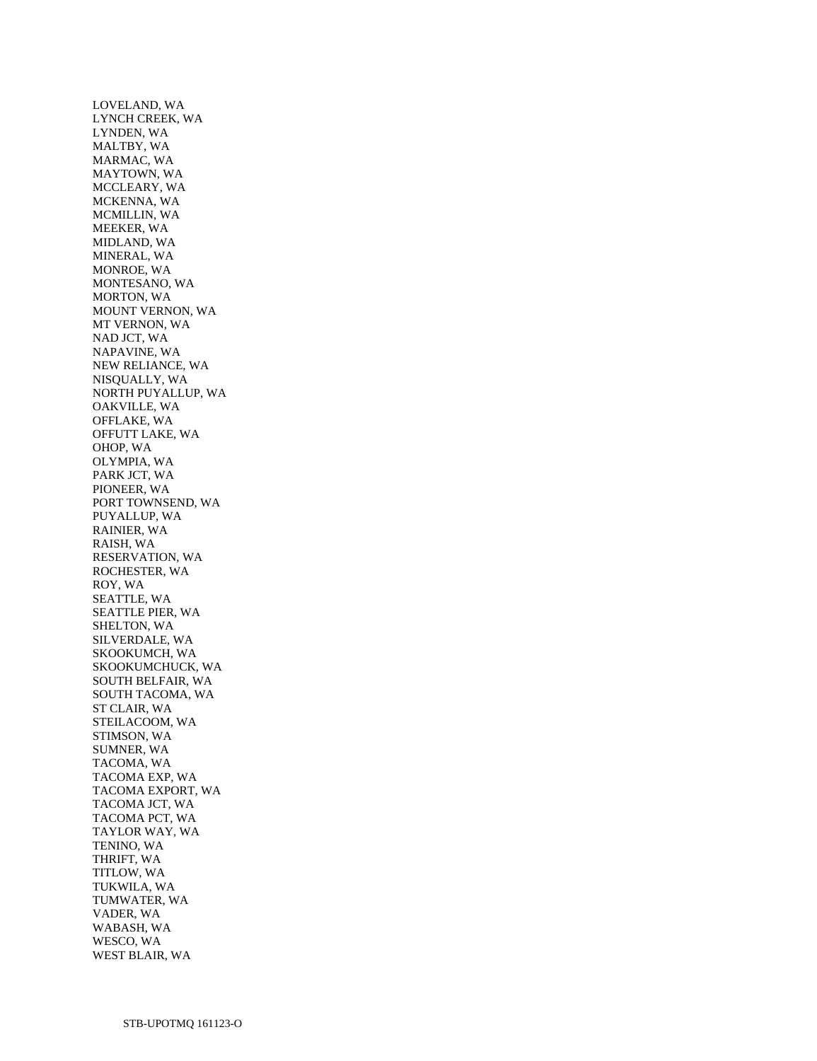LOVELAND, WA
LYNCH CREEK, WA
LYNDEN, WA
MALTBY, WA
MARMAC, WA
MAYTOWN, WA
MCCLEARY, WA
MCKENNA, WA
MCMILLIN, WA
MEEKER, WA
MIDLAND, WA
MINERAL, WA
MONROE, WA
MONTESANO, WA
MORTON, WA
MOUNT VERNON, WA
MT VERNON, WA
NAD JCT, WA
NAPAVINE, WA
NEW RELIANCE, WA
NISQUALLY, WA
NORTH PUYALLUP, WA
OAKVILLE, WA
OFFLAKE, WA
OFFUTT LAKE, WA
OHOP, WA
OLYMPIA, WA
PARK JCT, WA
PIONEER, WA
PORT TOWNSEND, WA
PUYALLUP, WA
RAINIER, WA
RAISH, WA
RESERVATION, WA
ROCHESTER, WA
ROY, WA
SEATTLE, WA
SEATTLE PIER, WA
SHELTON, WA
SILVERDALE, WA
SKOOKUMCH, WA
SKOOKUMCHUCK, WA
SOUTH BELFAIR, WA
SOUTH TACOMA, WA
ST CLAIR, WA
STEILACOOM, WA
STIMSON, WA
SUMNER, WA
TACOMA, WA
TACOMA EXP, WA
TACOMA EXPORT, WA
TACOMA JCT, WA
TACOMA PCT, WA
TAYLOR WAY, WA
TENINO, WA
THRIFT, WA
TITLOW, WA
TUKWILA, WA
TUMWATER, WA
VADER, WA
WABASH, WA
WESCO, WA
WEST BLAIR, WA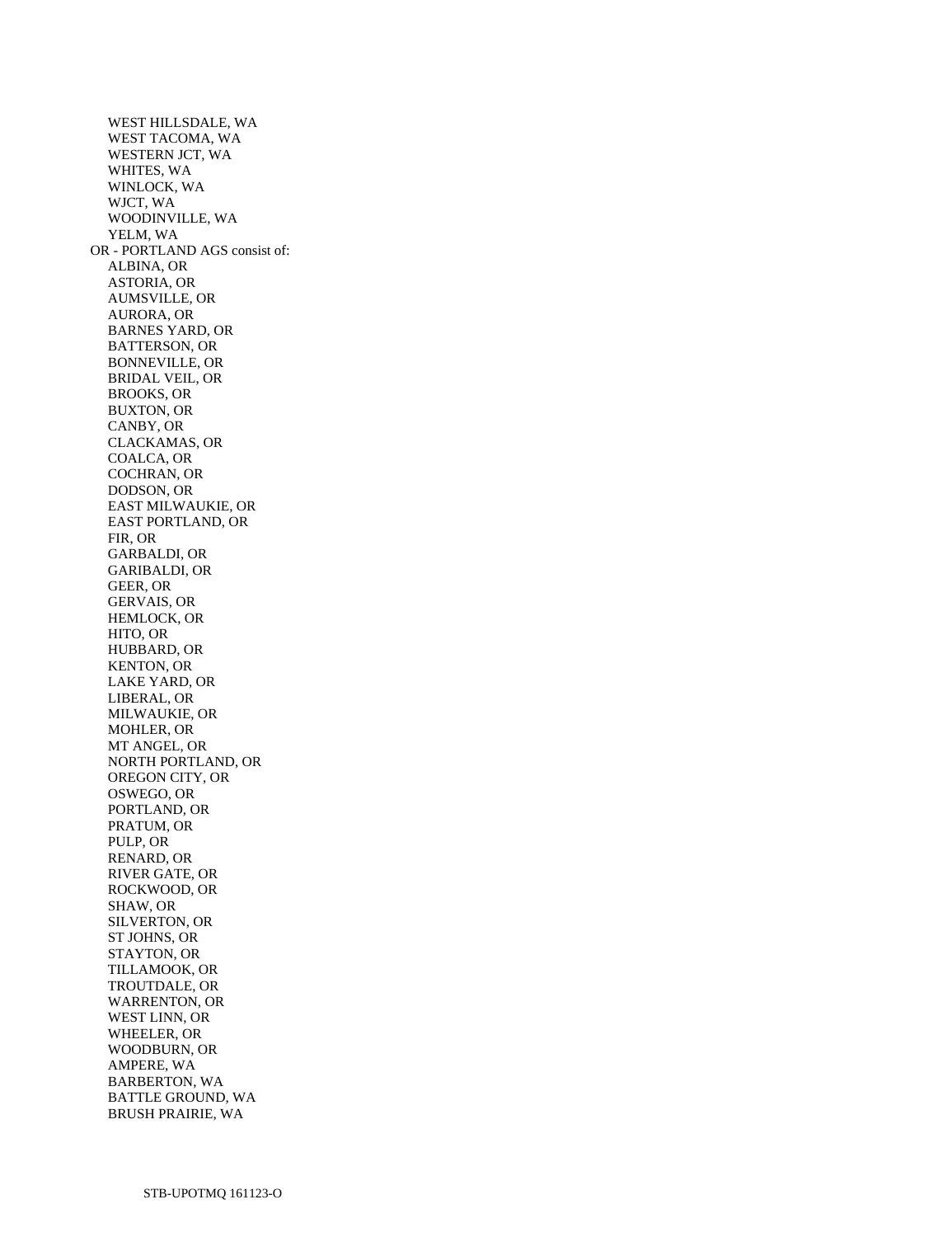WEST HILLSDALE, WA
WEST TACOMA, WA
WESTERN JCT, WA
WHITES, WA
WINLOCK, WA
WJCT, WA
WOODINVILLE, WA
YELM, WA

OR - PORTLAND AGS consist of:

ALBINA, OR
ASTORIA, OR
AUMSVILLE, OR
AURORA, OR
BARNES YARD, OR
BATTERSON, OR
BONNEVILLE, OR
BRIDAL VEIL, OR
BROOKS, OR
BUXTON, OR
CANBY, OR
CLACKAMAS, OR
COALCA, OR
COCHRAN, OR
DODSON, OR
EAST MILWAUKIE, OR
EAST PORTLAND, OR
FIR, OR
GARBALDI, OR
GARIBALDI, OR
GEER, OR
GERVAIS, OR
HEMLOCK, OR
HITO, OR
HUBBARD, OR
KENTON, OR
LAKE YARD, OR
LIBERAL, OR
MILWAUKIE, OR
MOHLER, OR
MT ANGEL, OR
NORTH PORTLAND, OR
OREGON CITY, OR
OSWEGO, OR
PORTLAND, OR
PRATUM, OR
PULP, OR
RENARD, OR
RIVER GATE, OR
ROCKWOOD, OR
SHAW, OR
SILVERTON, OR
ST JOHNS, OR
STAYTON, OR
TILLAMOOK, OR
TROUTDALE, OR
WARRENTON, OR
WEST LINN, OR
WHEELER, OR
WOODBURN, OR
AMPERE, WA
BARBERTON, WA
BATTLE GROUND, WA
BRUSH PRAIRIE, WA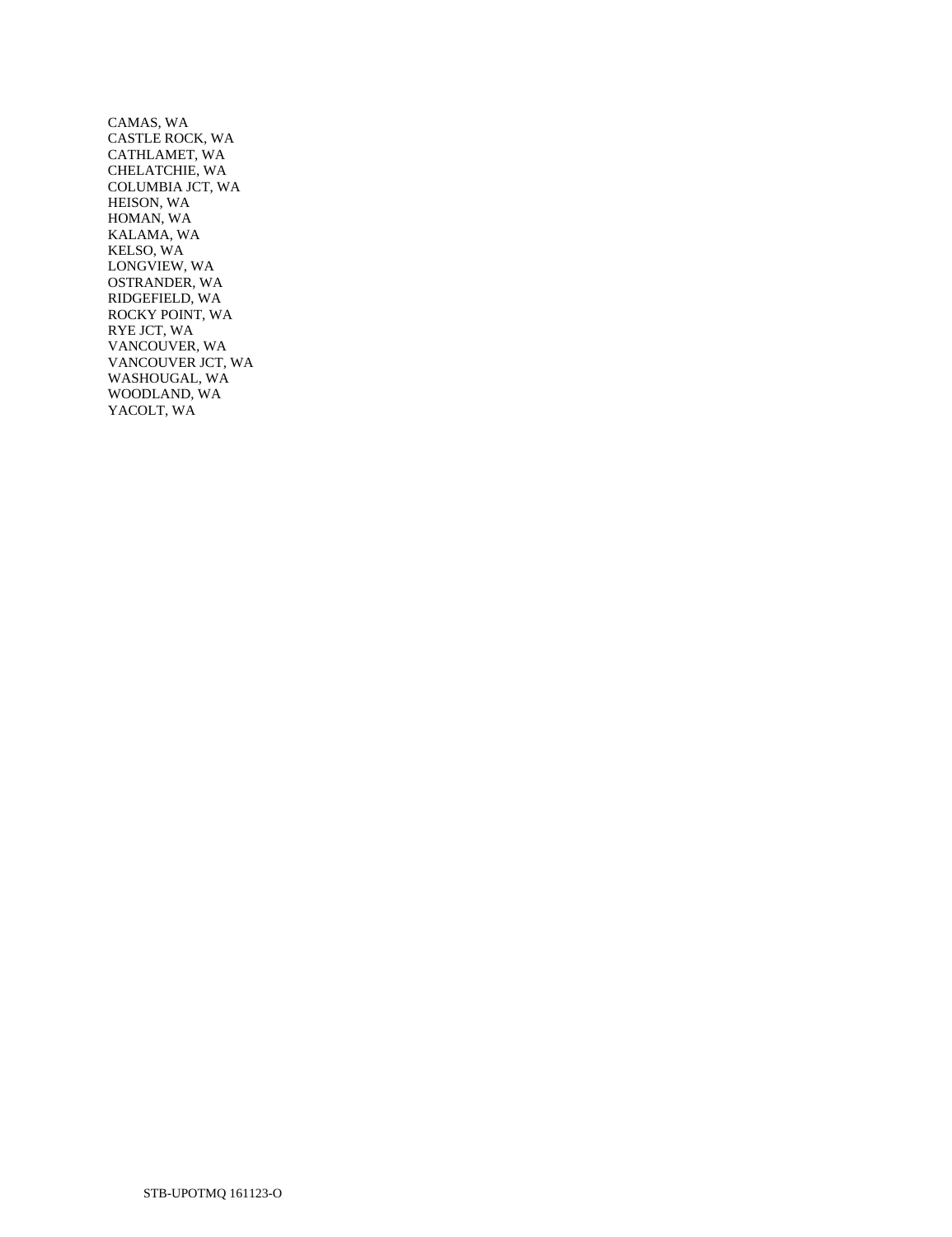CAMAS, WA
CASTLE ROCK, WA
CATHLAMET, WA
CHELATCHIE, WA
COLUMBIA JCT, WA
HEISON, WA
HOMAN, WA
KALAMA, WA
KELSO, WA
LONGVIEW, WA
OSTRANDER, WA
RIDGEFIELD, WA
ROCKY POINT, WA
RYE JCT, WA
VANCOUVER, WA
VANCOUVER JCT, WA
WASHOUGAL, WA
WOODLAND, WA
YACOLT, WA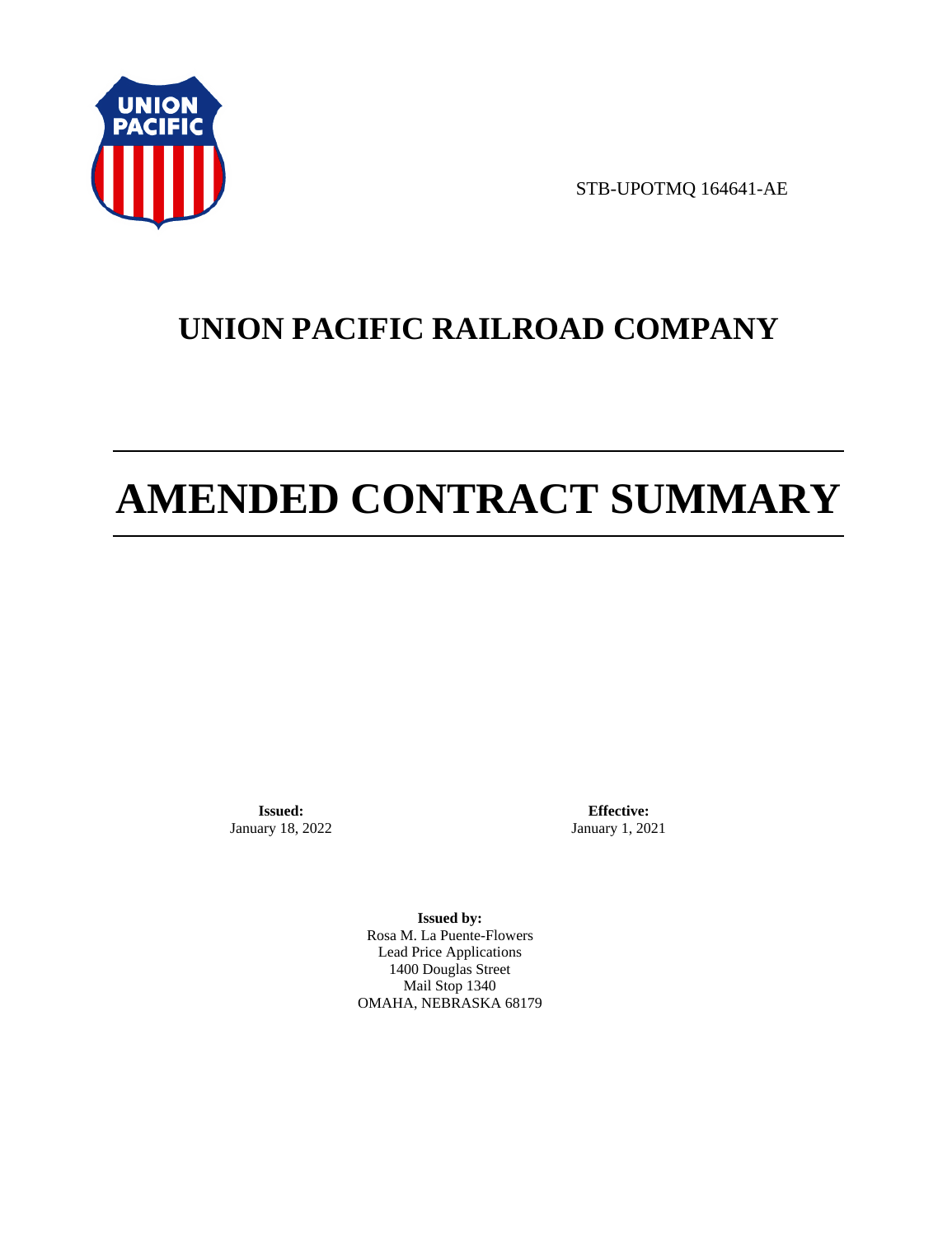STB-UPOTMQ 164641-AE

# UNION PACIFIC RAILROAD COMPANY

# AMENDED CONTRACT SUMMARY

**Issued:**
January 18, 2022

**Effective:**
January 1, 2021

**Issued by:**
Rosa M. La Puente-Flowers
Lead Price Applications
1400 Douglas Street
Mail Stop 1340
OMAHA, NEBRASKA 68179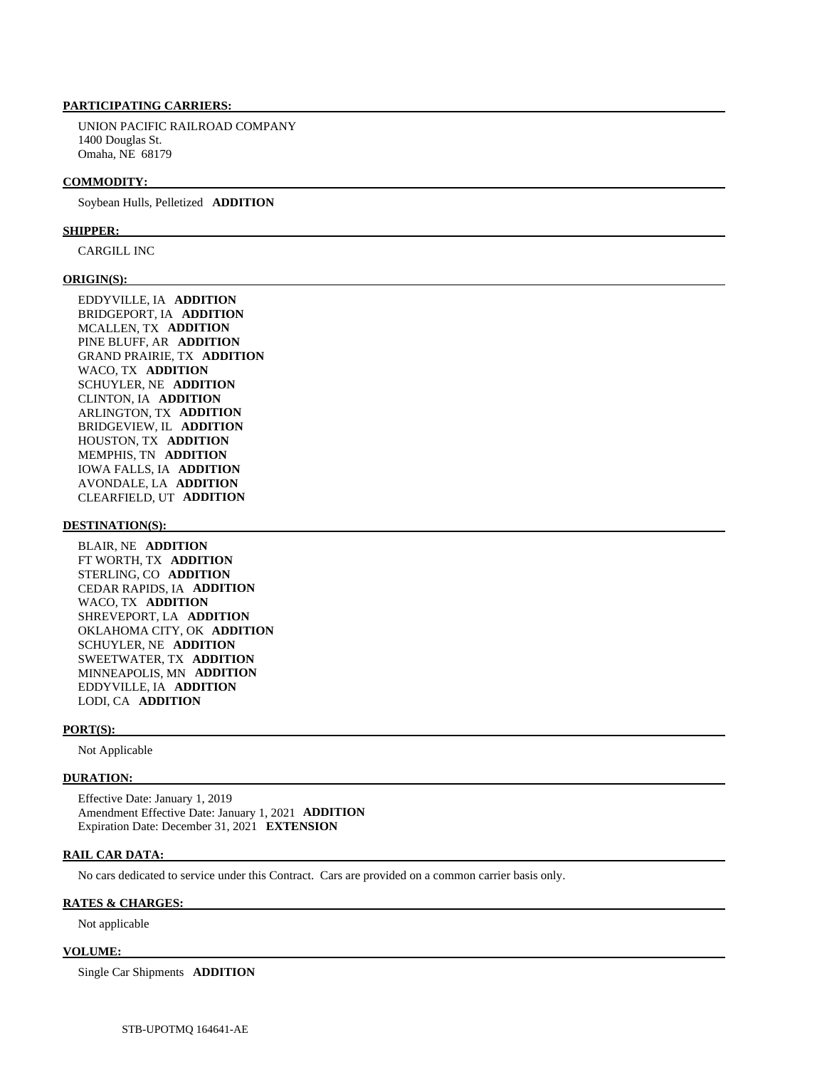**PARTICIPATING CARRIERS:**

UNION PACIFIC RAILROAD COMPANY
1400 Douglas St.
Omaha, NE 68179

**COMMODITY:**

Soybean Hulls, Pelletized **ADDITION**

**SHIPPER:**

CARGILL INC

**ORIGIN(S):**

EDDYVILLE, IA **ADDITION**
BRIDGEPORT, IA **ADDITION**
MCALLEN, TX **ADDITION**
PINE BLUFF, AR **ADDITION**
GRAND PRAIRIE, TX **ADDITION**
WACO, TX **ADDITION**
SCHUYLER, NE **ADDITION**
CLINTON, IA **ADDITION**
ARLINGTON, TX **ADDITION**
BRIDGEVIEW, IL **ADDITION**
HOUSTON, TX **ADDITION**
MEMPHIS, TN **ADDITION**
IOWA FALLS, IA **ADDITION**
AVONDALE, LA **ADDITION**
CLEARFIELD, UT **ADDITION**

**DESTINATION(S):**

BLAIR, NE **ADDITION**
FT WORTH, TX **ADDITION**
STERLING, CO **ADDITION**
CEDAR RAPIDS, IA **ADDITION**
WACO, TX **ADDITION**
SHREVEPORT, LA **ADDITION**
OKLAHOMA CITY, OK **ADDITION**
SCHUYLER, NE **ADDITION**
SWEETWATER, TX **ADDITION**
MINNEAPOLIS, MN **ADDITION**
EDDYVILLE, IA **ADDITION**
LODI, CA **ADDITION**

**PORT(S):**

Not Applicable

**DURATION:**

Effective Date: January 1, 2019
Amendment Effective Date: January 1, 2021 **ADDITION**
Expiration Date: December 31, 2021 **EXTENSION**

**RAIL CAR DATA:**

No cars dedicated to service under this Contract. Cars are provided on a common carrier basis only.

**RATES & CHARGES:**

Not applicable

**VOLUME:**

Single Car Shipments **ADDITION**

STB-UPOTMQ 164641-AE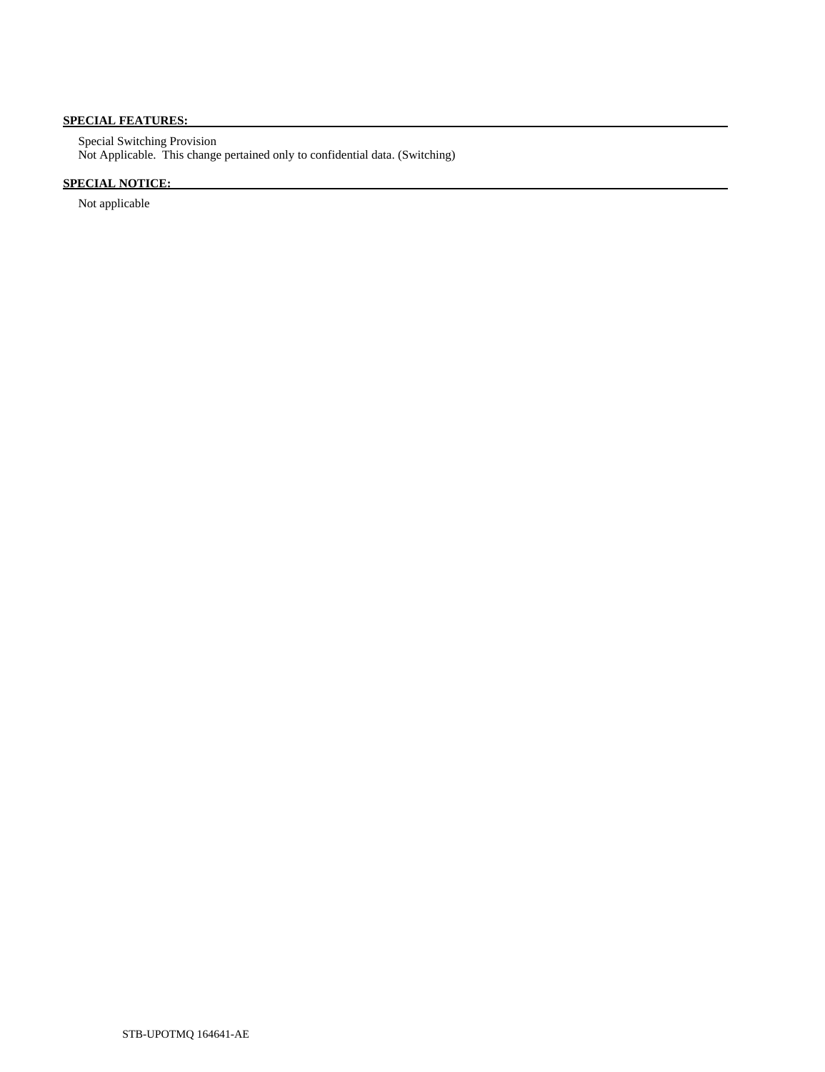**SPECIAL FEATURES:**

Special Switching Provision
Not Applicable. This change pertained only to confidential data. (Switching)

**SPECIAL NOTICE:**

Not applicable

STB-UPOTMQ 164641-AE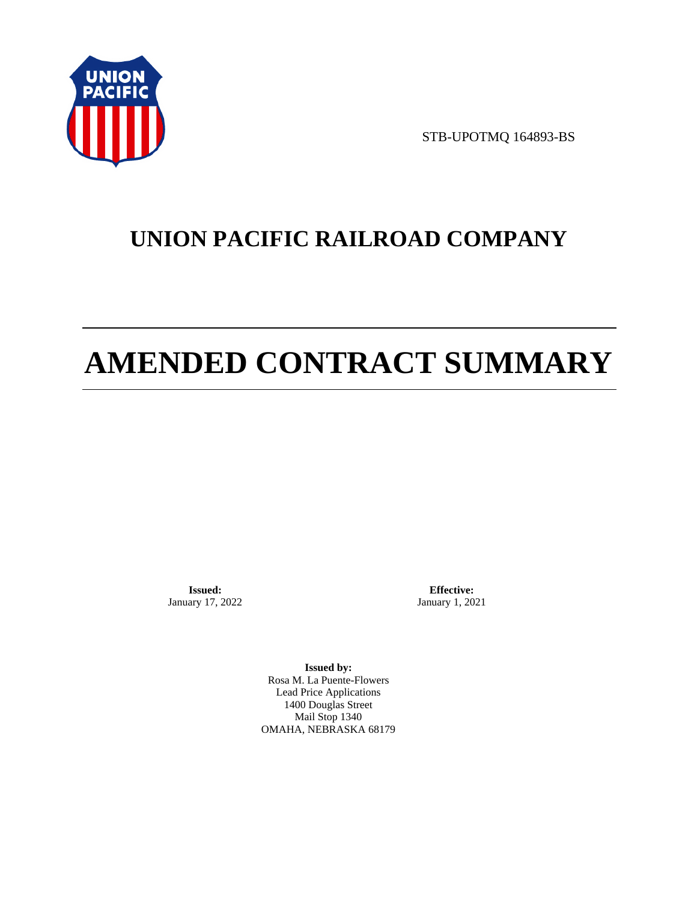STB-UPOTMQ 164893-BS

# UNION PACIFIC RAILROAD COMPANY

# AMENDED CONTRACT SUMMARY

**Issued:**
January 17, 2022

**Effective:**
January 1, 2021

**Issued by:**
Rosa M. La Puente-Flowers
Lead Price Applications
1400 Douglas Street
Mail Stop 1340
OMAHA, NEBRASKA 68179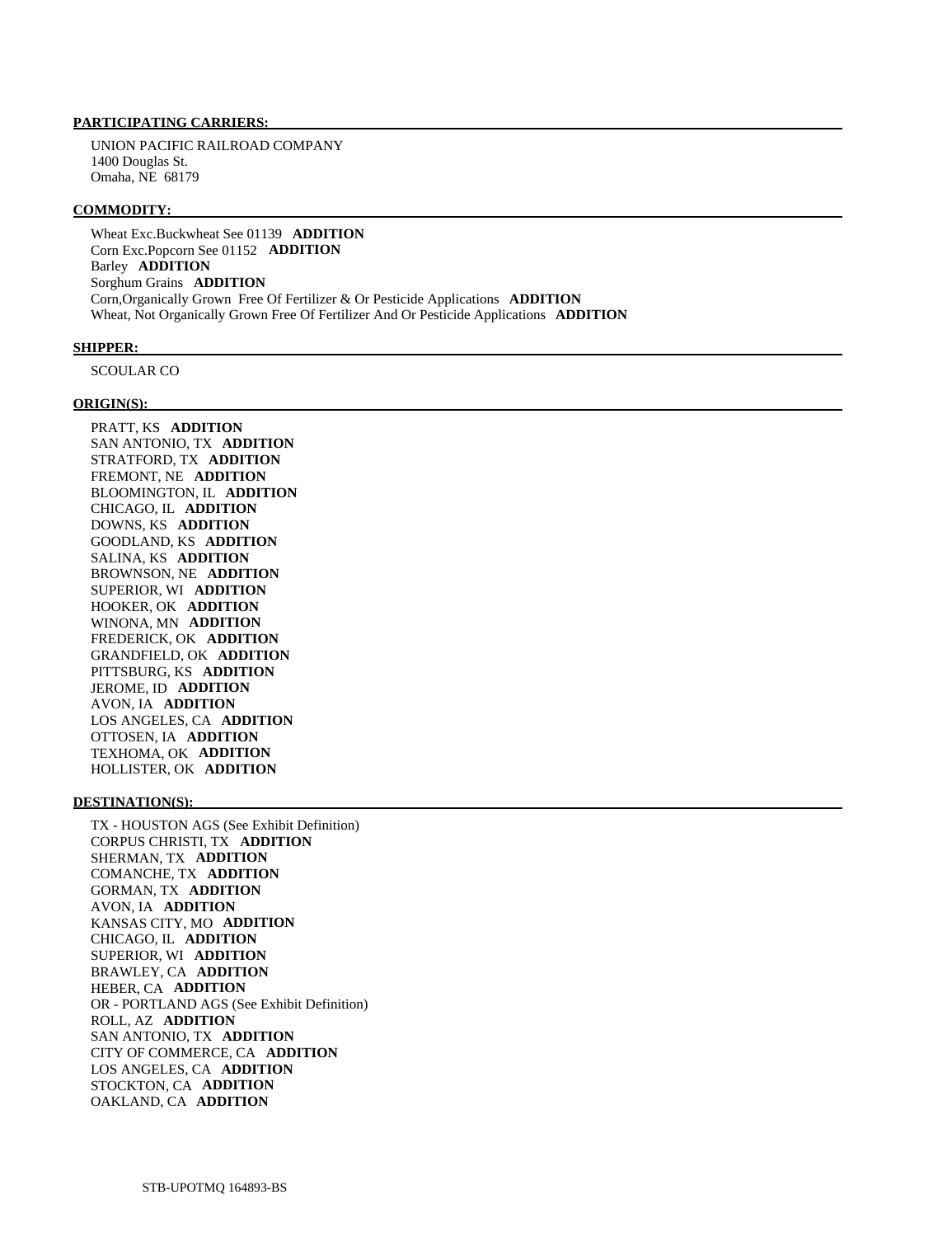**PARTICIPATING CARRIERS:**

UNION PACIFIC RAILROAD COMPANY
1400 Douglas St.
Omaha, NE 68179

**COMMODITY:**

Wheat Exc.Buckwheat See 01139 **ADDITION**
Corn Exc.Popcorn See 01152 **ADDITION**
Barley **ADDITION**
Sorghum Grains **ADDITION**
Corn,Organically Grown Free Of Fertilizer & Or Pesticide Applications **ADDITION**
Wheat, Not Organically Grown Free Of Fertilizer And Or Pesticide Applications **ADDITION**

**SHIPPER:**

SCOULAR CO

**ORIGIN(S):**

PRATT, KS **ADDITION**
SAN ANTONIO, TX **ADDITION**
STRATFORD, TX **ADDITION**
FREMONT, NE **ADDITION**
BLOOMINGTON, IL **ADDITION**
CHICAGO, IL **ADDITION**
DOWNS, KS **ADDITION**
GOODLAND, KS **ADDITION**
SALINA, KS **ADDITION**
BROWNSON, NE **ADDITION**
SUPERIOR, WI **ADDITION**
HOOKER, OK **ADDITION**
WINONA, MN **ADDITION**
FREDERICK, OK **ADDITION**
GRANDFIELD, OK **ADDITION**
PITTSBURG, KS **ADDITION**
JEROME, ID **ADDITION**
AVON, IA **ADDITION**
LOS ANGELES, CA **ADDITION**
OTTOSEN, IA **ADDITION**
TEXHOMA, OK **ADDITION**
HOLLISTER, OK **ADDITION**

**DESTINATION(S):**

TX - HOUSTON AGS (See Exhibit Definition)
CORPUS CHRISTI, TX **ADDITION**
SHERMAN, TX **ADDITION**
COMANCHE, TX **ADDITION**
GORMAN, TX **ADDITION**
AVON, IA **ADDITION**
KANSAS CITY, MO **ADDITION**
CHICAGO, IL **ADDITION**
SUPERIOR, WI **ADDITION**
BRAWLEY, CA **ADDITION**
HEBER, CA **ADDITION**
OR - PORTLAND AGS (See Exhibit Definition)
ROLL, AZ **ADDITION**
SAN ANTONIO, TX **ADDITION**
CITY OF COMMERCE, CA **ADDITION**
LOS ANGELES, CA **ADDITION**
STOCKTON, CA **ADDITION**
OAKLAND, CA **ADDITION**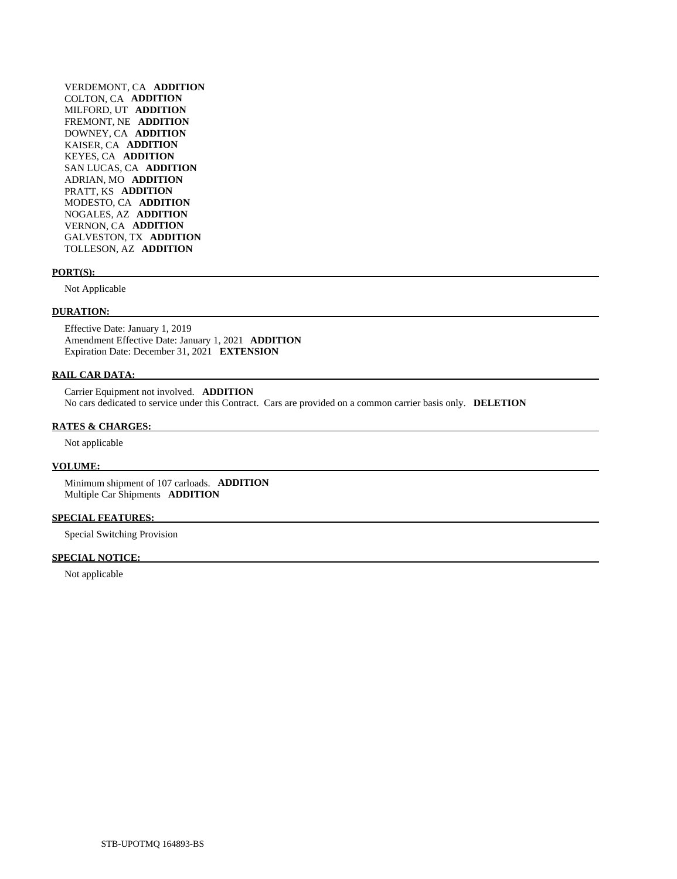VERDEMONT, CA **ADDITION**
COLTON, CA **ADDITION**
MILFORD, UT **ADDITION**
FREMONT, NE **ADDITION**
DOWNEY, CA **ADDITION**
KAISER, CA **ADDITION**
KEYES, CA **ADDITION**
SAN LUCAS, CA **ADDITION**
ADRIAN, MO **ADDITION**
PRATT, KS **ADDITION**
MODESTO, CA **ADDITION**
NOGALES, AZ **ADDITION**
VERNON, CA **ADDITION**
GALVESTON, TX **ADDITION**
TOLLESON, AZ **ADDITION**

**PORT(S):**

Not Applicable

**DURATION:**

Effective Date: January 1, 2019
Amendment Effective Date: January 1, 2021 **ADDITION**
Expiration Date: December 31, 2021 **EXTENSION**

**RAIL CAR DATA:**

Carrier Equipment not involved. **ADDITION**
No cars dedicated to service under this Contract. Cars are provided on a common carrier basis only. **DELETION**

**RATES & CHARGES:**

Not applicable

**VOLUME:**

Minimum shipment of 107 carloads. **ADDITION**
Multiple Car Shipments **ADDITION**

**SPECIAL FEATURES:**

Special Switching Provision

**SPECIAL NOTICE:**

Not applicable

STB-UPOTMQ 164893-BS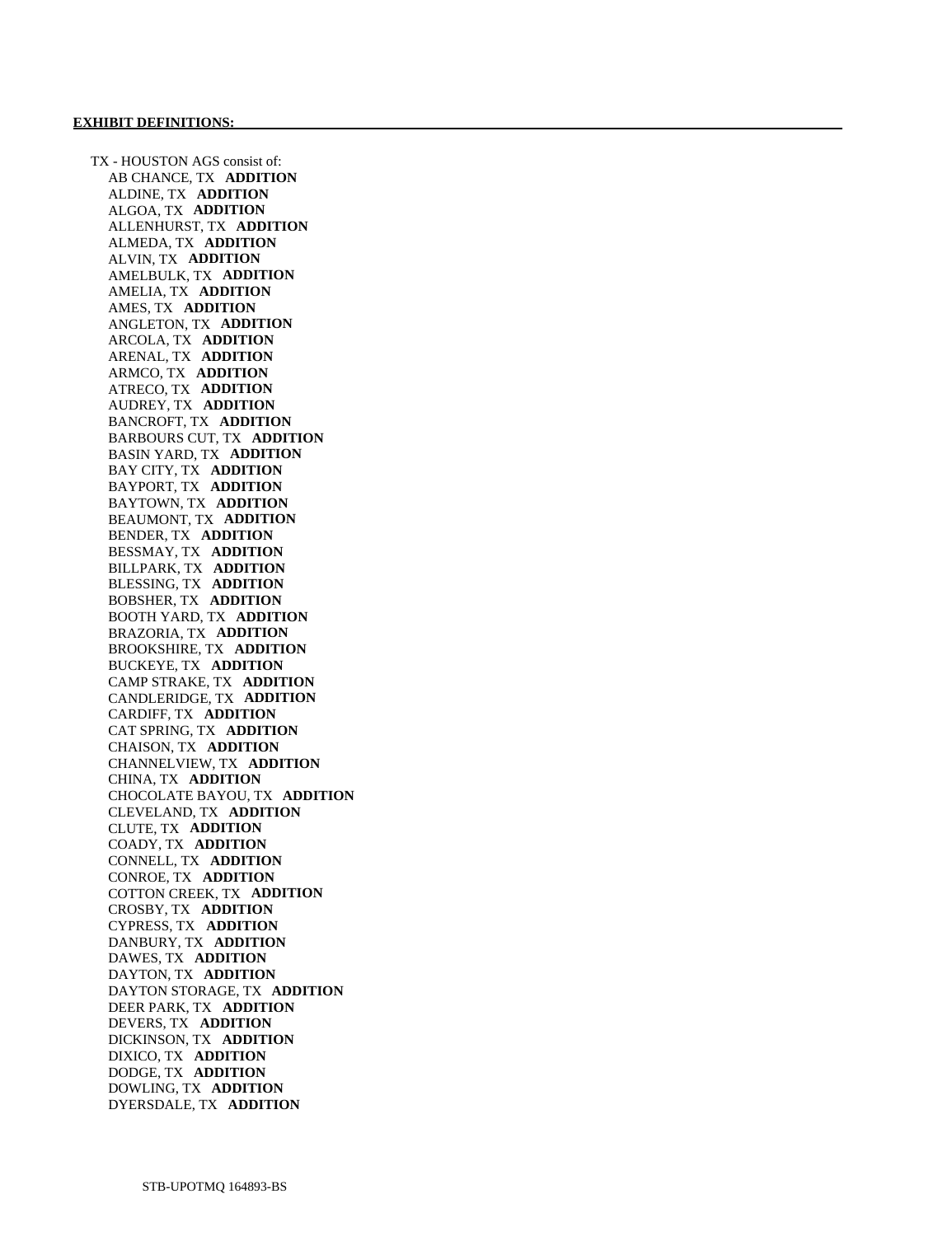**EXHIBIT DEFINITIONS:**

TX - HOUSTON AGS consist of:

- AB CHANCE, TX **ADDITION**
- ALDINE, TX **ADDITION**
- ALGOA, TX **ADDITION**
- ALLENHURST, TX **ADDITION**
- ALMEDA, TX **ADDITION**
- ALVIN, TX **ADDITION**
- AMELBULK, TX **ADDITION**
- AMELIA, TX **ADDITION**
- AMES, TX **ADDITION**
- ANGLETON, TX **ADDITION**
- ARCOLA, TX **ADDITION**
- ARENAL, TX **ADDITION**
- ARMCO, TX **ADDITION**
- ATRECO, TX **ADDITION**
- AUDREY, TX **ADDITION**
- BANCROFT, TX **ADDITION**
- BARBOURS CUT, TX **ADDITION**
- BASIN YARD, TX **ADDITION**
- BAY CITY, TX **ADDITION**
- BAYPORT, TX **ADDITION**
- BAYTOWN, TX **ADDITION**
- BEAUMONT, TX **ADDITION**
- BENDER, TX **ADDITION**
- BESSMAY, TX **ADDITION**
- BILLPARK, TX **ADDITION**
- BLESSING, TX **ADDITION**
- BOBSHER, TX **ADDITION**
- BOOTH YARD, TX **ADDITION**
- BRAZORIA, TX **ADDITION**
- BROOKSHIRE, TX **ADDITION**
- BUCKEYE, TX **ADDITION**
- CAMP STRAKE, TX **ADDITION**
- CANDLERIDGE, TX **ADDITION**
- CARDIFF, TX **ADDITION**
- CAT SPRING, TX **ADDITION**
- CHAISON, TX **ADDITION**
- CHANNELVIEW, TX **ADDITION**
- CHINA, TX **ADDITION**
- CHOCOLATE BAYOU, TX **ADDITION**
- CLEVELAND, TX **ADDITION**
- CLUTE, TX **ADDITION**
- COADY, TX **ADDITION**
- CONNELL, TX **ADDITION**
- CONROE, TX **ADDITION**
- COTTON CREEK, TX **ADDITION**
- CROSBY, TX **ADDITION**
- CYPRESS, TX **ADDITION**
- DANBURY, TX **ADDITION**
- DAWES, TX **ADDITION**
- DAYTON, TX **ADDITION**
- DAYTON STORAGE, TX **ADDITION**
- DEER PARK, TX **ADDITION**
- DEVERS, TX **ADDITION**
- DICKINSON, TX **ADDITION**
- DIXICO, TX **ADDITION**
- DODGE, TX **ADDITION**
- DOWLING, TX **ADDITION**
- DYERSDALE, TX **ADDITION**

STB-UPOTMQ 164893-BS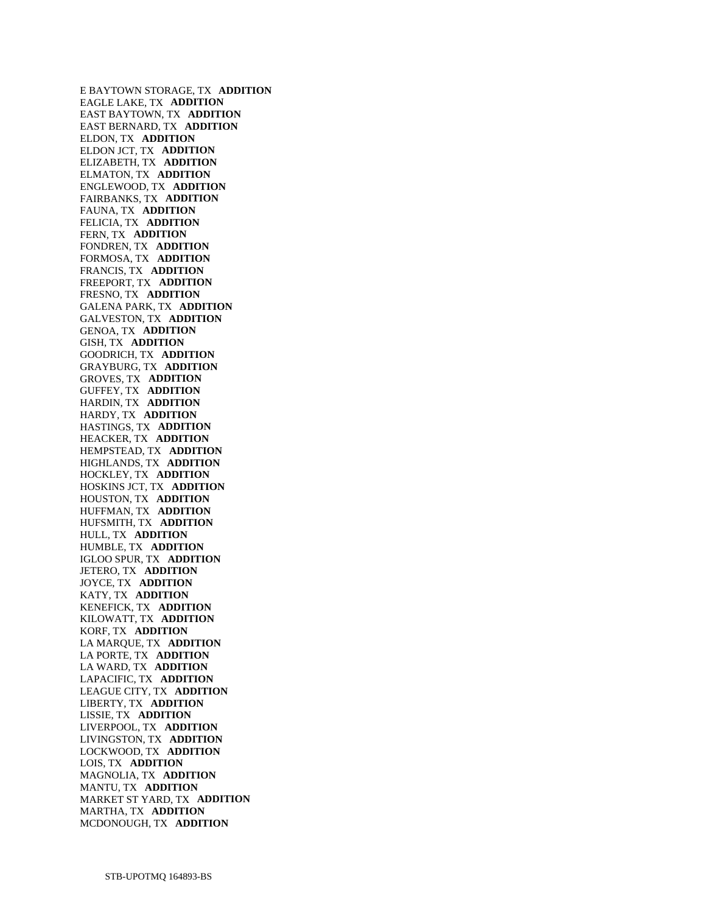E BAYTOWN STORAGE, TX **ADDITION**
EAGLE LAKE, TX **ADDITION**
EAST BAYTOWN, TX **ADDITION**
EAST BERNARD, TX **ADDITION**
ELDON, TX **ADDITION**
ELDON JCT, TX **ADDITION**
ELIZABETH, TX **ADDITION**
ELMATON, TX **ADDITION**
ENGLEWOOD, TX **ADDITION**
FAIRBANKS, TX **ADDITION**
FAUNA, TX **ADDITION**
FELICIA, TX **ADDITION**
FERN, TX **ADDITION**
FONDREN, TX **ADDITION**
FORMOSA, TX **ADDITION**
FRANCIS, TX **ADDITION**
FREEPORT, TX **ADDITION**
FRESNO, TX **ADDITION**
GALENA PARK, TX **ADDITION**
GALVESTON, TX **ADDITION**
GENOA, TX **ADDITION**
GISH, TX **ADDITION**
GOODRICH, TX **ADDITION**
GRAYBURG, TX **ADDITION**
GROVES, TX **ADDITION**
GUFFEY, TX **ADDITION**
HARDIN, TX **ADDITION**
HARDY, TX **ADDITION**
HASTINGS, TX **ADDITION**
HEACKER, TX **ADDITION**
HEMPSTEAD, TX **ADDITION**
HIGHLANDS, TX **ADDITION**
HOCKLEY, TX **ADDITION**
HOSKINS JCT, TX **ADDITION**
HOUSTON, TX **ADDITION**
HUFFMAN, TX **ADDITION**
HUFSMITH, TX **ADDITION**
HULL, TX **ADDITION**
HUMBLE, TX **ADDITION**
IGLOO SPUR, TX **ADDITION**
JETERO, TX **ADDITION**
JOYCE, TX **ADDITION**
KATY, TX **ADDITION**
KENEFICK, TX **ADDITION**
KILOWATT, TX **ADDITION**
KORF, TX **ADDITION**
LA MARQUE, TX **ADDITION**
LA PORTE, TX **ADDITION**
LA WARD, TX **ADDITION**
LAPACIFIC, TX **ADDITION**
LEAGUE CITY, TX **ADDITION**
LIBERTY, TX **ADDITION**
LISSIE, TX **ADDITION**
LIVERPOOL, TX **ADDITION**
LIVINGSTON, TX **ADDITION**
LOCKWOOD, TX **ADDITION**
LOIS, TX **ADDITION**
MAGNOLIA, TX **ADDITION**
MANTU, TX **ADDITION**
MARKET ST YARD, TX **ADDITION**
MARTHA, TX **ADDITION**
MCDONOUGH, TX **ADDITION**

STB-UPOTMQ 164893-BS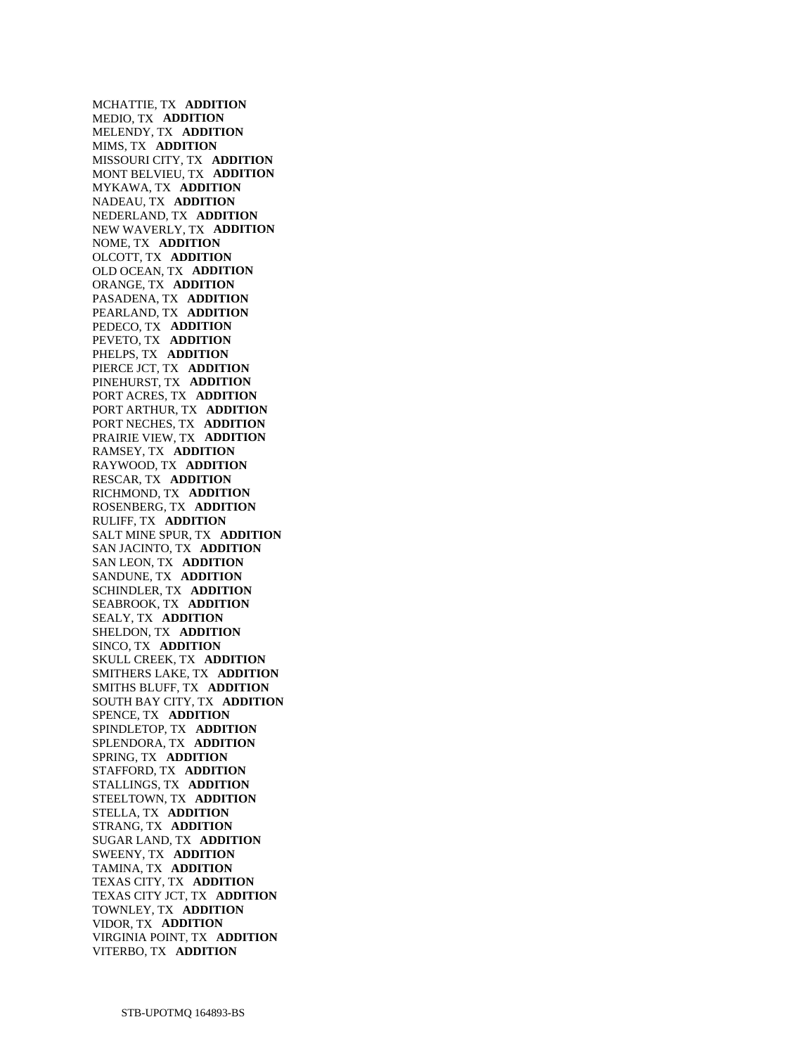MCHATTIE, TX **ADDITION**
MEDIO, TX **ADDITION**
MELENDY, TX **ADDITION**
MIMS, TX **ADDITION**
MISSOURI CITY, TX **ADDITION**
MONT BELVIEU, TX **ADDITION**
MYKAWA, TX **ADDITION**
NADEAU, TX **ADDITION**
NEDERLAND, TX **ADDITION**
NEW WAVERLY, TX **ADDITION**
NOME, TX **ADDITION**
OLCOTT, TX **ADDITION**
OLD OCEAN, TX **ADDITION**
ORANGE, TX **ADDITION**
PASADENA, TX **ADDITION**
PEARLAND, TX **ADDITION**
PEDECO, TX **ADDITION**
PEVETO, TX **ADDITION**
PHELPS, TX **ADDITION**
PIERCE JCT, TX **ADDITION**
PINEHURST, TX **ADDITION**
PORT ACRES, TX **ADDITION**
PORT ARTHUR, TX **ADDITION**
PORT NECHES, TX **ADDITION**
PRAIRIE VIEW, TX **ADDITION**
RAMSEY, TX **ADDITION**
RAYWOOD, TX **ADDITION**
RESCAR, TX **ADDITION**
RICHMOND, TX **ADDITION**
ROSENBERG, TX **ADDITION**
RULIFF, TX **ADDITION**
SALT MINE SPUR, TX **ADDITION**
SAN JACINTO, TX **ADDITION**
SAN LEON, TX **ADDITION**
SANDUNE, TX **ADDITION**
SCHINDLER, TX **ADDITION**
SEABROOK, TX **ADDITION**
SEALY, TX **ADDITION**
SHELDON, TX **ADDITION**
SINCO, TX **ADDITION**
SKULL CREEK, TX **ADDITION**
SMITHERS LAKE, TX **ADDITION**
SMITHS BLUFF, TX **ADDITION**
SOUTH BAY CITY, TX **ADDITION**
SPENCE, TX **ADDITION**
SPINDLETOP, TX **ADDITION**
SPLENDORA, TX **ADDITION**
SPRING, TX **ADDITION**
STAFFORD, TX **ADDITION**
STALLINGS, TX **ADDITION**
STEELTOWN, TX **ADDITION**
STELLA, TX **ADDITION**
STRANG, TX **ADDITION**
SUGAR LAND, TX **ADDITION**
SWEENY, TX **ADDITION**
TAMINA, TX **ADDITION**
TEXAS CITY, TX **ADDITION**
TEXAS CITY JCT, TX **ADDITION**
TOWNLEY, TX **ADDITION**
VIDOR, TX **ADDITION**
VIRGINIA POINT, TX **ADDITION**
VITERBO, TX **ADDITION**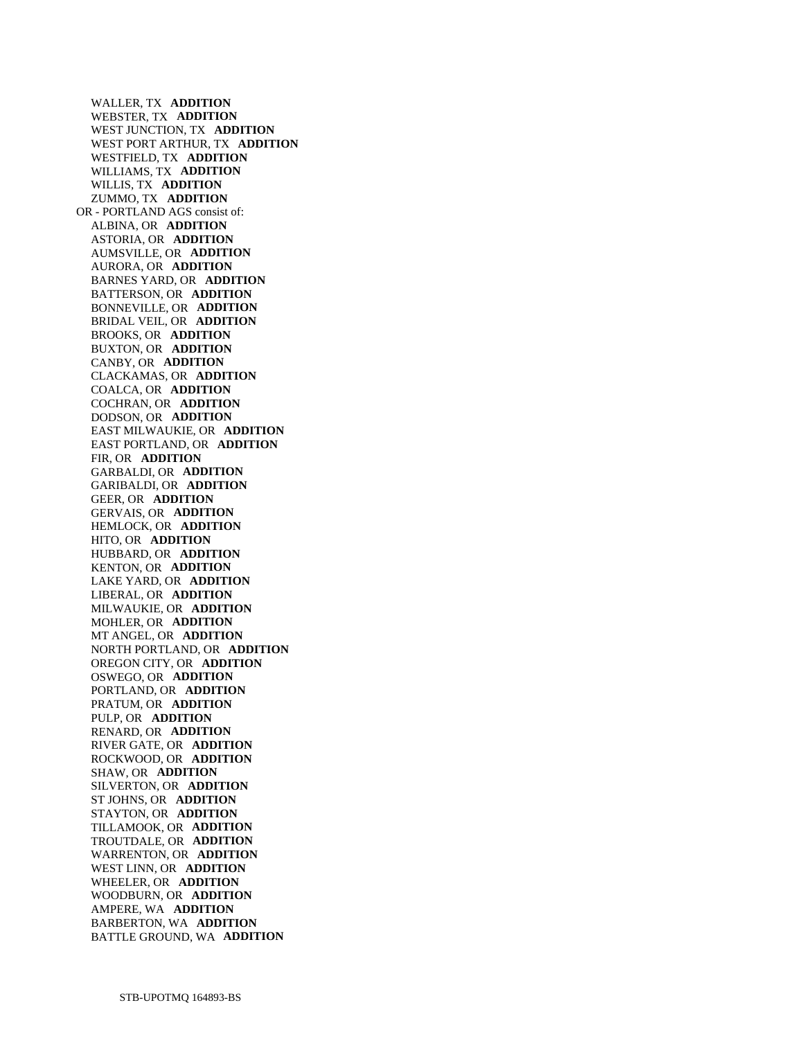WALLER, TX **ADDITION**
WEBSTER, TX **ADDITION**
WEST JUNCTION, TX **ADDITION**
WEST PORT ARTHUR, TX **ADDITION**
WESTFIELD, TX **ADDITION**
WILLIAMS, TX **ADDITION**
WILLIS, TX **ADDITION**
ZUMMO, TX **ADDITION**

OR - PORTLAND AGS consist of:

ALBINA, OR **ADDITION**
ASTORIA, OR **ADDITION**
AUMSVILLE, OR **ADDITION**
AURORA, OR **ADDITION**
BARNES YARD, OR **ADDITION**
BATTERSON, OR **ADDITION**
BONNEVILLE, OR **ADDITION**
BRIDAL VEIL, OR **ADDITION**
BROOKS, OR **ADDITION**
BUXTON, OR **ADDITION**
CANBY, OR **ADDITION**
CLACKAMAS, OR **ADDITION**
COALCA, OR **ADDITION**
COCHRAN, OR **ADDITION**
DODSON, OR **ADDITION**
EAST MILWAUKIE, OR **ADDITION**
EAST PORTLAND, OR **ADDITION**
FIR, OR **ADDITION**
GARBALDI, OR **ADDITION**
GARIBALDI, OR **ADDITION**
GEER, OR **ADDITION**
GERVAIS, OR **ADDITION**
HEMLOCK, OR **ADDITION**
HITO, OR **ADDITION**
HUBBARD, OR **ADDITION**
KENTON, OR **ADDITION**
LAKE YARD, OR **ADDITION**
LIBERAL, OR **ADDITION**
MILWAUKIE, OR **ADDITION**
MOHLER, OR **ADDITION**
MT ANGEL, OR **ADDITION**
NORTH PORTLAND, OR **ADDITION**
OREGON CITY, OR **ADDITION**
OSWEGO, OR **ADDITION**
PORTLAND, OR **ADDITION**
PRATUM, OR **ADDITION**
PULP, OR **ADDITION**
RENARD, OR **ADDITION**
RIVER GATE, OR **ADDITION**
ROCKWOOD, OR **ADDITION**
SHAW, OR **ADDITION**
SILVERTON, OR **ADDITION**
ST JOHNS, OR **ADDITION**
STAYTON, OR **ADDITION**
TILLAMOOK, OR **ADDITION**
TROUTDALE, OR **ADDITION**
WARRENTON, OR **ADDITION**
WEST LINN, OR **ADDITION**
WHEELER, OR **ADDITION**
WOODBURN, OR **ADDITION**
AMPERE, WA **ADDITION**
BARBERTON, WA **ADDITION**
BATTLE GROUND, WA **ADDITION**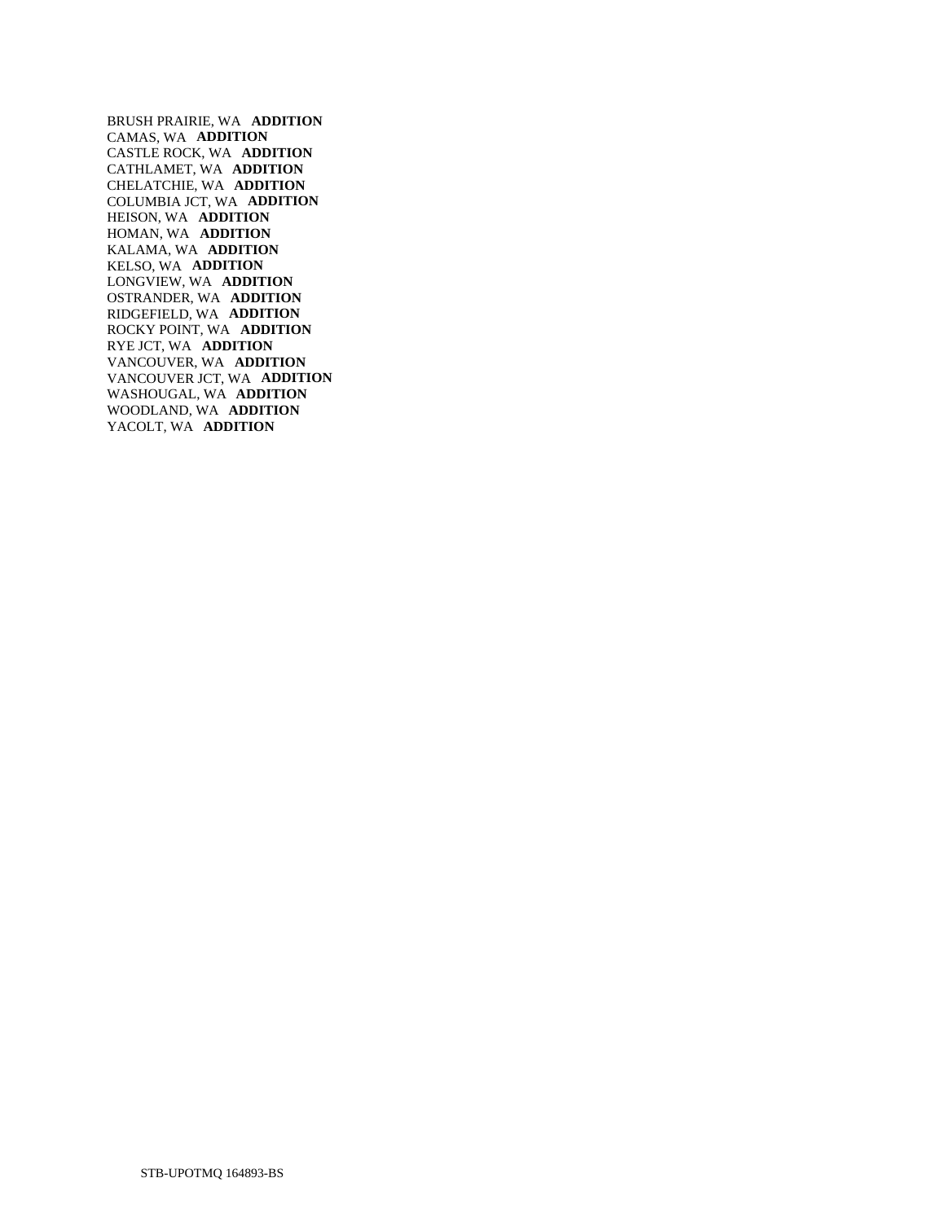BRUSH PRAIRIE, WA **ADDITION**
CAMAS, WA **ADDITION**
CASTLE ROCK, WA **ADDITION**
CATHLAMET, WA **ADDITION**
CHELATCHIE, WA **ADDITION**
COLUMBIA JCT, WA **ADDITION**
HEISON, WA **ADDITION**
HOMAN, WA **ADDITION**
KALAMA, WA **ADDITION**
KELSO, WA **ADDITION**
LONGVIEW, WA **ADDITION**
OSTRANDER, WA **ADDITION**
RIDGEFIELD, WA **ADDITION**
ROCKY POINT, WA **ADDITION**
RYE JCT, WA **ADDITION**
VANCOUVER, WA **ADDITION**
VANCOUVER JCT, WA **ADDITION**
WASHOUGAL, WA **ADDITION**
WOODLAND, WA **ADDITION**
YACOLT, WA **ADDITION**

STB-UPOTMQ 164893-BS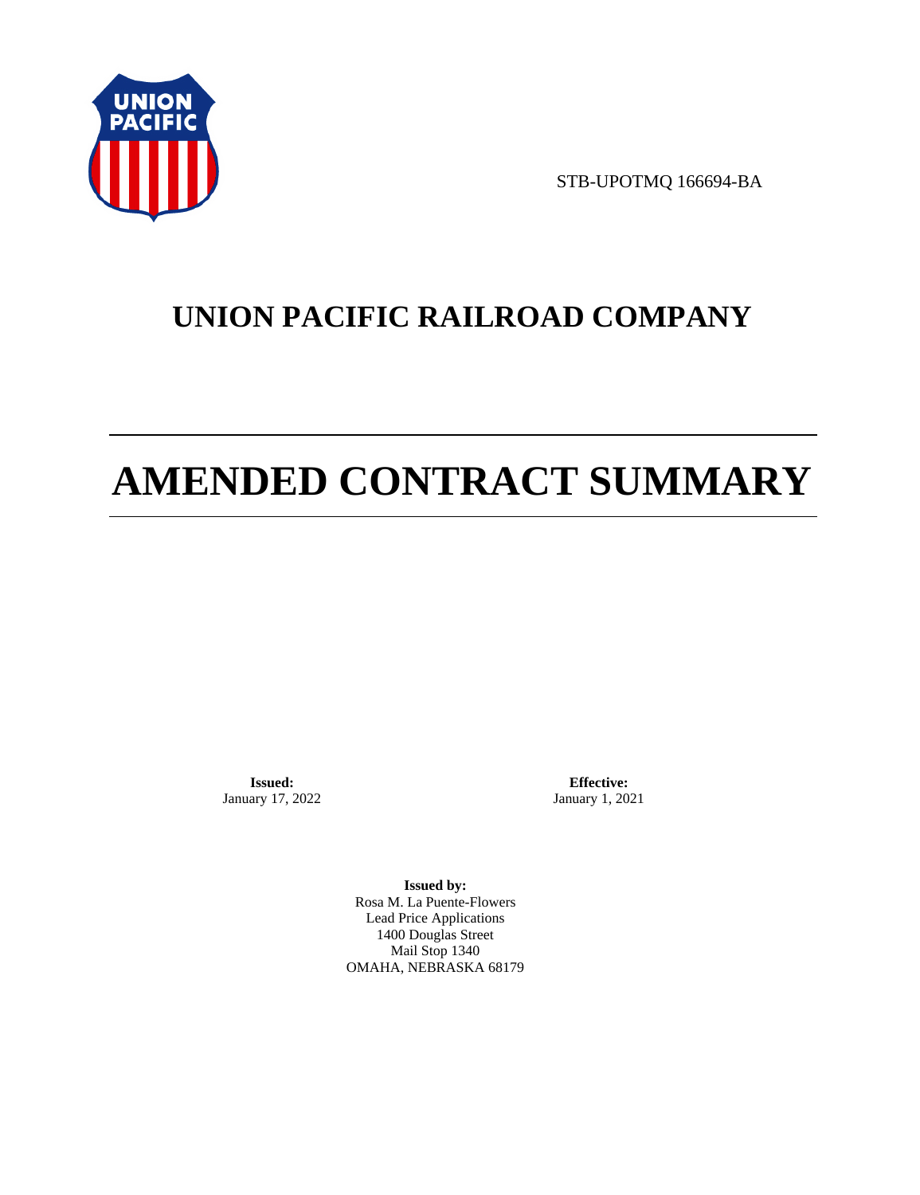STB-UPOTMQ 166694-BA

# UNION PACIFIC RAILROAD COMPANY

# AMENDED CONTRACT SUMMARY

**Issued:**
January 17, 2022

**Effective:**
January 1, 2021

**Issued by:**
Rosa M. La Puente-Flowers
Lead Price Applications
1400 Douglas Street
Mail Stop 1340
OMAHA, NEBRASKA 68179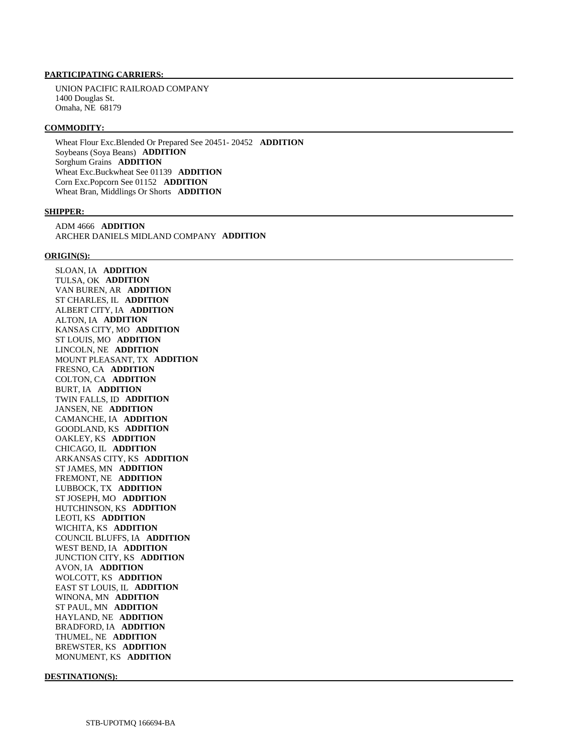**PARTICIPATING CARRIERS:**

UNION PACIFIC RAILROAD COMPANY
1400 Douglas St.
Omaha, NE 68179

**COMMODITY:**

Wheat Flour Exc.Blended Or Prepared See 20451- 20452 **ADDITION**
Soybeans (Soya Beans) **ADDITION**
Sorghum Grains **ADDITION**
Wheat Exc.Buckwheat See 01139 **ADDITION**
Corn Exc.Popcorn See 01152 **ADDITION**
Wheat Bran, Middlings Or Shorts **ADDITION**

**SHIPPER:**

ADM 4666 **ADDITION**
ARCHER DANIELS MIDLAND COMPANY **ADDITION**

**ORIGIN(S):**

SLOAN, IA **ADDITION**
TULSA, OK **ADDITION**
VAN BUREN, AR **ADDITION**
ST CHARLES, IL **ADDITION**
ALBERT CITY, IA **ADDITION**
ALTON, IA **ADDITION**
KANSAS CITY, MO **ADDITION**
ST LOUIS, MO **ADDITION**
LINCOLN, NE **ADDITION**
MOUNT PLEASANT, TX **ADDITION**
FRESNO, CA **ADDITION**
COLTON, CA **ADDITION**
BURT, IA **ADDITION**
TWIN FALLS, ID **ADDITION**
JANSEN, NE **ADDITION**
CAMANCHE, IA **ADDITION**
GOODLAND, KS **ADDITION**
OAKLEY, KS **ADDITION**
CHICAGO, IL **ADDITION**
ARKANSAS CITY, KS **ADDITION**
ST JAMES, MN **ADDITION**
FREMONT, NE **ADDITION**
LUBBOCK, TX **ADDITION**
ST JOSEPH, MO **ADDITION**
HUTCHINSON, KS **ADDITION**
LEOTI, KS **ADDITION**
WICHITA, KS **ADDITION**
COUNCIL BLUFFS, IA **ADDITION**
WEST BEND, IA **ADDITION**
JUNCTION CITY, KS **ADDITION**
AVON, IA **ADDITION**
WOLCOTT, KS **ADDITION**
EAST ST LOUIS, IL **ADDITION**
WINONA, MN **ADDITION**
ST PAUL, MN **ADDITION**
HAYLAND, NE **ADDITION**
BRADFORD, IA **ADDITION**
THUMEL, NE **ADDITION**
BREWSTER, KS **ADDITION**
MONUMENT, KS **ADDITION**

**DESTINATION(S):**

STB-UPOTMQ 166694-BA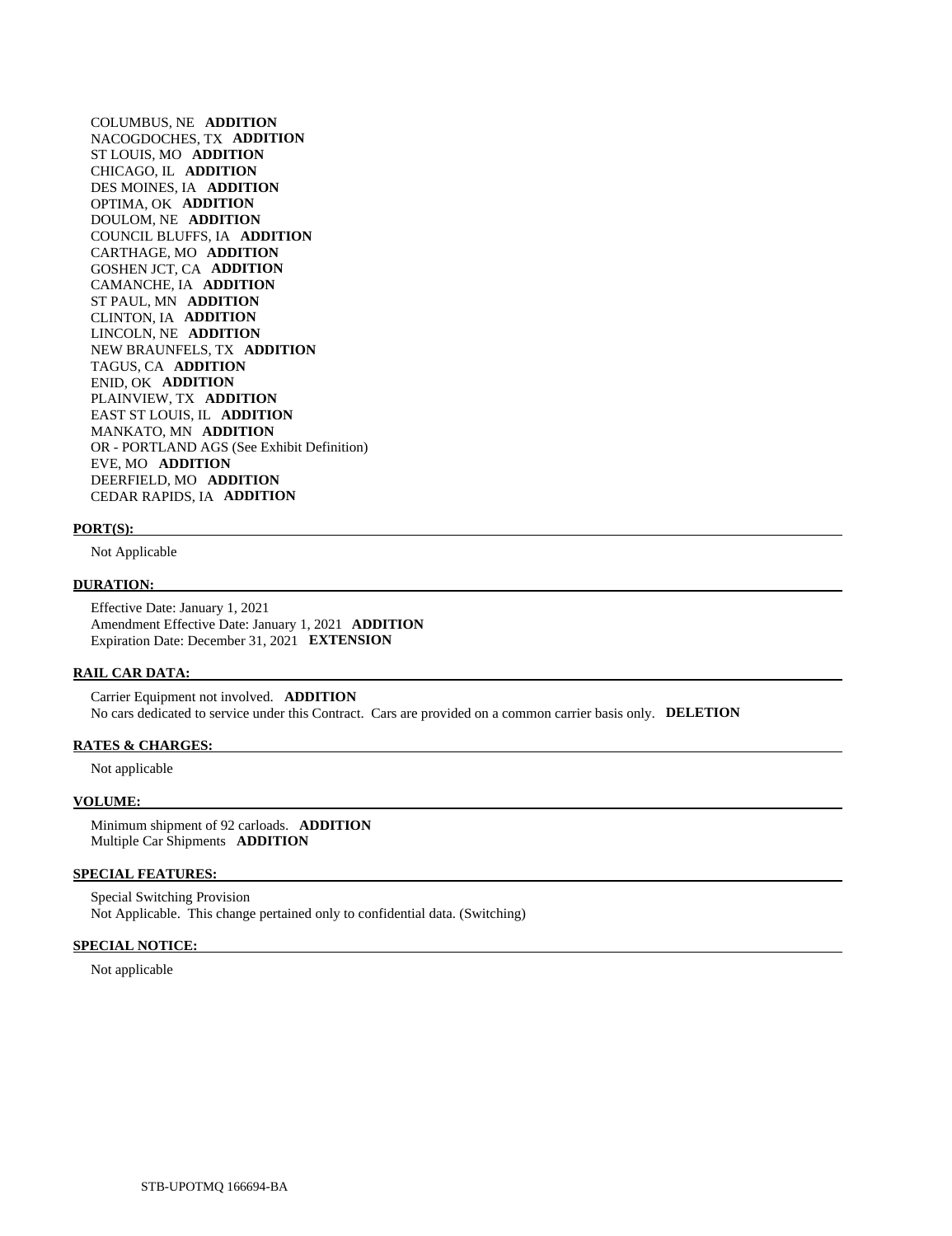COLUMBUS, NE **ADDITION**
NACOGDOCHES, TX **ADDITION**
ST LOUIS, MO **ADDITION**
CHICAGO, IL **ADDITION**
DES MOINES, IA **ADDITION**
OPTIMA, OK **ADDITION**
DOULOM, NE **ADDITION**
COUNCIL BLUFFS, IA **ADDITION**
CARTHAGE, MO **ADDITION**
GOSHEN JCT, CA **ADDITION**
CAMANCHE, IA **ADDITION**
ST PAUL, MN **ADDITION**
CLINTON, IA **ADDITION**
LINCOLN, NE **ADDITION**
NEW BRAUNFELS, TX **ADDITION**
TAGUS, CA **ADDITION**
ENID, OK **ADDITION**
PLAINVIEW, TX **ADDITION**
EAST ST LOUIS, IL **ADDITION**
MANKATO, MN **ADDITION**
OR - PORTLAND AGS (See Exhibit Definition)
EVE, MO **ADDITION**
DEERFIELD, MO **ADDITION**
CEDAR RAPIDS, IA **ADDITION**

**PORT(S):**

Not Applicable

**DURATION:**

Effective Date: January 1, 2021
Amendment Effective Date: January 1, 2021 **ADDITION**
Expiration Date: December 31, 2021 **EXTENSION**

**RAIL CAR DATA:**

Carrier Equipment not involved. **ADDITION**
No cars dedicated to service under this Contract. Cars are provided on a common carrier basis only. **DELETION**

**RATES & CHARGES:**

Not applicable

**VOLUME:**

Minimum shipment of 92 carloads. **ADDITION**
Multiple Car Shipments **ADDITION**

**SPECIAL FEATURES:**

Special Switching Provision
Not Applicable. This change pertained only to confidential data. (Switching)

**SPECIAL NOTICE:**

Not applicable

STB-UPOTMQ 166694-BA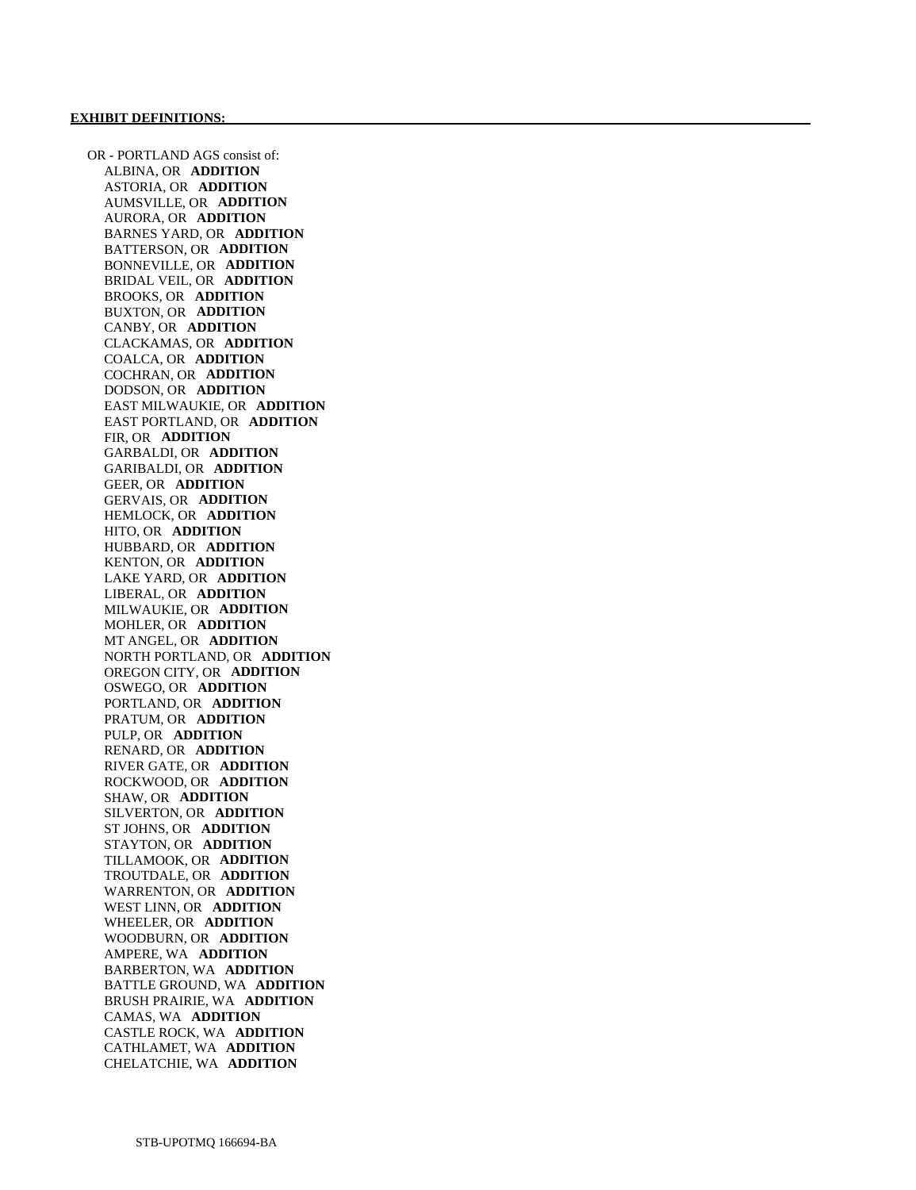**EXHIBIT DEFINITIONS:**

OR - PORTLAND AGS consist of:

- ALBINA, OR **ADDITION**
- ASTORIA, OR **ADDITION**
- AUMSVILLE, OR **ADDITION**
- AURORA, OR **ADDITION**
- BARNES YARD, OR **ADDITION**
- BATTERSON, OR **ADDITION**
- BONNEVILLE, OR **ADDITION**
- BRIDAL VEIL, OR **ADDITION**
- BROOKS, OR **ADDITION**
- BUXTON, OR **ADDITION**
- CANBY, OR **ADDITION**
- CLACKAMAS, OR **ADDITION**
- COALCA, OR **ADDITION**
- COCHRAN, OR **ADDITION**
- DODSON, OR **ADDITION**
- EAST MILWAUKIE, OR **ADDITION**
- EAST PORTLAND, OR **ADDITION**
- FIR, OR **ADDITION**
- GARBALDI, OR **ADDITION**
- GARIBALDI, OR **ADDITION**
- GEER, OR **ADDITION**
- GERVAIS, OR **ADDITION**
- HEMLOCK, OR **ADDITION**
- HITO, OR **ADDITION**
- HUBBARD, OR **ADDITION**
- KENTON, OR **ADDITION**
- LAKE YARD, OR **ADDITION**
- LIBERAL, OR **ADDITION**
- MILWAUKIE, OR **ADDITION**
- MOHLER, OR **ADDITION**
- MT ANGEL, OR **ADDITION**
- NORTH PORTLAND, OR **ADDITION**
- OREGON CITY, OR **ADDITION**
- OSWEGO, OR **ADDITION**
- PORTLAND, OR **ADDITION**
- PRATUM, OR **ADDITION**
- PULP, OR **ADDITION**
- RENARD, OR **ADDITION**
- RIVER GATE, OR **ADDITION**
- ROCKWOOD, OR **ADDITION**
- SHAW, OR **ADDITION**
- SILVERTON, OR **ADDITION**
- ST JOHNS, OR **ADDITION**
- STAYTON, OR **ADDITION**
- TILLAMOOK, OR **ADDITION**
- TROUTDALE, OR **ADDITION**
- WARRENTON, OR **ADDITION**
- WEST LINN, OR **ADDITION**
- WHEELER, OR **ADDITION**
- WOODBURN, OR **ADDITION**
- AMPERE, WA **ADDITION**
- BARBERTON, WA **ADDITION**
- BATTLE GROUND, WA **ADDITION**
- BRUSH PRAIRIE, WA **ADDITION**
- CAMAS, WA **ADDITION**
- CASTLE ROCK, WA **ADDITION**
- CATHLAMET, WA **ADDITION**
- CHELATCHIE, WA **ADDITION**

STB-UPOTMQ 166694-BA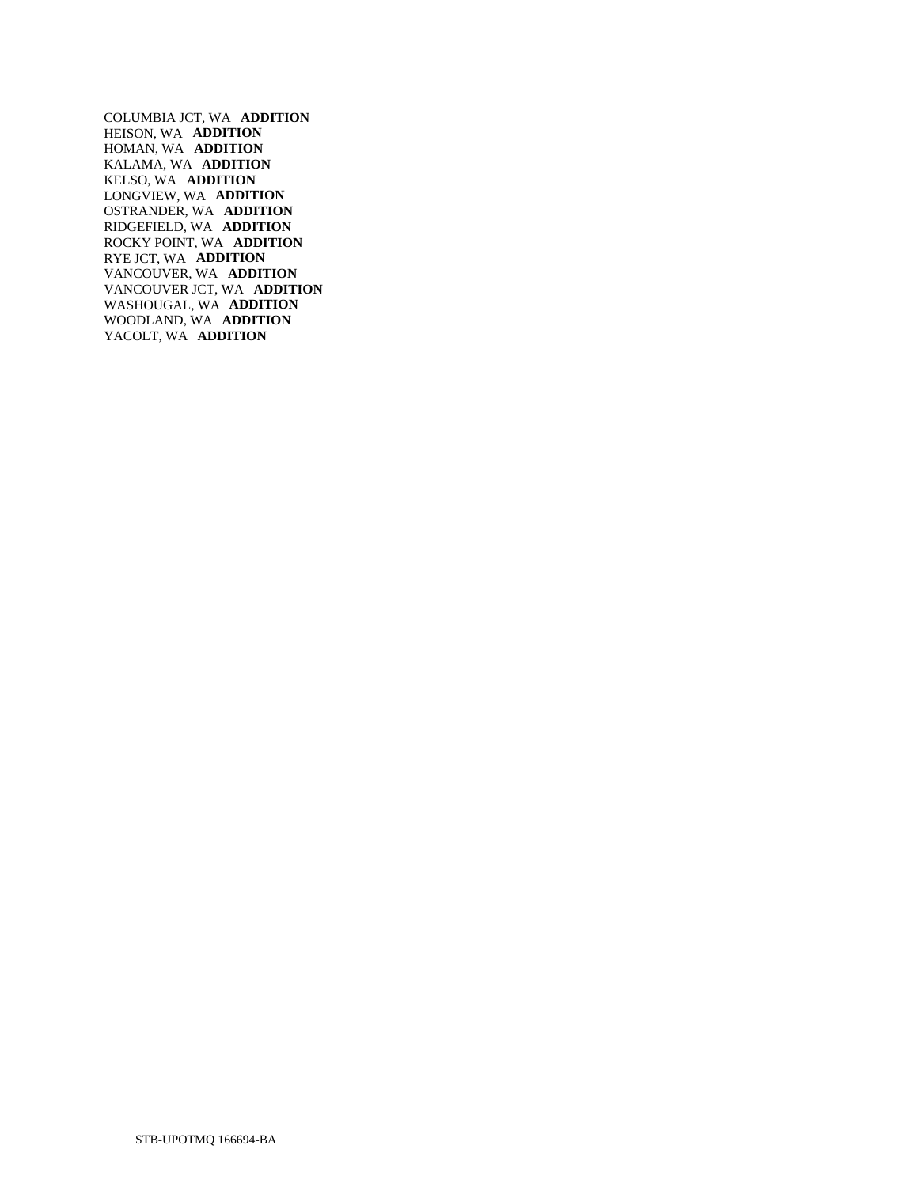COLUMBIA JCT, WA **ADDITION**
HEISON, WA **ADDITION**
HOMAN, WA **ADDITION**
KALAMA, WA **ADDITION**
KELSO, WA **ADDITION**
LONGVIEW, WA **ADDITION**
OSTRANDER, WA **ADDITION**
RIDGEFIELD, WA **ADDITION**
ROCKY POINT, WA **ADDITION**
RYE JCT, WA **ADDITION**
VANCOUVER, WA **ADDITION**
VANCOUVER JCT, WA **ADDITION**
WASHOUGAL, WA **ADDITION**
WOODLAND, WA **ADDITION**
YACOLT, WA **ADDITION**

STB-UPOTMQ 166694-BA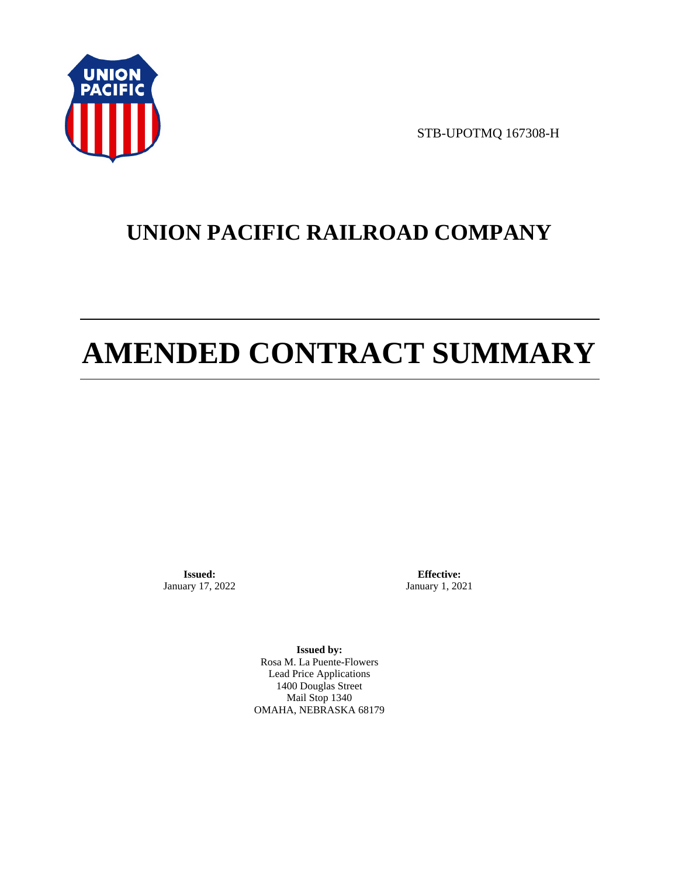STB-UPOTMQ 167308-H

# UNION PACIFIC RAILROAD COMPANY

# AMENDED CONTRACT SUMMARY

**Issued:**
January 17, 2022

**Effective:**
January 1, 2021

**Issued by:**
Rosa M. La Puente-Flowers
Lead Price Applications
1400 Douglas Street
Mail Stop 1340
OMAHA, NEBRASKA 68179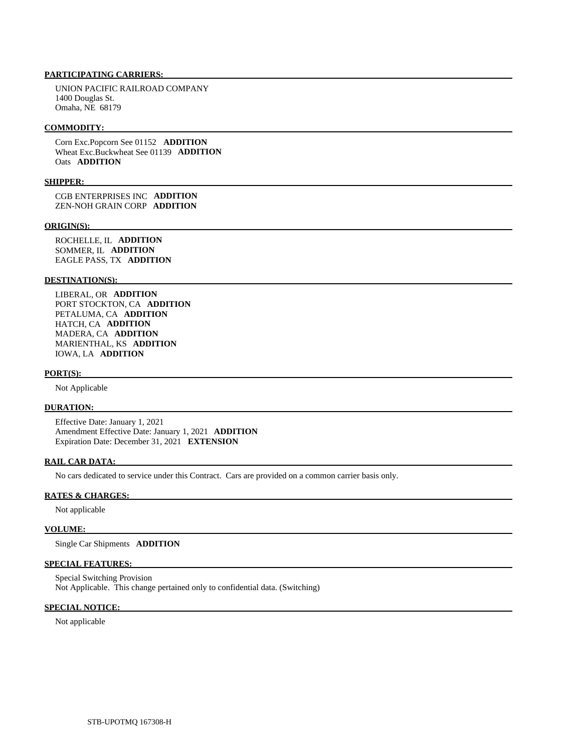**PARTICIPATING CARRIERS:**

UNION PACIFIC RAILROAD COMPANY
1400 Douglas St.
Omaha, NE 68179

**COMMODITY:**

Corn Exc.Popcorn See 01152 **ADDITION**
Wheat Exc.Buckwheat See 01139 **ADDITION**
Oats **ADDITION**

**SHIPPER:**

CGB ENTERPRISES INC **ADDITION**
ZEN-NOH GRAIN CORP **ADDITION**

**ORIGIN(S):**

ROCHELLE, IL **ADDITION**
SOMMER, IL **ADDITION**
EAGLE PASS, TX **ADDITION**

**DESTINATION(S):**

LIBERAL, OR **ADDITION**
PORT STOCKTON, CA **ADDITION**
PETALUMA, CA **ADDITION**
HATCH, CA **ADDITION**
MADERA, CA **ADDITION**
MARIENTHAL, KS **ADDITION**
IOWA, LA **ADDITION**

**PORT(S):**

Not Applicable

**DURATION:**

Effective Date: January 1, 2021
Amendment Effective Date: January 1, 2021 **ADDITION**
Expiration Date: December 31, 2021 **EXTENSION**

**RAIL CAR DATA:**

No cars dedicated to service under this Contract. Cars are provided on a common carrier basis only.

**RATES & CHARGES:**

Not applicable

**VOLUME:**

Single Car Shipments **ADDITION**

**SPECIAL FEATURES:**

Special Switching Provision
Not Applicable. This change pertained only to confidential data. (Switching)

**SPECIAL NOTICE:**

Not applicable

STB-UPOTMQ 167308-H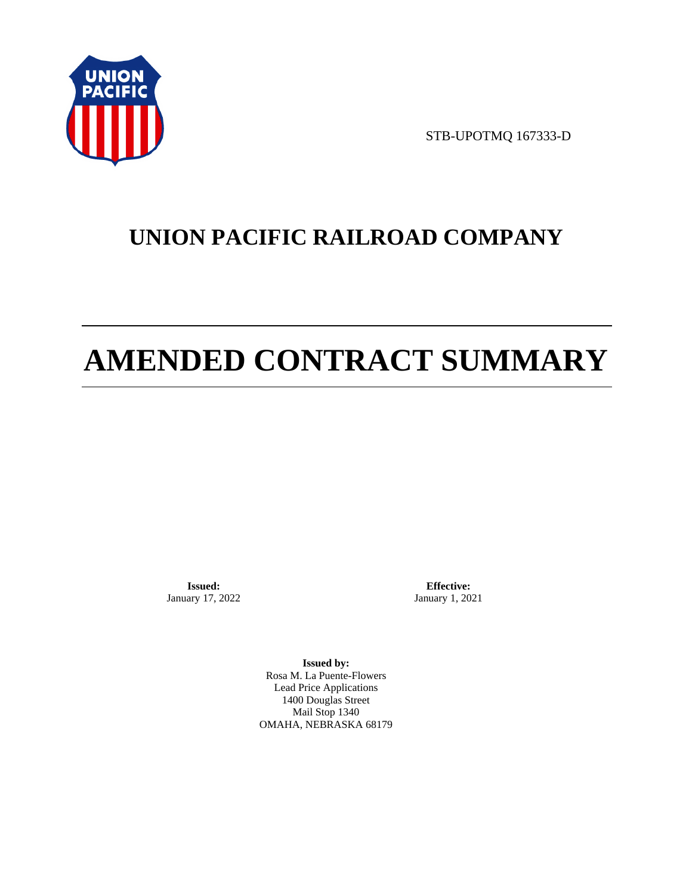STB-UPOTMQ 167333-D

# UNION PACIFIC RAILROAD COMPANY

# AMENDED CONTRACT SUMMARY

**Issued:**
January 17, 2022

**Effective:**
January 1, 2021

**Issued by:**
Rosa M. La Puente-Flowers
Lead Price Applications
1400 Douglas Street
Mail Stop 1340
OMAHA, NEBRASKA 68179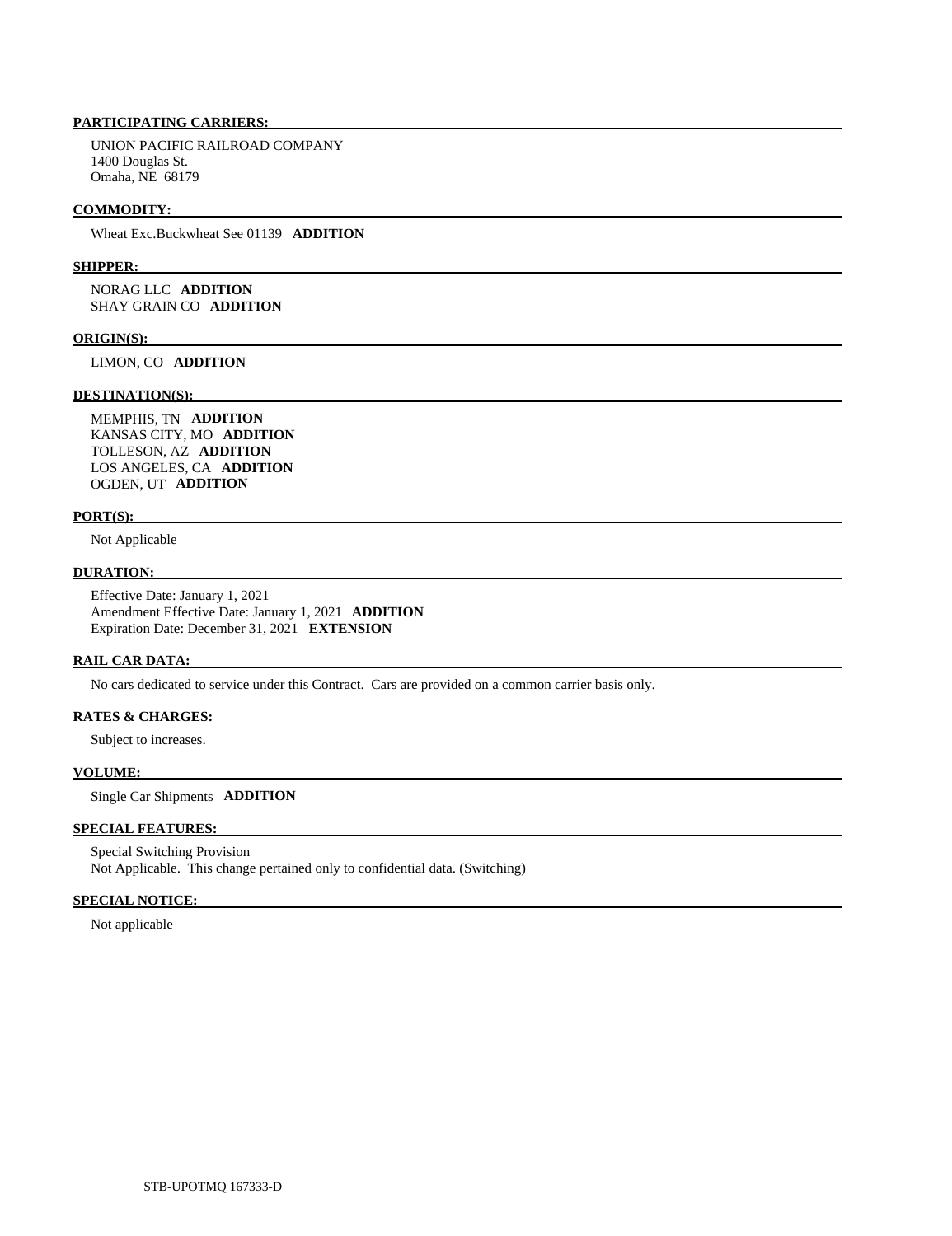**PARTICIPATING CARRIERS:**

UNION PACIFIC RAILROAD COMPANY
1400 Douglas St.
Omaha, NE 68179

**COMMODITY:**

Wheat Exc.Buckwheat See 01139 **ADDITION**

**SHIPPER:**

NORAG LLC **ADDITION**
SHAY GRAIN CO **ADDITION**

**ORIGIN(S):**

LIMON, CO **ADDITION**

**DESTINATION(S):**

MEMPHIS, TN **ADDITION**
KANSAS CITY, MO **ADDITION**
TOLLESON, AZ **ADDITION**
LOS ANGELES, CA **ADDITION**
OGDEN, UT **ADDITION**

**PORT(S):**

Not Applicable

**DURATION:**

Effective Date: January 1, 2021
Amendment Effective Date: January 1, 2021 **ADDITION**
Expiration Date: December 31, 2021 **EXTENSION**

**RAIL CAR DATA:**

No cars dedicated to service under this Contract. Cars are provided on a common carrier basis only.

**RATES & CHARGES:**

Subject to increases.

**VOLUME:**

Single Car Shipments **ADDITION**

**SPECIAL FEATURES:**

Special Switching Provision
Not Applicable. This change pertained only to confidential data. (Switching)

**SPECIAL NOTICE:**

Not applicable

STB-UPOTMQ 167333-D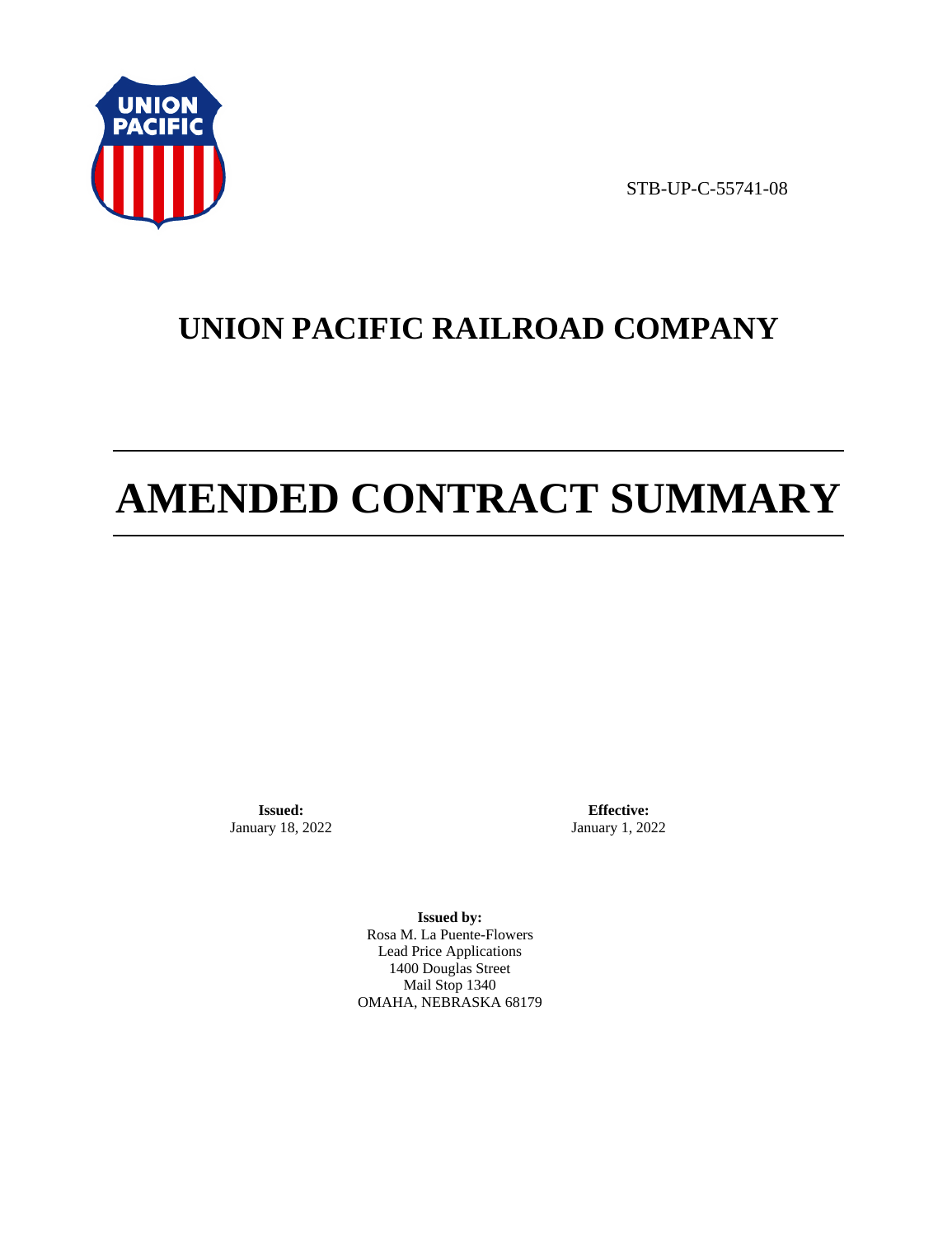STB-UP-C-55741-08

# UNION PACIFIC RAILROAD COMPANY

# AMENDED CONTRACT SUMMARY

**Issued:**
January 18, 2022

**Effective:**
January 1, 2022

**Issued by:**
Rosa M. La Puente-Flowers
Lead Price Applications
1400 Douglas Street
Mail Stop 1340
OMAHA, NEBRASKA 68179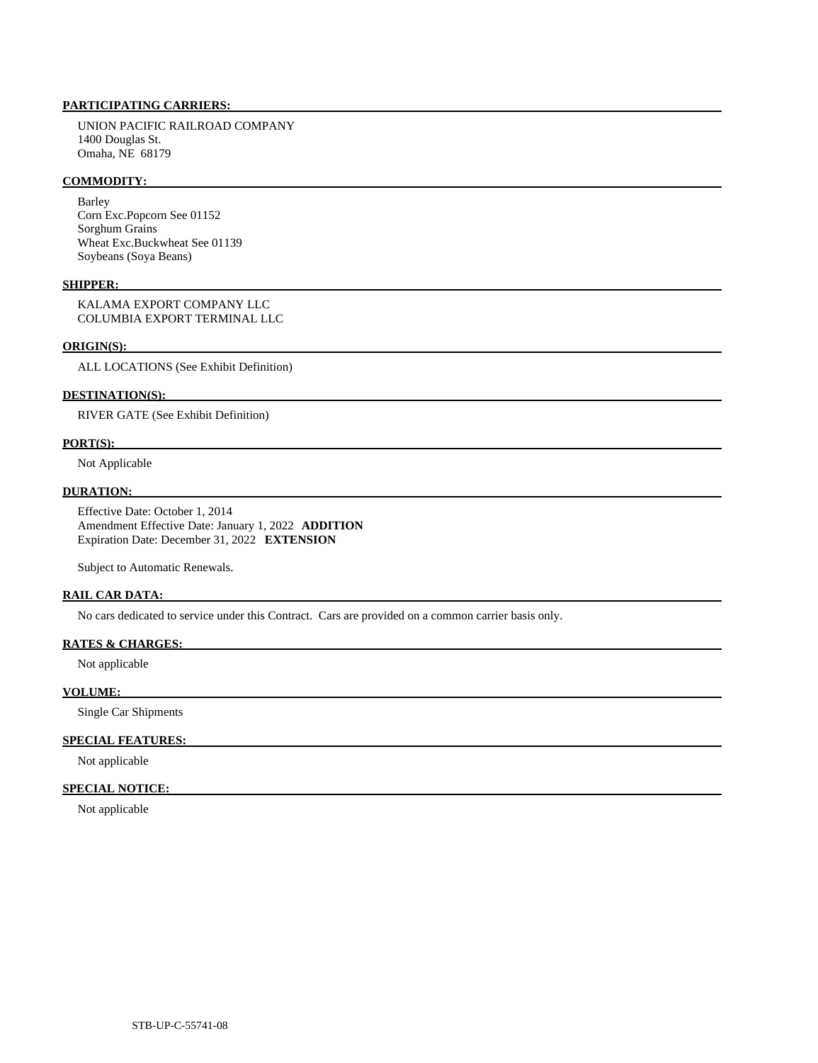**PARTICIPATING CARRIERS:**

UNION PACIFIC RAILROAD COMPANY
1400 Douglas St.
Omaha, NE 68179

**COMMODITY:**

Barley
Corn Exc.Popcorn See 01152
Sorghum Grains
Wheat Exc.Buckwheat See 01139
Soybeans (Soya Beans)

**SHIPPER:**

KALAMA EXPORT COMPANY LLC
COLUMBIA EXPORT TERMINAL LLC

**ORIGIN(S):**

ALL LOCATIONS (See Exhibit Definition)

**DESTINATION(S):**

RIVER GATE (See Exhibit Definition)

**PORT(S):**

Not Applicable

**DURATION:**

Effective Date: October 1, 2014
Amendment Effective Date: January 1, 2022 **ADDITION**
Expiration Date: December 31, 2022 **EXTENSION**

Subject to Automatic Renewals.

**RAIL CAR DATA:**

No cars dedicated to service under this Contract. Cars are provided on a common carrier basis only.

**RATES & CHARGES:**

Not applicable

**VOLUME:**

Single Car Shipments

**SPECIAL FEATURES:**

Not applicable

**SPECIAL NOTICE:**

Not applicable

STB-UP-C-55741-08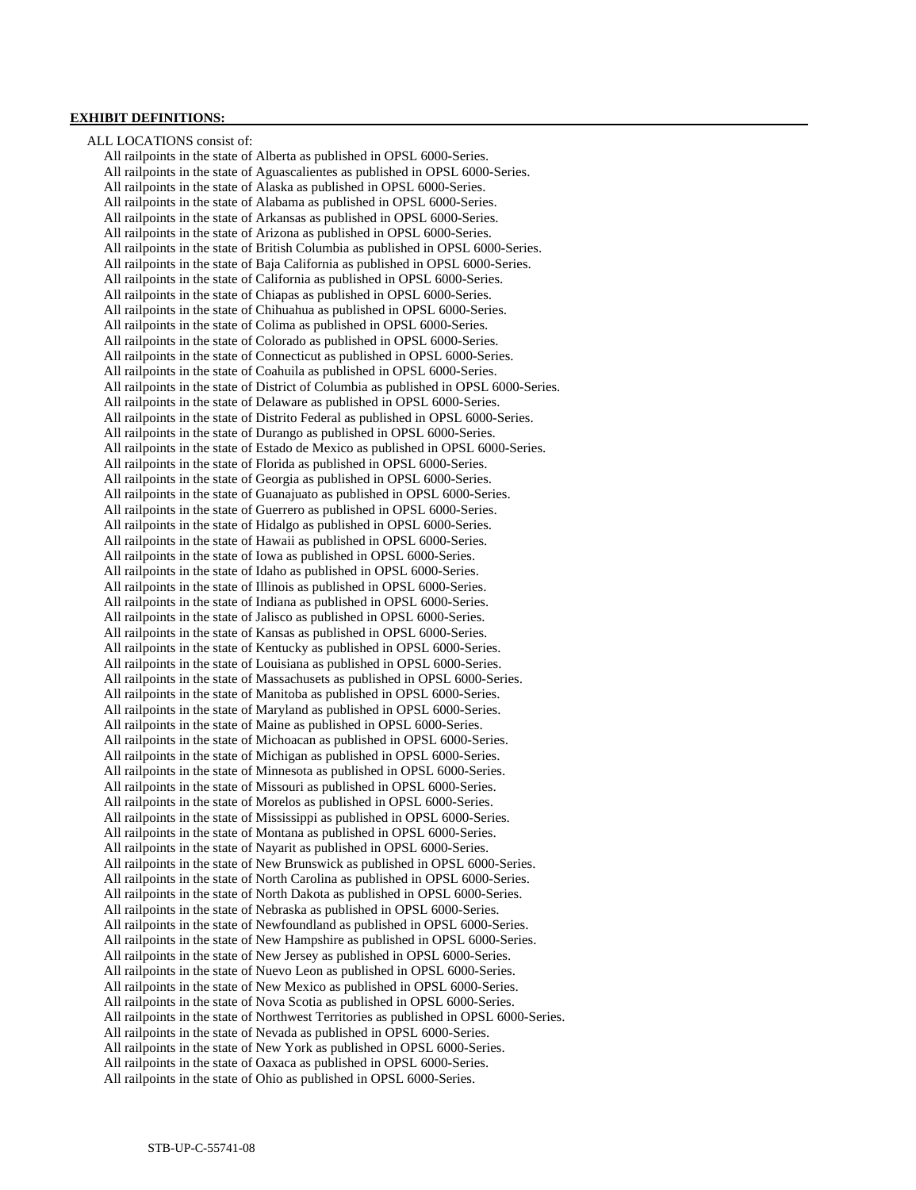**EXHIBIT DEFINITIONS:**

ALL LOCATIONS consist of:

All railpoints in the state of Alberta as published in OPSL 6000-Series.
All railpoints in the state of Aguascalientes as published in OPSL 6000-Series.
All railpoints in the state of Alaska as published in OPSL 6000-Series.
All railpoints in the state of Alabama as published in OPSL 6000-Series.
All railpoints in the state of Arkansas as published in OPSL 6000-Series.
All railpoints in the state of Arizona as published in OPSL 6000-Series.
All railpoints in the state of British Columbia as published in OPSL 6000-Series.
All railpoints in the state of Baja California as published in OPSL 6000-Series.
All railpoints in the state of California as published in OPSL 6000-Series.
All railpoints in the state of Chiapas as published in OPSL 6000-Series.
All railpoints in the state of Chihuahua as published in OPSL 6000-Series.
All railpoints in the state of Colima as published in OPSL 6000-Series.
All railpoints in the state of Colorado as published in OPSL 6000-Series.
All railpoints in the state of Connecticut as published in OPSL 6000-Series.
All railpoints in the state of Coahuila as published in OPSL 6000-Series.
All railpoints in the state of District of Columbia as published in OPSL 6000-Series.
All railpoints in the state of Delaware as published in OPSL 6000-Series.
All railpoints in the state of Distrito Federal as published in OPSL 6000-Series.
All railpoints in the state of Durango as published in OPSL 6000-Series.
All railpoints in the state of Estado de Mexico as published in OPSL 6000-Series.
All railpoints in the state of Florida as published in OPSL 6000-Series.
All railpoints in the state of Georgia as published in OPSL 6000-Series.
All railpoints in the state of Guanajuato as published in OPSL 6000-Series.
All railpoints in the state of Guerrero as published in OPSL 6000-Series.
All railpoints in the state of Hidalgo as published in OPSL 6000-Series.
All railpoints in the state of Hawaii as published in OPSL 6000-Series.
All railpoints in the state of Iowa as published in OPSL 6000-Series.
All railpoints in the state of Idaho as published in OPSL 6000-Series.
All railpoints in the state of Illinois as published in OPSL 6000-Series.
All railpoints in the state of Indiana as published in OPSL 6000-Series.
All railpoints in the state of Jalisco as published in OPSL 6000-Series.
All railpoints in the state of Kansas as published in OPSL 6000-Series.
All railpoints in the state of Kentucky as published in OPSL 6000-Series.
All railpoints in the state of Louisiana as published in OPSL 6000-Series.
All railpoints in the state of Massachusets as published in OPSL 6000-Series.
All railpoints in the state of Manitoba as published in OPSL 6000-Series.
All railpoints in the state of Maryland as published in OPSL 6000-Series.
All railpoints in the state of Maine as published in OPSL 6000-Series.
All railpoints in the state of Michoacan as published in OPSL 6000-Series.
All railpoints in the state of Michigan as published in OPSL 6000-Series.
All railpoints in the state of Minnesota as published in OPSL 6000-Series.
All railpoints in the state of Missouri as published in OPSL 6000-Series.
All railpoints in the state of Morelos as published in OPSL 6000-Series.
All railpoints in the state of Mississippi as published in OPSL 6000-Series.
All railpoints in the state of Montana as published in OPSL 6000-Series.
All railpoints in the state of Nayarit as published in OPSL 6000-Series.
All railpoints in the state of New Brunswick as published in OPSL 6000-Series.
All railpoints in the state of North Carolina as published in OPSL 6000-Series.
All railpoints in the state of North Dakota as published in OPSL 6000-Series.
All railpoints in the state of Nebraska as published in OPSL 6000-Series.
All railpoints in the state of Newfoundland as published in OPSL 6000-Series.
All railpoints in the state of New Hampshire as published in OPSL 6000-Series.
All railpoints in the state of New Jersey as published in OPSL 6000-Series.
All railpoints in the state of Nuevo Leon as published in OPSL 6000-Series.
All railpoints in the state of New Mexico as published in OPSL 6000-Series.
All railpoints in the state of Nova Scotia as published in OPSL 6000-Series.
All railpoints in the state of Northwest Territories as published in OPSL 6000-Series.
All railpoints in the state of Nevada as published in OPSL 6000-Series.
All railpoints in the state of New York as published in OPSL 6000-Series.
All railpoints in the state of Oaxaca as published in OPSL 6000-Series.
All railpoints in the state of Ohio as published in OPSL 6000-Series.

STB-UP-C-55741-08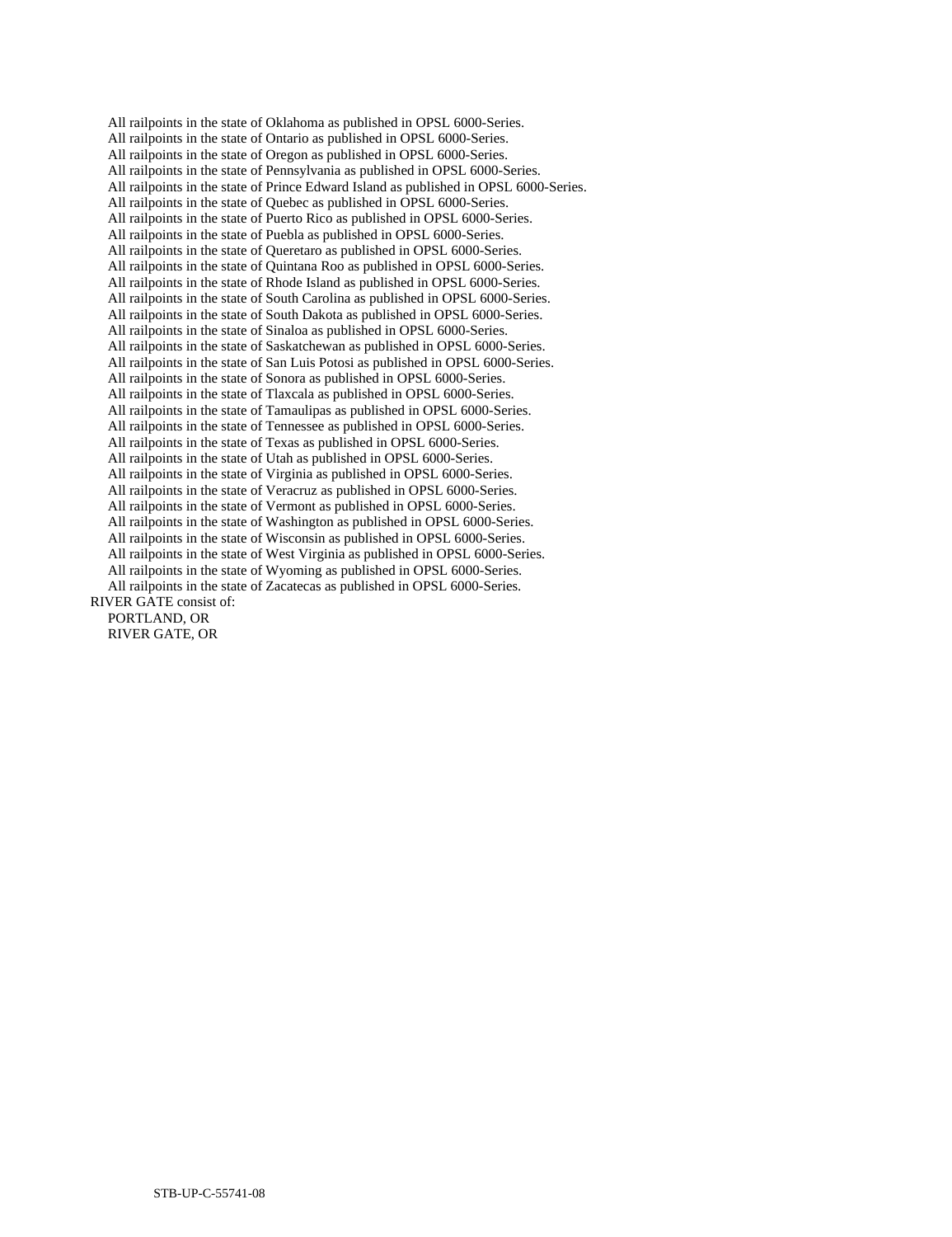All railpoints in the state of Oklahoma as published in OPSL 6000-Series.
All railpoints in the state of Ontario as published in OPSL 6000-Series.
All railpoints in the state of Oregon as published in OPSL 6000-Series.
All railpoints in the state of Pennsylvania as published in OPSL 6000-Series.
All railpoints in the state of Prince Edward Island as published in OPSL 6000-Series.
All railpoints in the state of Quebec as published in OPSL 6000-Series.
All railpoints in the state of Puerto Rico as published in OPSL 6000-Series.
All railpoints in the state of Puebla as published in OPSL 6000-Series.
All railpoints in the state of Queretaro as published in OPSL 6000-Series.
All railpoints in the state of Quintana Roo as published in OPSL 6000-Series.
All railpoints in the state of Rhode Island as published in OPSL 6000-Series.
All railpoints in the state of South Carolina as published in OPSL 6000-Series.
All railpoints in the state of South Dakota as published in OPSL 6000-Series.
All railpoints in the state of Sinaloa as published in OPSL 6000-Series.
All railpoints in the state of Saskatchewan as published in OPSL 6000-Series.
All railpoints in the state of San Luis Potosi as published in OPSL 6000-Series.
All railpoints in the state of Sonora as published in OPSL 6000-Series.
All railpoints in the state of Tlaxcala as published in OPSL 6000-Series.
All railpoints in the state of Tamaulipas as published in OPSL 6000-Series.
All railpoints in the state of Tennessee as published in OPSL 6000-Series.
All railpoints in the state of Texas as published in OPSL 6000-Series.
All railpoints in the state of Utah as published in OPSL 6000-Series.
All railpoints in the state of Virginia as published in OPSL 6000-Series.
All railpoints in the state of Veracruz as published in OPSL 6000-Series.
All railpoints in the state of Vermont as published in OPSL 6000-Series.
All railpoints in the state of Washington as published in OPSL 6000-Series.
All railpoints in the state of Wisconsin as published in OPSL 6000-Series.
All railpoints in the state of West Virginia as published in OPSL 6000-Series.
All railpoints in the state of Wyoming as published in OPSL 6000-Series.
All railpoints in the state of Zacatecas as published in OPSL 6000-Series.

RIVER GATE consist of:

PORTLAND, OR
RIVER GATE, OR

STB-UP-C-55741-08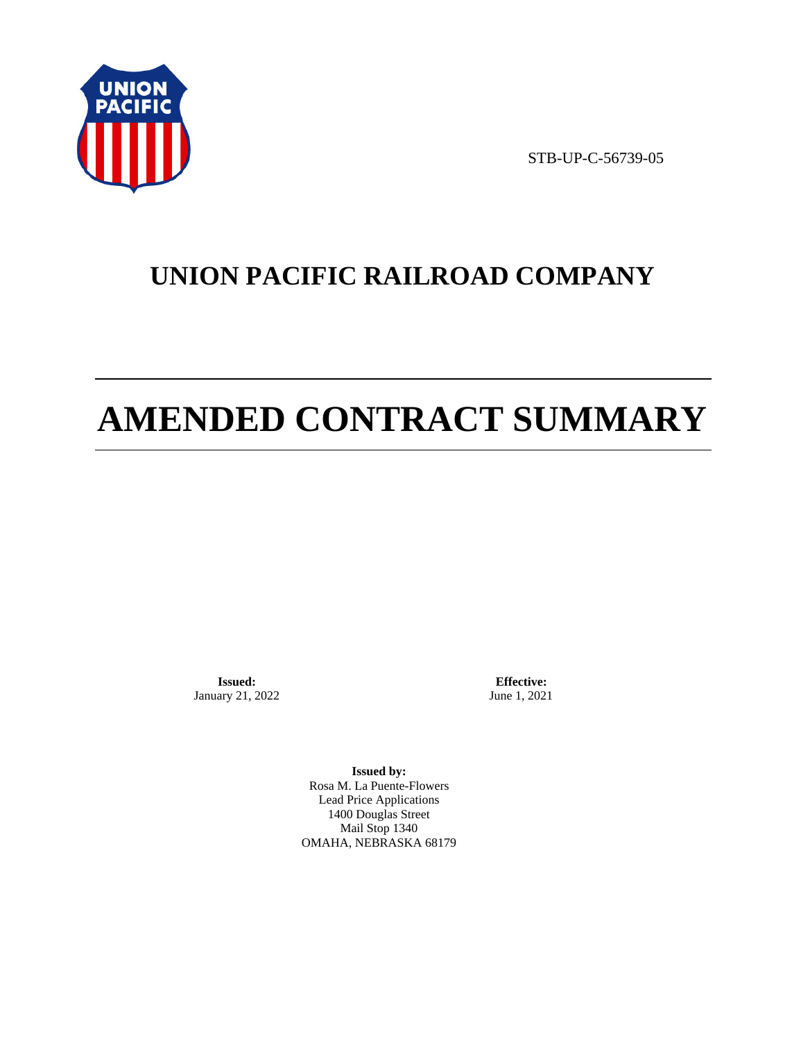STB-UP-C-56739-05

# UNION PACIFIC RAILROAD COMPANY

# AMENDED CONTRACT SUMMARY

**Issued:**
January 21, 2022

**Effective:**
June 1, 2021

**Issued by:**
Rosa M. La Puente-Flowers
Lead Price Applications
1400 Douglas Street
Mail Stop 1340
OMAHA, NEBRASKA 68179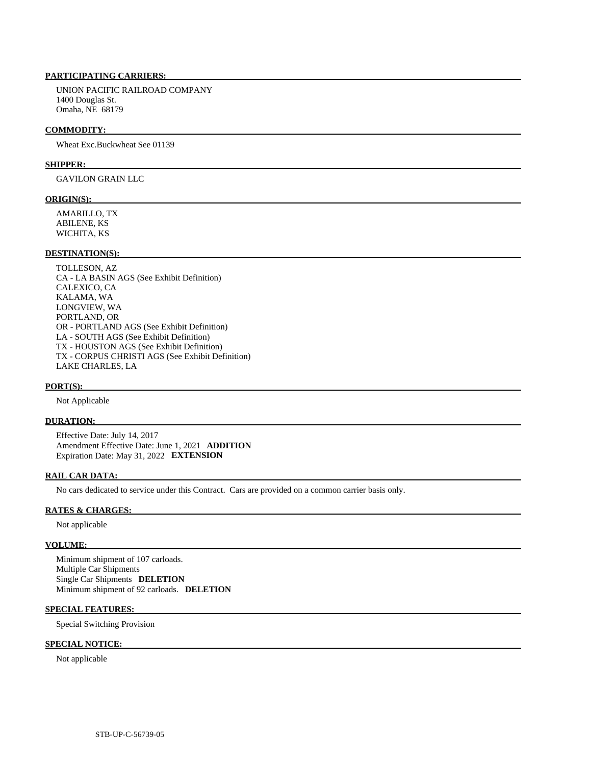**PARTICIPATING CARRIERS:**

UNION PACIFIC RAILROAD COMPANY
1400 Douglas St.
Omaha, NE 68179

**COMMODITY:**

Wheat Exc.Buckwheat See 01139

**SHIPPER:**

GAVILON GRAIN LLC

**ORIGIN(S):**

AMARILLO, TX
ABILENE, KS
WICHITA, KS

**DESTINATION(S):**

TOLLESON, AZ
CA - LA BASIN AGS (See Exhibit Definition)
CALEXICO, CA
KALAMA, WA
LONGVIEW, WA
PORTLAND, OR
OR - PORTLAND AGS (See Exhibit Definition)
LA - SOUTH AGS (See Exhibit Definition)
TX - HOUSTON AGS (See Exhibit Definition)
TX - CORPUS CHRISTI AGS (See Exhibit Definition)
LAKE CHARLES, LA

**PORT(S):**

Not Applicable

**DURATION:**

Effective Date: July 14, 2017
Amendment Effective Date: June 1, 2021 **ADDITION**
Expiration Date: May 31, 2022 **EXTENSION**

**RAIL CAR DATA:**

No cars dedicated to service under this Contract. Cars are provided on a common carrier basis only.

**RATES & CHARGES:**

Not applicable

**VOLUME:**

Minimum shipment of 107 carloads.
Multiple Car Shipments
Single Car Shipments **DELETION**
Minimum shipment of 92 carloads. **DELETION**

**SPECIAL FEATURES:**

Special Switching Provision

**SPECIAL NOTICE:**

Not applicable

STB-UP-C-56739-05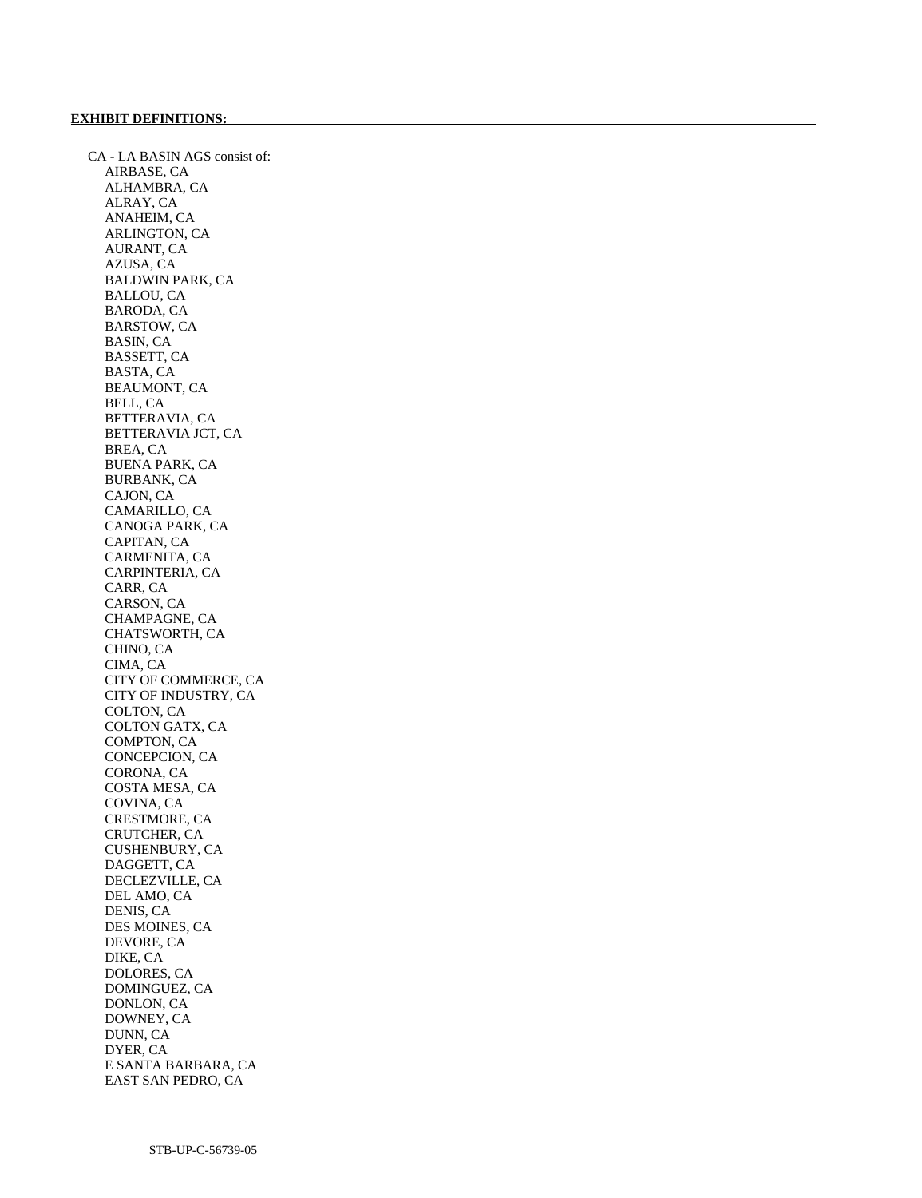**EXHIBIT DEFINITIONS:**

CA - LA BASIN AGS consist of:

- AIRBASE, CA
- ALHAMBRA, CA
- ALRAY, CA
- ANAHEIM, CA
- ARLINGTON, CA
- AURANT, CA
- AZUSA, CA
- BALDWIN PARK, CA
- BALLOU, CA
- BARODA, CA
- BARSTOW, CA
- BASIN, CA
- BASSETT, CA
- BASTA, CA
- BEAUMONT, CA
- BELL, CA
- BETTERAVIA, CA
- BETTERAVIA JCT, CA
- BREA, CA
- BUENA PARK, CA
- BURBANK, CA
- CAJON, CA
- CAMARILLO, CA
- CANOGA PARK, CA
- CAPITAN, CA
- CARMENITA, CA
- CARPINTERIA, CA
- CARR, CA
- CARSON, CA
- CHAMPAGNE, CA
- CHATSWORTH, CA
- CHINO, CA
- CIMA, CA
- CITY OF COMMERCE, CA
- CITY OF INDUSTRY, CA
- COLTON, CA
- COLTON GATX, CA
- COMPTON, CA
- CONCEPCION, CA
- CORONA, CA
- COSTA MESA, CA
- COVINA, CA
- CRESTMORE, CA
- CRUTCHER, CA
- CUSHENBURY, CA
- DAGGETT, CA
- DECLEZVILLE, CA
- DEL AMO, CA
- DENIS, CA
- DES MOINES, CA
- DEVORE, CA
- DIKE, CA
- DOLORES, CA
- DOMINGUEZ, CA
- DONLON, CA
- DOWNEY, CA
- DUNN, CA
- DYER, CA
- E SANTA BARBARA, CA
- EAST SAN PEDRO, CA

STB-UP-C-56739-05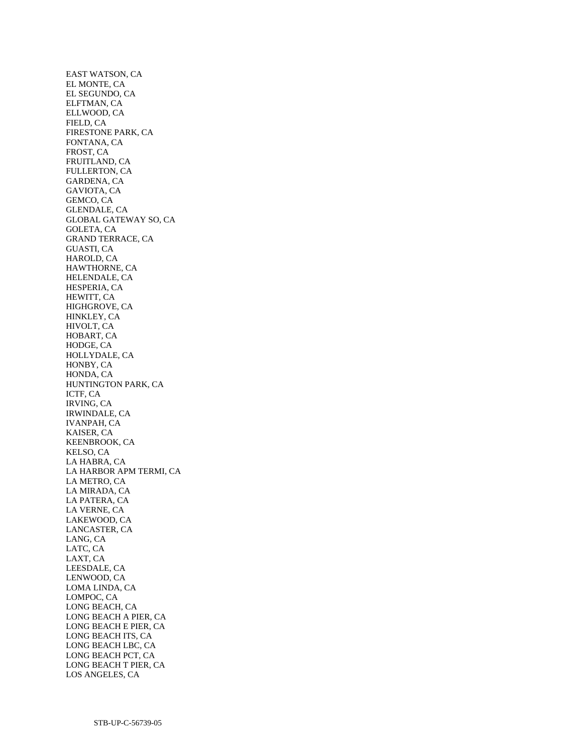EAST WATSON, CA
EL MONTE, CA
EL SEGUNDO, CA
ELFTMAN, CA
ELLWOOD, CA
FIELD, CA
FIRESTONE PARK, CA
FONTANA, CA
FROST, CA
FRUITLAND, CA
FULLERTON, CA
GARDENA, CA
GAVIOTA, CA
GEMCO, CA
GLENDALE, CA
GLOBAL GATEWAY SO, CA
GOLETA, CA
GRAND TERRACE, CA
GUASTI, CA
HAROLD, CA
HAWTHORNE, CA
HELENDALE, CA
HESPERIA, CA
HEWITT, CA
HIGHGROVE, CA
HINKLEY, CA
HIVOLT, CA
HOBART, CA
HODGE, CA
HOLLYDALE, CA
HONBY, CA
HONDA, CA
HUNTINGTON PARK, CA
ICTF, CA
IRVING, CA
IRWINDALE, CA
IVANPAH, CA
KAISER, CA
KEENBROOK, CA
KELSO, CA
LA HABRA, CA
LA HARBOR APM TERMI, CA
LA METRO, CA
LA MIRADA, CA
LA PATERA, CA
LA VERNE, CA
LAKEWOOD, CA
LANCASTER, CA
LANG, CA
LATC, CA
LAXT, CA
LEESDALE, CA
LENWOOD, CA
LOMA LINDA, CA
LOMPOC, CA
LONG BEACH, CA
LONG BEACH A PIER, CA
LONG BEACH E PIER, CA
LONG BEACH ITS, CA
LONG BEACH LBC, CA
LONG BEACH PCT, CA
LONG BEACH T PIER, CA
LOS ANGELES, CA

STB-UP-C-56739-05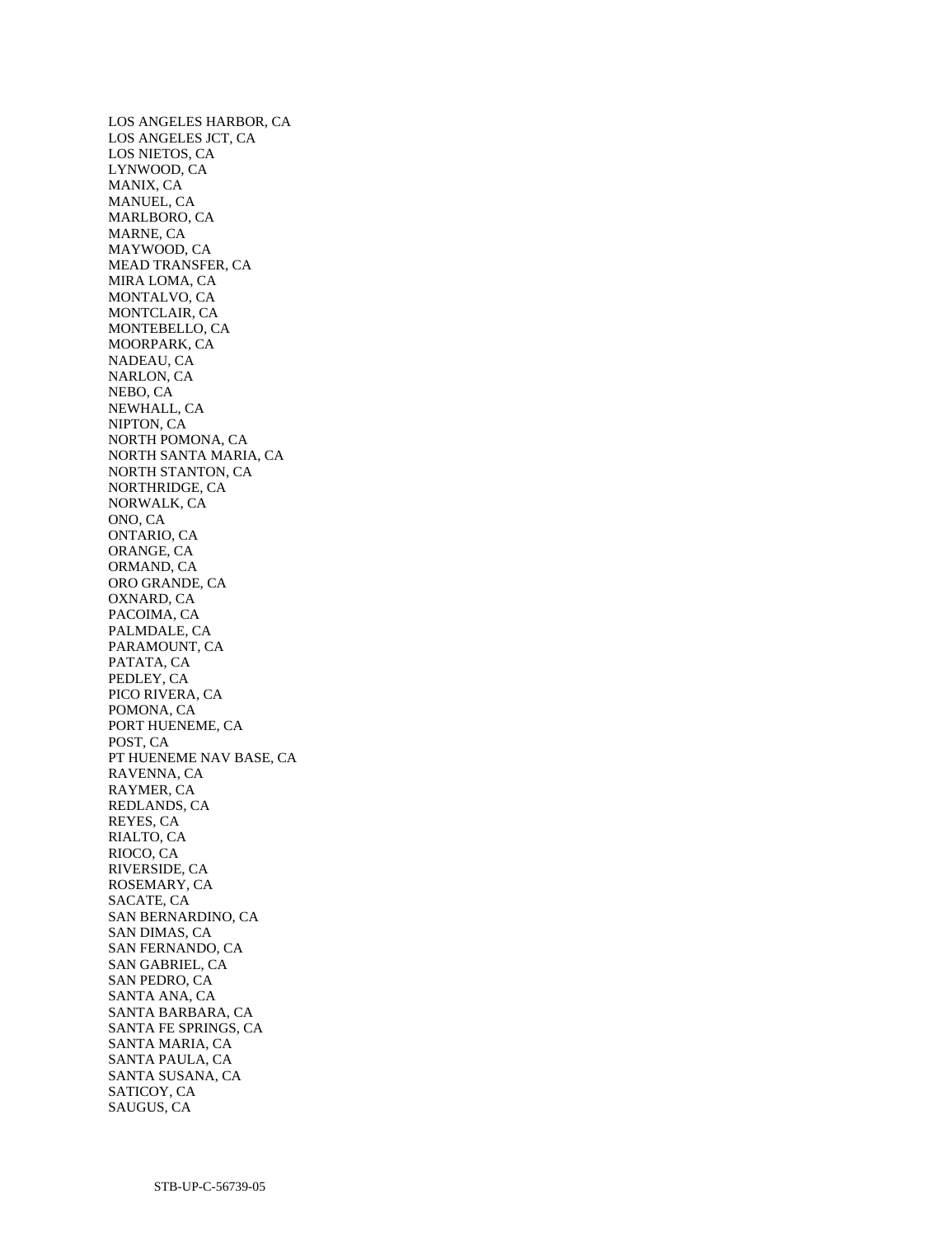LOS ANGELES HARBOR, CA
LOS ANGELES JCT, CA
LOS NIETOS, CA
LYNWOOD, CA
MANIX, CA
MANUEL, CA
MARLBORO, CA
MARNE, CA
MAYWOOD, CA
MEAD TRANSFER, CA
MIRA LOMA, CA
MONTALVO, CA
MONTCLAIR, CA
MONTEBELLO, CA
MOORPARK, CA
NADEAU, CA
NARLON, CA
NEBO, CA
NEWHALL, CA
NIPTON, CA
NORTH POMONA, CA
NORTH SANTA MARIA, CA
NORTH STANTON, CA
NORTHRIDGE, CA
NORWALK, CA
ONO, CA
ONTARIO, CA
ORANGE, CA
ORMAND, CA
ORO GRANDE, CA
OXNARD, CA
PACOIMA, CA
PALMDALE, CA
PARAMOUNT, CA
PATATA, CA
PEDLEY, CA
PICO RIVERA, CA
POMONA, CA
PORT HUENEME, CA
POST, CA
PT HUENEME NAV BASE, CA
RAVENNA, CA
RAYMER, CA
REDLANDS, CA
REYES, CA
RIALTO, CA
RIOCO, CA
RIVERSIDE, CA
ROSEMARY, CA
SACATE, CA
SAN BERNARDINO, CA
SAN DIMAS, CA
SAN FERNANDO, CA
SAN GABRIEL, CA
SAN PEDRO, CA
SANTA ANA, CA
SANTA BARBARA, CA
SANTA FE SPRINGS, CA
SANTA MARIA, CA
SANTA PAULA, CA
SANTA SUSANA, CA
SATICOY, CA
SAUGUS, CA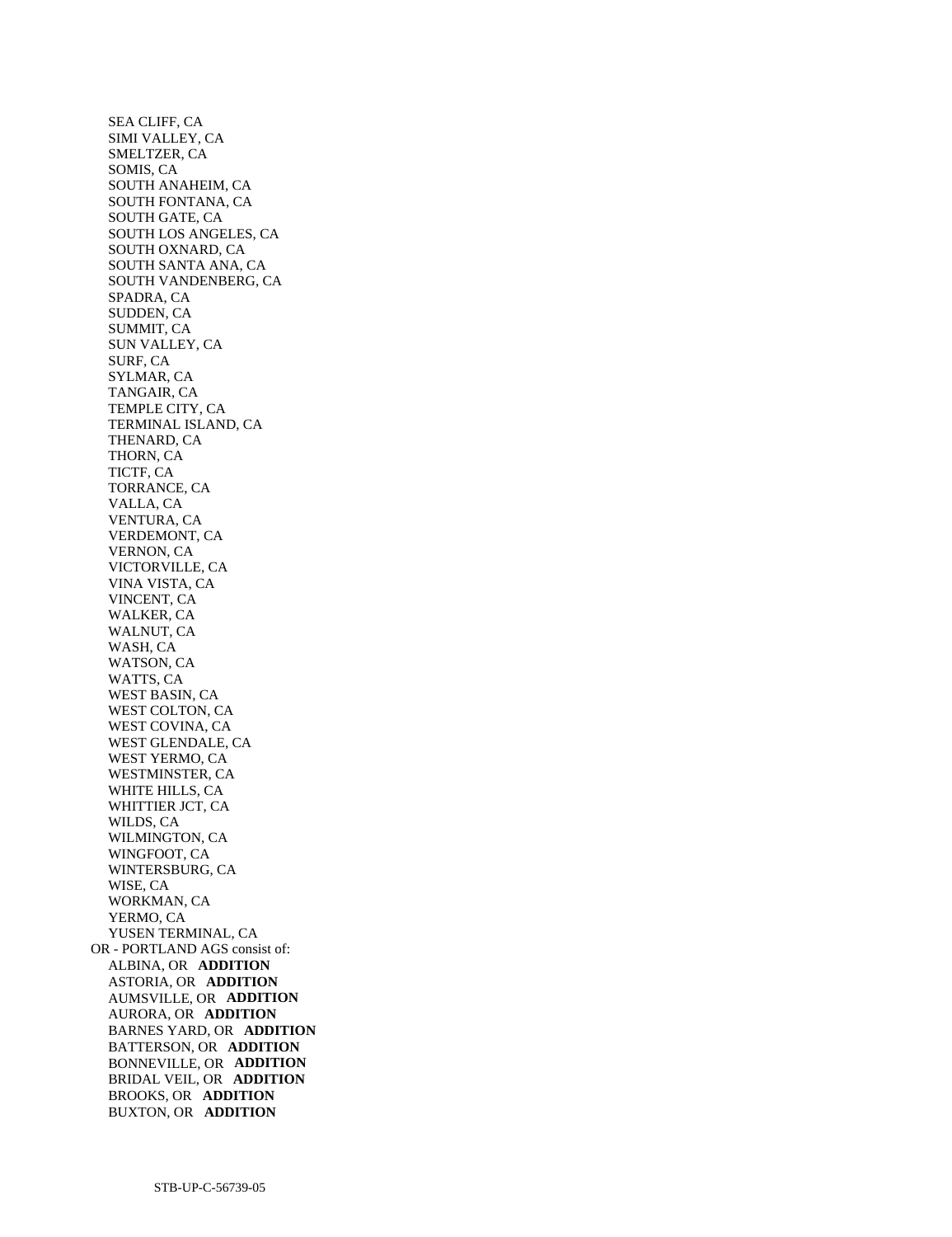SEA CLIFF, CA
SIMI VALLEY, CA
SMELTZER, CA
SOMIS, CA
SOUTH ANAHEIM, CA
SOUTH FONTANA, CA
SOUTH GATE, CA
SOUTH LOS ANGELES, CA
SOUTH OXNARD, CA
SOUTH SANTA ANA, CA
SOUTH VANDENBERG, CA
SPADRA, CA
SUDDEN, CA
SUMMIT, CA
SUN VALLEY, CA
SURF, CA
SYLMAR, CA
TANGAIR, CA
TEMPLE CITY, CA
TERMINAL ISLAND, CA
THENARD, CA
THORN, CA
TICTF, CA
TORRANCE, CA
VALLA, CA
VENTURA, CA
VERDEMONT, CA
VERNON, CA
VICTORVILLE, CA
VINA VISTA, CA
VINCENT, CA
WALKER, CA
WALNUT, CA
WASH, CA
WATSON, CA
WATTS, CA
WEST BASIN, CA
WEST COLTON, CA
WEST COVINA, CA
WEST GLENDALE, CA
WEST YERMO, CA
WESTMINSTER, CA
WHITE HILLS, CA
WHITTIER JCT, CA
WILDS, CA
WILMINGTON, CA
WINGFOOT, CA
WINTERSBURG, CA
WISE, CA
WORKMAN, CA
YERMO, CA
YUSEN TERMINAL, CA

OR - PORTLAND AGS consist of:

ALBINA, OR **ADDITION**
ASTORIA, OR **ADDITION**
AUMSVILLE, OR **ADDITION**
AURORA, OR **ADDITION**
BARNES YARD, OR **ADDITION**
BATTERSON, OR **ADDITION**
BONNEVILLE, OR **ADDITION**
BRIDAL VEIL, OR **ADDITION**
BROOKS, OR **ADDITION**
BUXTON, OR **ADDITION**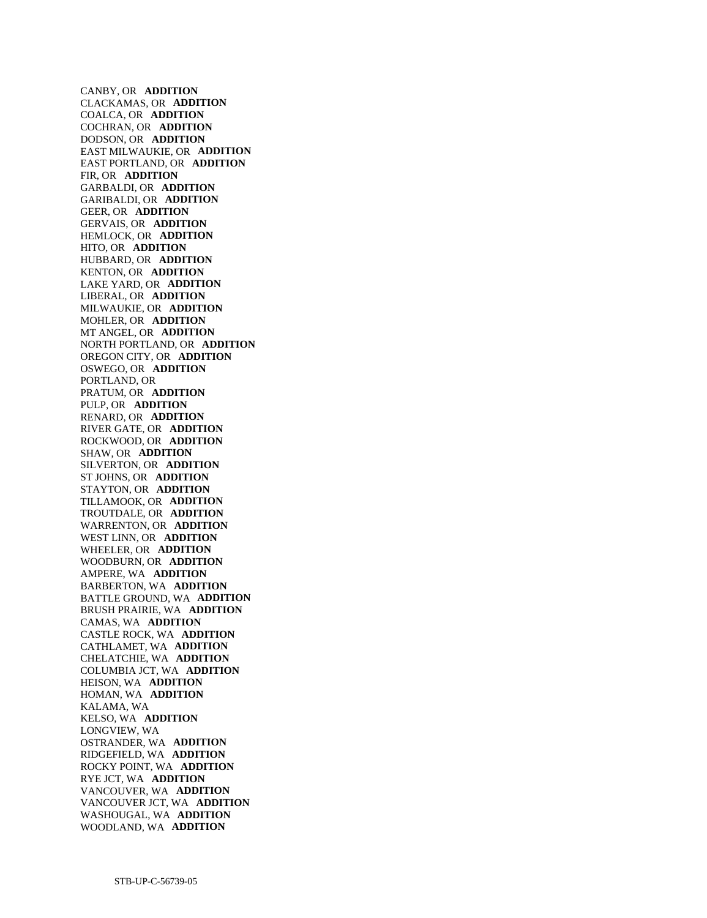CANBY, OR **ADDITION**
CLACKAMAS, OR **ADDITION**
COALCA, OR **ADDITION**
COCHRAN, OR **ADDITION**
DODSON, OR **ADDITION**
EAST MILWAUKIE, OR **ADDITION**
EAST PORTLAND, OR **ADDITION**
FIR, OR **ADDITION**
GARBALDI, OR **ADDITION**
GARIBALDI, OR **ADDITION**
GEER, OR **ADDITION**
GERVAIS, OR **ADDITION**
HEMLOCK, OR **ADDITION**
HITO, OR **ADDITION**
HUBBARD, OR **ADDITION**
KENTON, OR **ADDITION**
LAKE YARD, OR **ADDITION**
LIBERAL, OR **ADDITION**
MILWAUKIE, OR **ADDITION**
MOHLER, OR **ADDITION**
MT ANGEL, OR **ADDITION**
NORTH PORTLAND, OR **ADDITION**
OREGON CITY, OR **ADDITION**
OSWEGO, OR **ADDITION**
PORTLAND, OR
PRATUM, OR **ADDITION**
PULP, OR **ADDITION**
RENARD, OR **ADDITION**
RIVER GATE, OR **ADDITION**
ROCKWOOD, OR **ADDITION**
SHAW, OR **ADDITION**
SILVERTON, OR **ADDITION**
ST JOHNS, OR **ADDITION**
STAYTON, OR **ADDITION**
TILLAMOOK, OR **ADDITION**
TROUTDALE, OR **ADDITION**
WARRENTON, OR **ADDITION**
WEST LINN, OR **ADDITION**
WHEELER, OR **ADDITION**
WOODBURN, OR **ADDITION**
AMPERE, WA **ADDITION**
BARBERTON, WA **ADDITION**
BATTLE GROUND, WA **ADDITION**
BRUSH PRAIRIE, WA **ADDITION**
CAMAS, WA **ADDITION**
CASTLE ROCK, WA **ADDITION**
CATHLAMET, WA **ADDITION**
CHELATCHIE, WA **ADDITION**
COLUMBIA JCT, WA **ADDITION**
HEISON, WA **ADDITION**
HOMAN, WA **ADDITION**
KALAMA, WA
KELSO, WA **ADDITION**
LONGVIEW, WA
OSTRANDER, WA **ADDITION**
RIDGEFIELD, WA **ADDITION**
ROCKY POINT, WA **ADDITION**
RYE JCT, WA **ADDITION**
VANCOUVER, WA **ADDITION**
VANCOUVER JCT, WA **ADDITION**
WASHOUGAL, WA **ADDITION**
WOODLAND, WA **ADDITION**

STB-UP-C-56739-05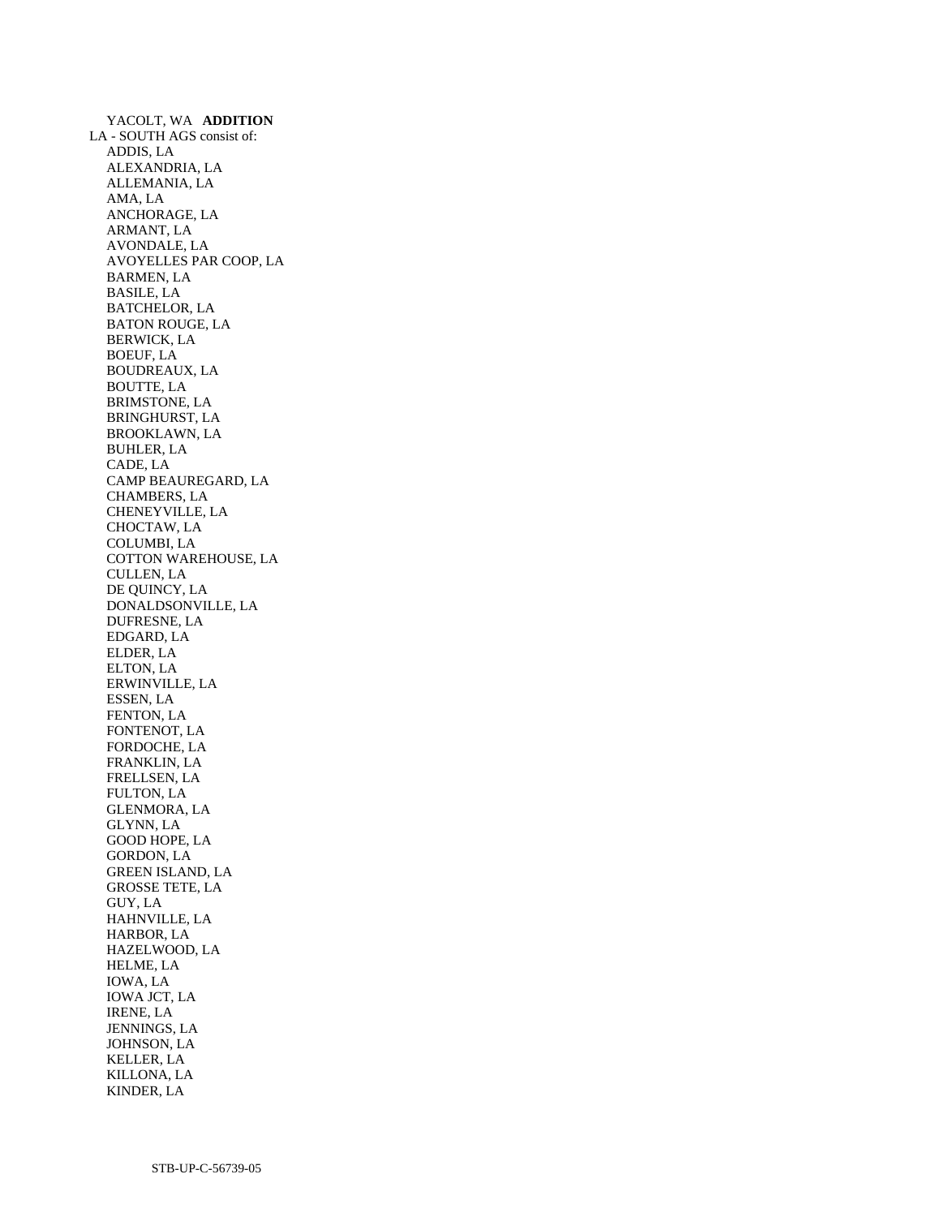YACOLT, WA **ADDITION**

LA - SOUTH AGS consist of:

ADDIS, LA
ALEXANDRIA, LA
ALLEMANIA, LA
AMA, LA
ANCHORAGE, LA
ARMANT, LA
AVONDALE, LA
AVOYELLES PAR COOP, LA
BARMEN, LA
BASILE, LA
BATCHELOR, LA
BATON ROUGE, LA
BERWICK, LA
BOEUF, LA
BOUDREAUX, LA
BOUTTE, LA
BRIMSTONE, LA
BRINGHURST, LA
BROOKLAWN, LA
BUHLER, LA
CADE, LA
CAMP BEAUREGARD, LA
CHAMBERS, LA
CHENEYVILLE, LA
CHOCTAW, LA
COLUMBI, LA
COTTON WAREHOUSE, LA
CULLEN, LA
DE QUINCY, LA
DONALDSONVILLE, LA
DUFRESNE, LA
EDGARD, LA
ELDER, LA
ELTON, LA
ERWINVILLE, LA
ESSEN, LA
FENTON, LA
FONTENOT, LA
FORDOCHE, LA
FRANKLIN, LA
FRELLSEN, LA
FULTON, LA
GLENMORA, LA
GLYNN, LA
GOOD HOPE, LA
GORDON, LA
GREEN ISLAND, LA
GROSSE TETE, LA
GUY, LA
HAHNVILLE, LA
HARBOR, LA
HAZELWOOD, LA
HELME, LA
IOWA, LA
IOWA JCT, LA
IRENE, LA
JENNINGS, LA
JOHNSON, LA
KELLER, LA
KILLONA, LA
KINDER, LA

STB-UP-C-56739-05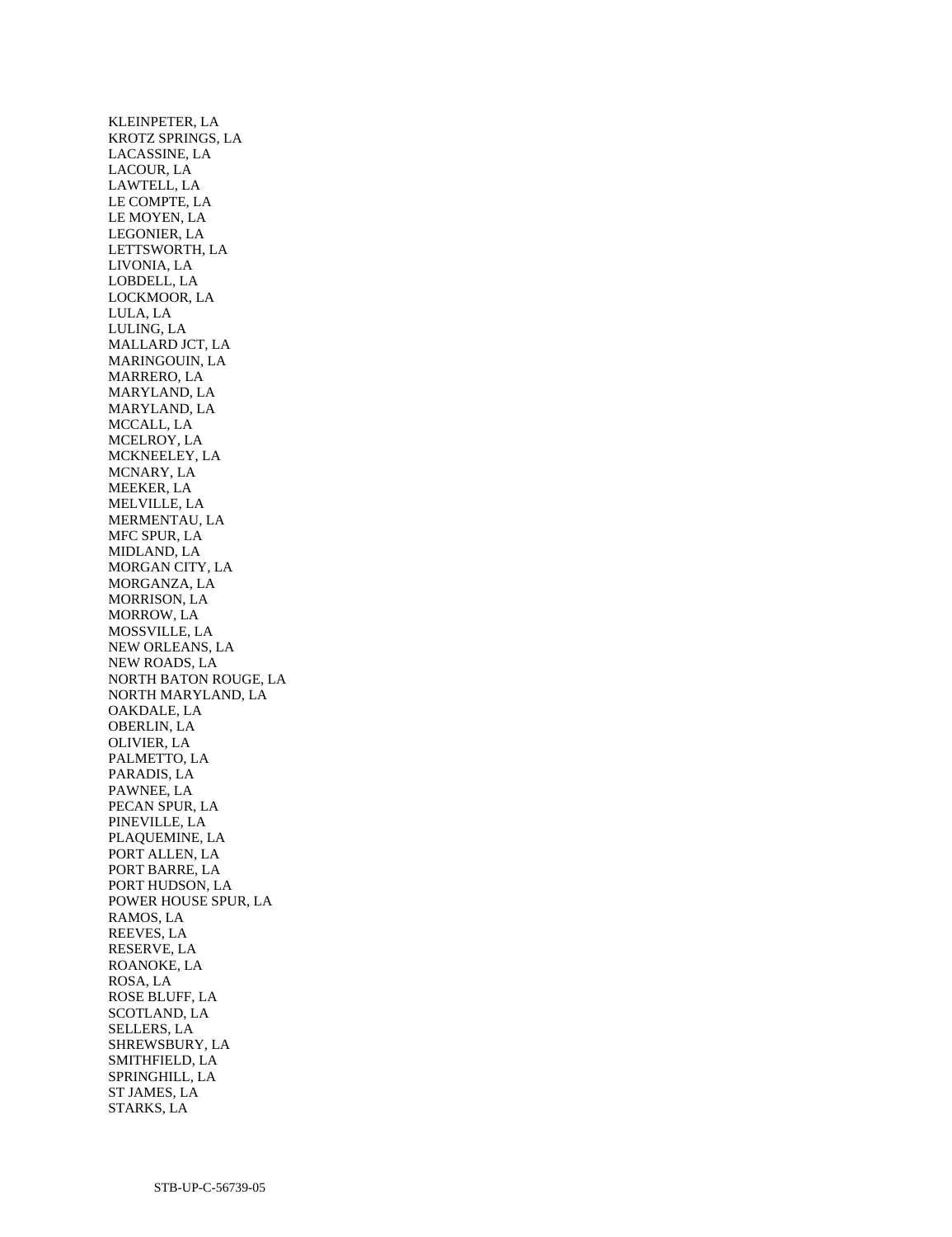KLEINPETER, LA
KROTZ SPRINGS, LA
LACASSINE, LA
LACOUR, LA
LAWTELL, LA
LE COMPTE, LA
LE MOYEN, LA
LEGONIER, LA
LETTSWORTH, LA
LIVONIA, LA
LOBDELL, LA
LOCKMOOR, LA
LULA, LA
LULING, LA
MALLARD JCT, LA
MARINGOUIN, LA
MARRERO, LA
MARYLAND, LA
MARYLAND, LA
MCCALL, LA
MCELROY, LA
MCKNEELEY, LA
MCNARY, LA
MEEKER, LA
MELVILLE, LA
MERMENTAU, LA
MFC SPUR, LA
MIDLAND, LA
MORGAN CITY, LA
MORGANZA, LA
MORRISON, LA
MORROW, LA
MOSSVILLE, LA
NEW ORLEANS, LA
NEW ROADS, LA
NORTH BATON ROUGE, LA
NORTH MARYLAND, LA
OAKDALE, LA
OBERLIN, LA
OLIVIER, LA
PALMETTO, LA
PARADIS, LA
PAWNEE, LA
PECAN SPUR, LA
PINEVILLE, LA
PLAQUEMINE, LA
PORT ALLEN, LA
PORT BARRE, LA
PORT HUDSON, LA
POWER HOUSE SPUR, LA
RAMOS, LA
REEVES, LA
RESERVE, LA
ROANOKE, LA
ROSA, LA
ROSE BLUFF, LA
SCOTLAND, LA
SELLERS, LA
SHREWSBURY, LA
SMITHFIELD, LA
SPRINGHILL, LA
ST JAMES, LA
STARKS, LA

STB-UP-C-56739-05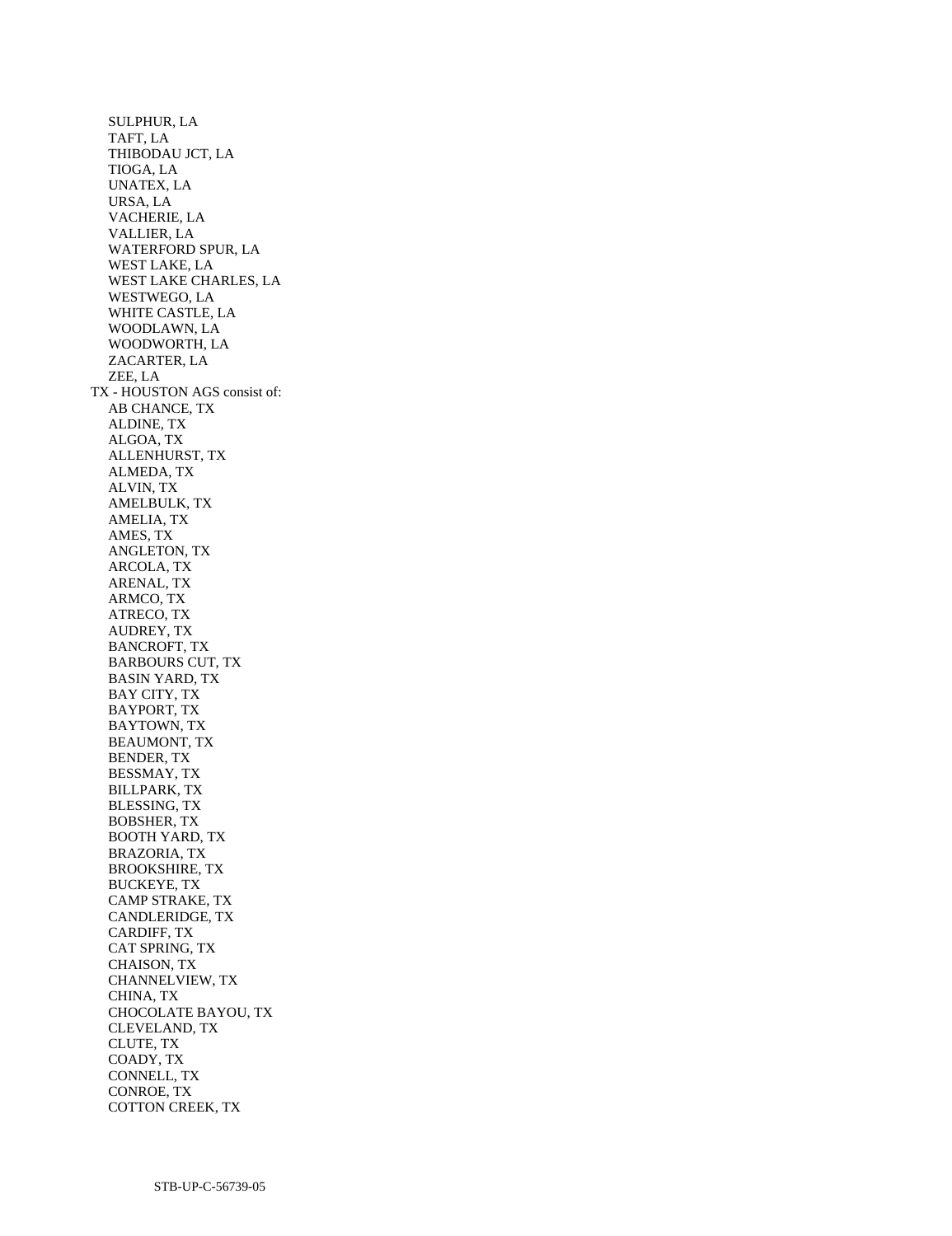SULPHUR, LA
TAFT, LA
THIBODAU JCT, LA
TIOGA, LA
UNATEX, LA
URSA, LA
VACHERIE, LA
VALLIER, LA
WATERFORD SPUR, LA
WEST LAKE, LA
WEST LAKE CHARLES, LA
WESTWEGO, LA
WHITE CASTLE, LA
WOODLAWN, LA
WOODWORTH, LA
ZACARTER, LA
ZEE, LA

TX - HOUSTON AGS consist of:

AB CHANCE, TX
ALDINE, TX
ALGOA, TX
ALLENHURST, TX
ALMEDA, TX
ALVIN, TX
AMELBULK, TX
AMELIA, TX
AMES, TX
ANGLETON, TX
ARCOLA, TX
ARENAL, TX
ARMCO, TX
ATRECO, TX
AUDREY, TX
BANCROFT, TX
BARBOURS CUT, TX
BASIN YARD, TX
BAY CITY, TX
BAYPORT, TX
BAYTOWN, TX
BEAUMONT, TX
BENDER, TX
BESSMAY, TX
BILLPARK, TX
BLESSING, TX
BOBSHER, TX
BOOTH YARD, TX
BRAZORIA, TX
BROOKSHIRE, TX
BUCKEYE, TX
CAMP STRAKE, TX
CANDLERIDGE, TX
CARDIFF, TX
CAT SPRING, TX
CHAISON, TX
CHANNELVIEW, TX
CHINA, TX
CHOCOLATE BAYOU, TX
CLEVELAND, TX
CLUTE, TX
COADY, TX
CONNELL, TX
CONROE, TX
COTTON CREEK, TX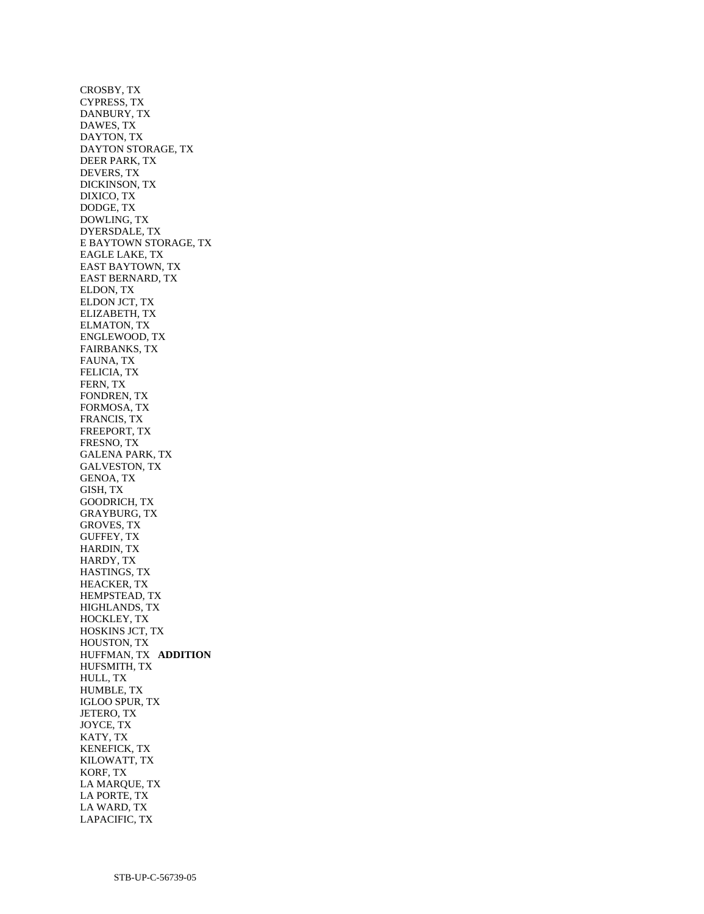CROSBY, TX
CYPRESS, TX
DANBURY, TX
DAWES, TX
DAYTON, TX
DAYTON STORAGE, TX
DEER PARK, TX
DEVERS, TX
DICKINSON, TX
DIXICO, TX
DODGE, TX
DOWLING, TX
DYERSDALE, TX
E BAYTOWN STORAGE, TX
EAGLE LAKE, TX
EAST BAYTOWN, TX
EAST BERNARD, TX
ELDON, TX
ELDON JCT, TX
ELIZABETH, TX
ELMATON, TX
ENGLEWOOD, TX
FAIRBANKS, TX
FAUNA, TX
FELICIA, TX
FERN, TX
FONDREN, TX
FORMOSA, TX
FRANCIS, TX
FREEPORT, TX
FRESNO, TX
GALENA PARK, TX
GALVESTON, TX
GENOA, TX
GISH, TX
GOODRICH, TX
GRAYBURG, TX
GROVES, TX
GUFFEY, TX
HARDIN, TX
HARDY, TX
HASTINGS, TX
HEACKER, TX
HEMPSTEAD, TX
HIGHLANDS, TX
HOCKLEY, TX
HOSKINS JCT, TX
HOUSTON, TX
HUFFMAN, TX **ADDITION**
HUFSMITH, TX
HULL, TX
HUMBLE, TX
IGLOO SPUR, TX
JETERO, TX
JOYCE, TX
KATY, TX
KENEFICK, TX
KILOWATT, TX
KORF, TX
LA MARQUE, TX
LA PORTE, TX
LA WARD, TX
LAPACIFIC, TX

STB-UP-C-56739-05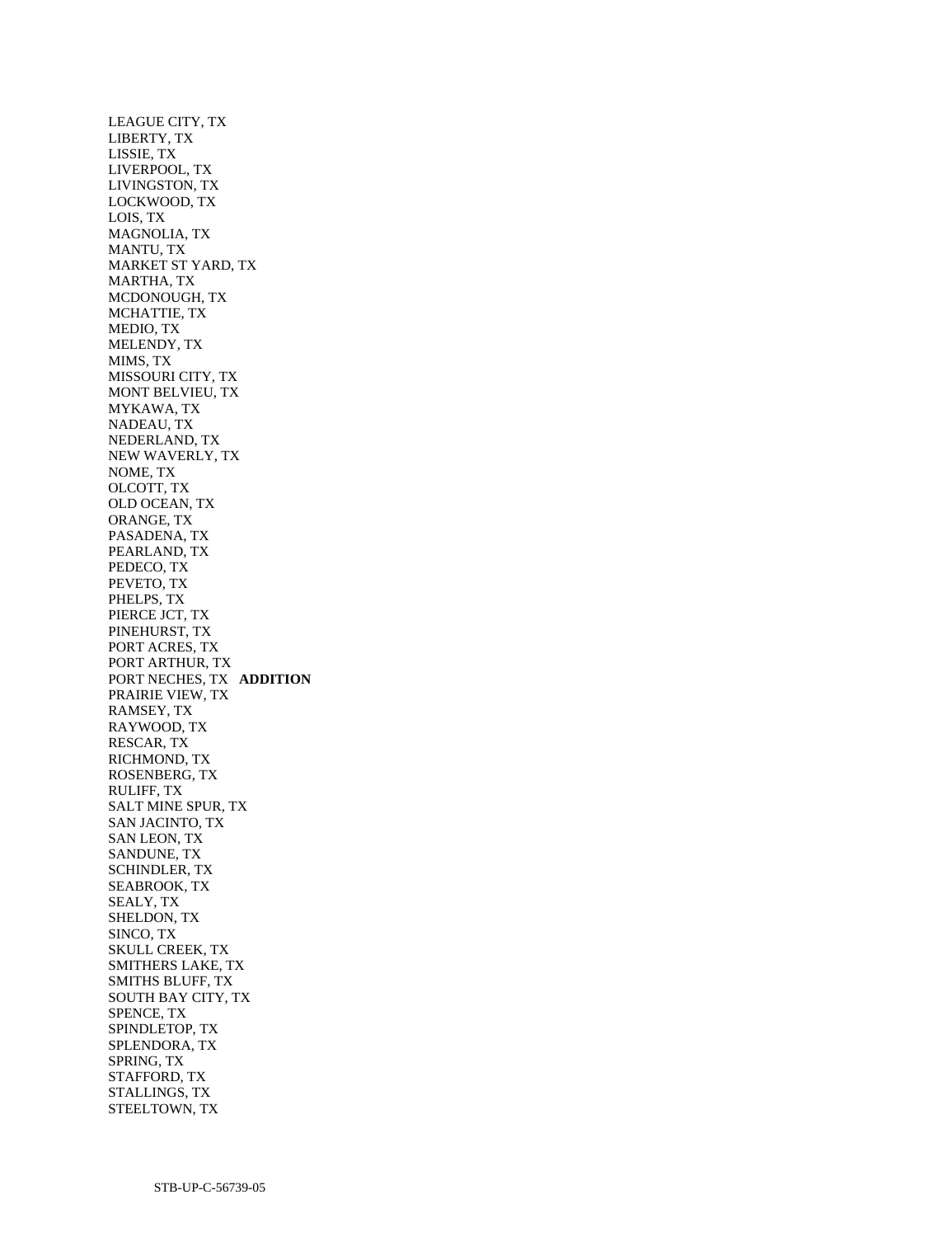LEAGUE CITY, TX
LIBERTY, TX
LISSIE, TX
LIVERPOOL, TX
LIVINGSTON, TX
LOCKWOOD, TX
LOIS, TX
MAGNOLIA, TX
MANTU, TX
MARKET ST YARD, TX
MARTHA, TX
MCDONOUGH, TX
MCHATTIE, TX
MEDIO, TX
MELENDY, TX
MIMS, TX
MISSOURI CITY, TX
MONT BELVIEU, TX
MYKAWA, TX
NADEAU, TX
NEDERLAND, TX
NEW WAVERLY, TX
NOME, TX
OLCOTT, TX
OLD OCEAN, TX
ORANGE, TX
PASADENA, TX
PEARLAND, TX
PEDECO, TX
PEVETO, TX
PHELPS, TX
PIERCE JCT, TX
PINEHURST, TX
PORT ACRES, TX
PORT ARTHUR, TX
PORT NECHES, TX **ADDITION**
PRAIRIE VIEW, TX
RAMSEY, TX
RAYWOOD, TX
RESCAR, TX
RICHMOND, TX
ROSENBERG, TX
RULIFF, TX
SALT MINE SPUR, TX
SAN JACINTO, TX
SAN LEON, TX
SANDUNE, TX
SCHINDLER, TX
SEABROOK, TX
SEALY, TX
SHELDON, TX
SINCO, TX
SKULL CREEK, TX
SMITHERS LAKE, TX
SMITHS BLUFF, TX
SOUTH BAY CITY, TX
SPENCE, TX
SPINDLETOP, TX
SPLENDORA, TX
SPRING, TX
STAFFORD, TX
STALLINGS, TX
STEELTOWN, TX

STB-UP-C-56739-05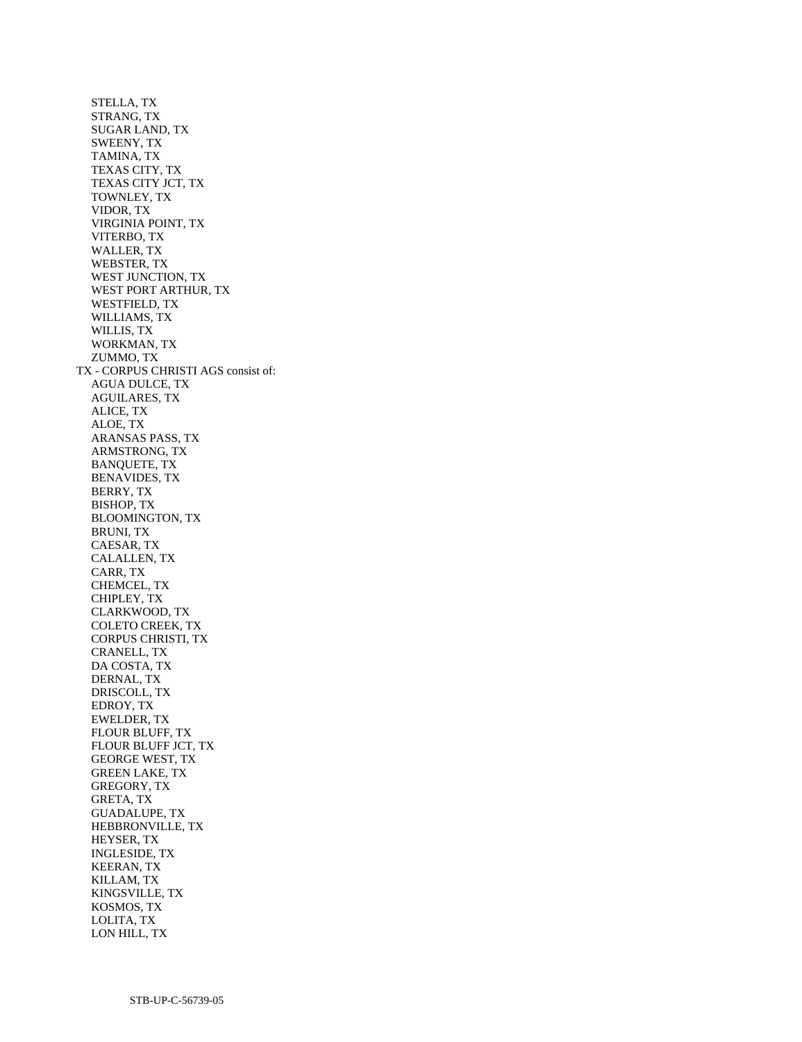STELLA, TX
STRANG, TX
SUGAR LAND, TX
SWEENY, TX
TAMINA, TX
TEXAS CITY, TX
TEXAS CITY JCT, TX
TOWNLEY, TX
VIDOR, TX
VIRGINIA POINT, TX
VITERBO, TX
WALLER, TX
WEBSTER, TX
WEST JUNCTION, TX
WEST PORT ARTHUR, TX
WESTFIELD, TX
WILLIAMS, TX
WILLIS, TX
WORKMAN, TX
ZUMMO, TX

TX - CORPUS CHRISTI AGS consist of:

AGUA DULCE, TX
AGUILARES, TX
ALICE, TX
ALOE, TX
ARANSAS PASS, TX
ARMSTRONG, TX
BANQUETE, TX
BENAVIDES, TX
BERRY, TX
BISHOP, TX
BLOOMINGTON, TX
BRUNI, TX
CAESAR, TX
CALALLEN, TX
CARR, TX
CHEMCEL, TX
CHIPLEY, TX
CLARKWOOD, TX
COLETO CREEK, TX
CORPUS CHRISTI, TX
CRANELL, TX
DA COSTA, TX
DERNAL, TX
DRISCOLL, TX
EDROY, TX
EWELDER, TX
FLOUR BLUFF, TX
FLOUR BLUFF JCT, TX
GEORGE WEST, TX
GREEN LAKE, TX
GREGORY, TX
GRETA, TX
GUADALUPE, TX
HEBBRONVILLE, TX
HEYSER, TX
INGLESIDE, TX
KEERAN, TX
KILLAM, TX
KINGSVILLE, TX
KOSMOS, TX
LOLITA, TX
LON HILL, TX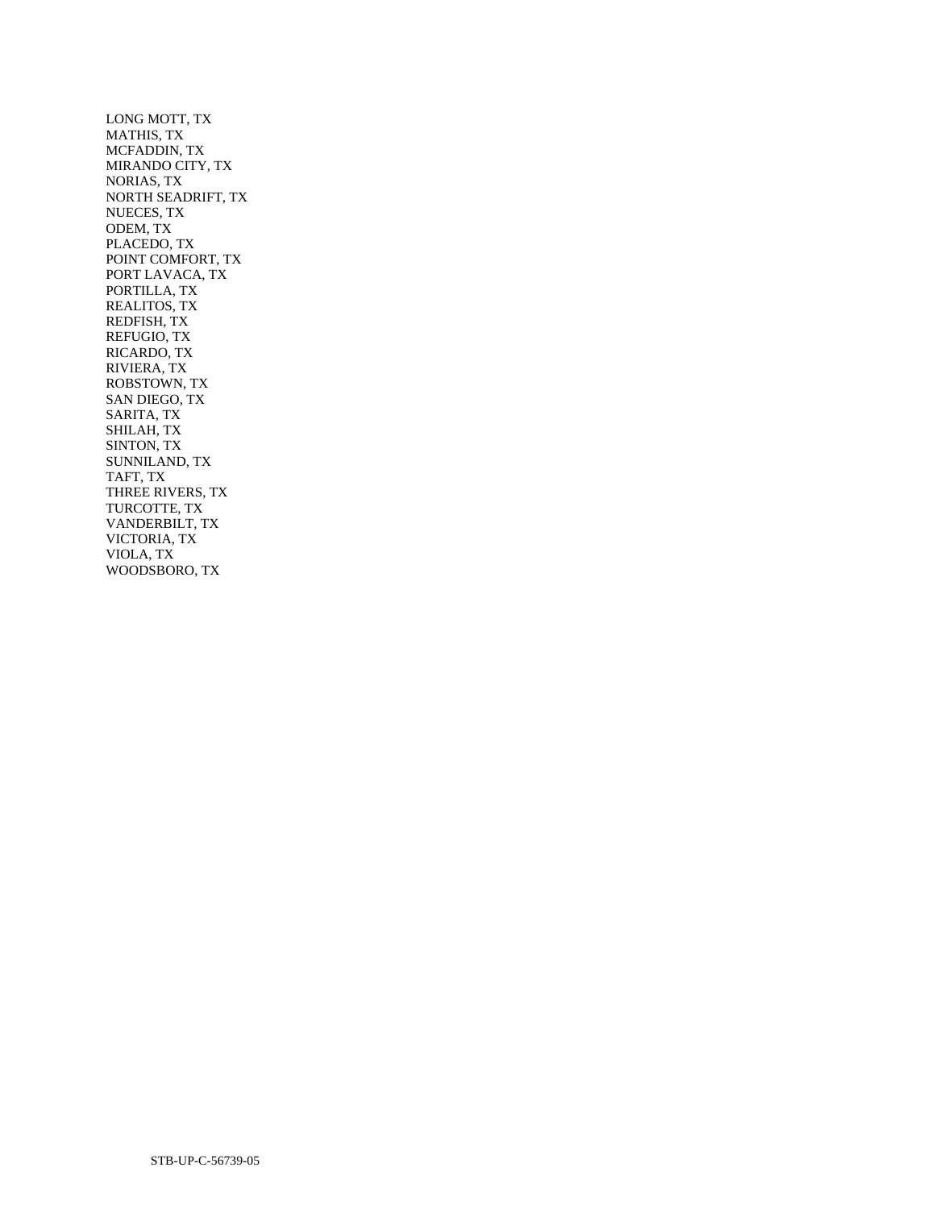LONG MOTT, TX
MATHIS, TX
MCFADDIN, TX
MIRANDO CITY, TX
NORIAS, TX
NORTH SEADRIFT, TX
NUECES, TX
ODEM, TX
PLACEDO, TX
POINT COMFORT, TX
PORT LAVACA, TX
PORTILLA, TX
REALITOS, TX
REDFISH, TX
REFUGIO, TX
RICARDO, TX
RIVIERA, TX
ROBSTOWN, TX
SAN DIEGO, TX
SARITA, TX
SHILAH, TX
SINTON, TX
SUNNILAND, TX
TAFT, TX
THREE RIVERS, TX
TURCOTTE, TX
VANDERBILT, TX
VICTORIA, TX
VIOLA, TX
WOODSBORO, TX

STB-UP-C-56739-05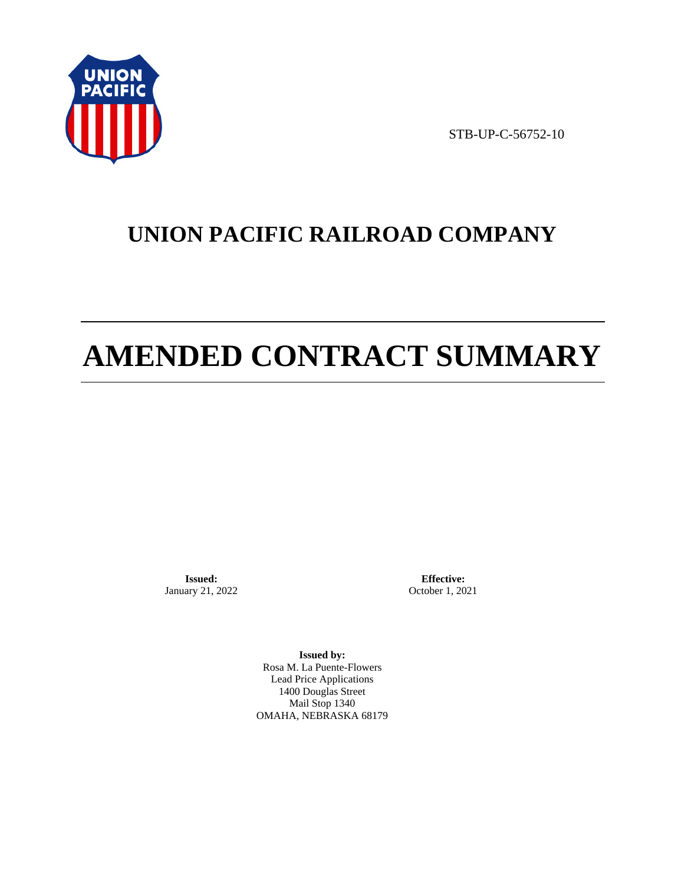STB-UP-C-56752-10

# UNION PACIFIC RAILROAD COMPANY

# AMENDED CONTRACT SUMMARY

**Issued:**
January 21, 2022

**Effective:**
October 1, 2021

**Issued by:**
Rosa M. La Puente-Flowers
Lead Price Applications
1400 Douglas Street
Mail Stop 1340
OMAHA, NEBRASKA 68179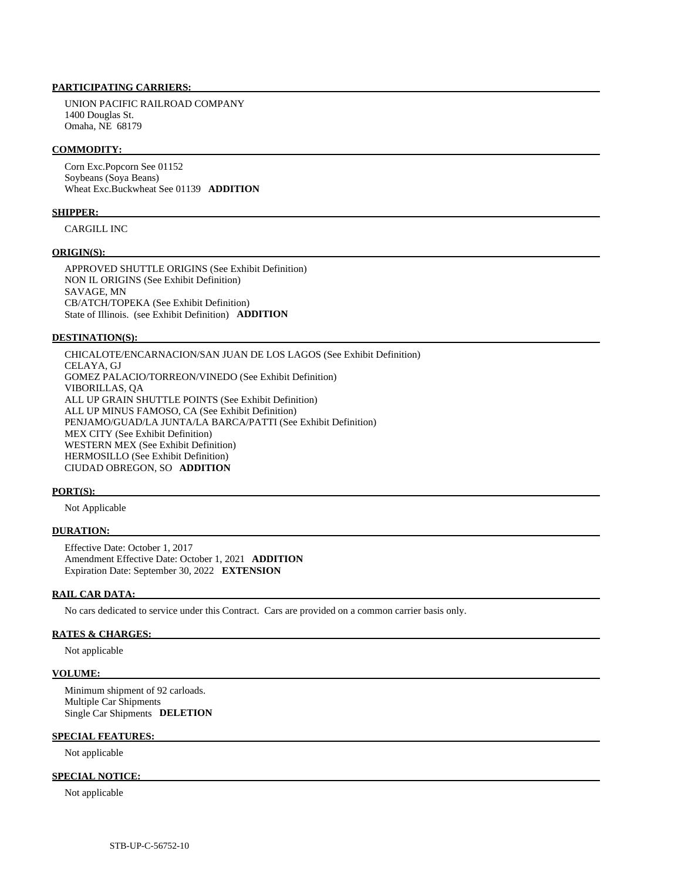**PARTICIPATING CARRIERS:**

UNION PACIFIC RAILROAD COMPANY
1400 Douglas St.
Omaha, NE 68179

**COMMODITY:**

Corn Exc.Popcorn See 01152
Soybeans (Soya Beans)
Wheat Exc.Buckwheat See 01139 **ADDITION**

**SHIPPER:**

CARGILL INC

**ORIGIN(S):**

APPROVED SHUTTLE ORIGINS (See Exhibit Definition)
NON IL ORIGINS (See Exhibit Definition)
SAVAGE, MN
CB/ATCH/TOPEKA (See Exhibit Definition)
State of Illinois. (see Exhibit Definition) **ADDITION**

**DESTINATION(S):**

CHICALOTE/ENCARNACION/SAN JUAN DE LOS LAGOS (See Exhibit Definition)
CELAYA, GJ
GOMEZ PALACIO/TORREON/VINEDO (See Exhibit Definition)
VIBORILLAS, QA
ALL UP GRAIN SHUTTLE POINTS (See Exhibit Definition)
ALL UP MINUS FAMOSO, CA (See Exhibit Definition)
PENJAMO/GUAD/LA JUNTA/LA BARCA/PATTI (See Exhibit Definition)
MEX CITY (See Exhibit Definition)
WESTERN MEX (See Exhibit Definition)
HERMOSILLO (See Exhibit Definition)
CIUDAD OBREGON, SO **ADDITION**

**PORT(S):**

Not Applicable

**DURATION:**

Effective Date: October 1, 2017
Amendment Effective Date: October 1, 2021 **ADDITION**
Expiration Date: September 30, 2022 **EXTENSION**

**RAIL CAR DATA:**

No cars dedicated to service under this Contract. Cars are provided on a common carrier basis only.

**RATES & CHARGES:**

Not applicable

**VOLUME:**

Minimum shipment of 92 carloads.
Multiple Car Shipments
Single Car Shipments **DELETION**

**SPECIAL FEATURES:**

Not applicable

**SPECIAL NOTICE:**

Not applicable

STB-UP-C-56752-10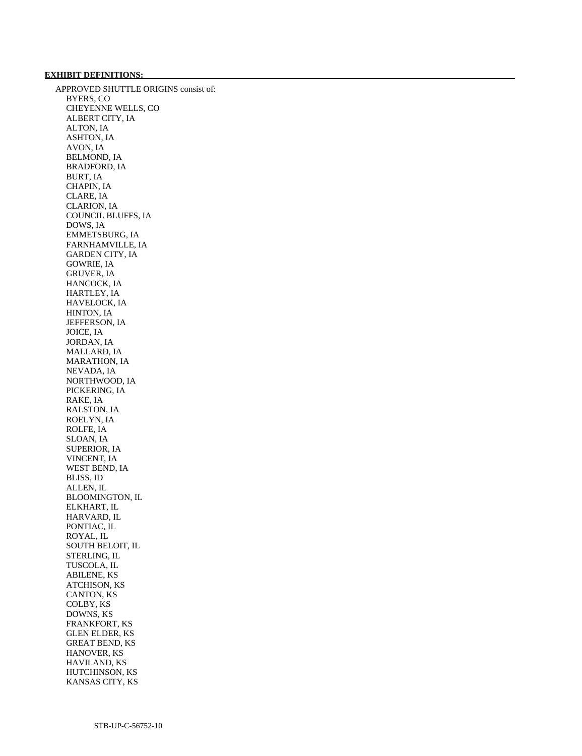**EXHIBIT DEFINITIONS:**

APPROVED SHUTTLE ORIGINS consist of:

- BYERS, CO
- CHEYENNE WELLS, CO
- ALBERT CITY, IA
- ALTON, IA
- ASHTON, IA
- AVON, IA
- BELMOND, IA
- BRADFORD, IA
- BURT, IA
- CHAPIN, IA
- CLARE, IA
- CLARION, IA
- COUNCIL BLUFFS, IA
- DOWS, IA
- EMMETSBURG, IA
- FARNHAMVILLE, IA
- GARDEN CITY, IA
- GOWRIE, IA
- GRUVER, IA
- HANCOCK, IA
- HARTLEY, IA
- HAVELOCK, IA
- HINTON, IA
- JEFFERSON, IA
- JOICE, IA
- JORDAN, IA
- MALLARD, IA
- MARATHON, IA
- NEVADA, IA
- NORTHWOOD, IA
- PICKERING, IA
- RAKE, IA
- RALSTON, IA
- ROELYN, IA
- ROLFE, IA
- SLOAN, IA
- SUPERIOR, IA
- VINCENT, IA
- WEST BEND, IA
- BLISS, ID
- ALLEN, IL
- BLOOMINGTON, IL
- ELKHART, IL
- HARVARD, IL
- PONTIAC, IL
- ROYAL, IL
- SOUTH BELOIT, IL
- STERLING, IL
- TUSCOLA, IL
- ABILENE, KS
- ATCHISON, KS
- CANTON, KS
- COLBY, KS
- DOWNS, KS
- FRANKFORT, KS
- GLEN ELDER, KS
- GREAT BEND, KS
- HANOVER, KS
- HAVILAND, KS
- HUTCHINSON, KS
- KANSAS CITY, KS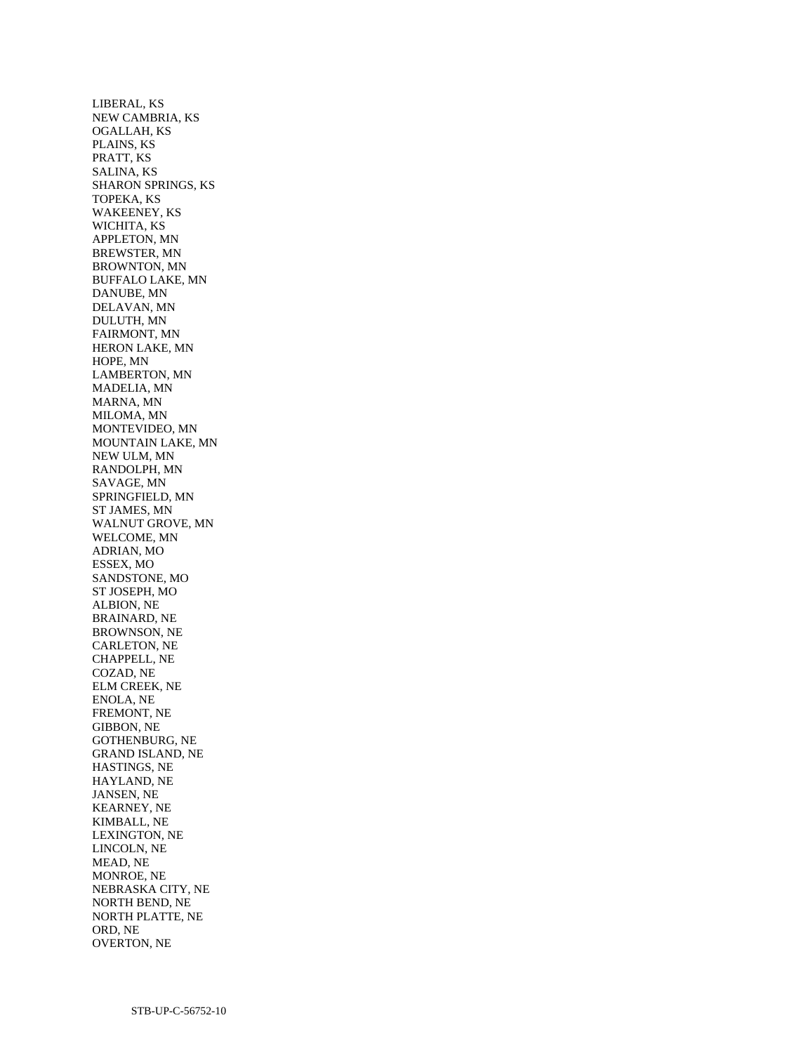LIBERAL, KS
NEW CAMBRIA, KS
OGALLAH, KS
PLAINS, KS
PRATT, KS
SALINA, KS
SHARON SPRINGS, KS
TOPEKA, KS
WAKEENEY, KS
WICHITA, KS
APPLETON, MN
BREWSTER, MN
BROWNTON, MN
BUFFALO LAKE, MN
DANUBE, MN
DELAVAN, MN
DULUTH, MN
FAIRMONT, MN
HERON LAKE, MN
HOPE, MN
LAMBERTON, MN
MADELIA, MN
MARNA, MN
MILOMA, MN
MONTEVIDEO, MN
MOUNTAIN LAKE, MN
NEW ULM, MN
RANDOLPH, MN
SAVAGE, MN
SPRINGFIELD, MN
ST JAMES, MN
WALNUT GROVE, MN
WELCOME, MN
ADRIAN, MO
ESSEX, MO
SANDSTONE, MO
ST JOSEPH, MO
ALBION, NE
BRAINARD, NE
BROWNSON, NE
CARLETON, NE
CHAPPELL, NE
COZAD, NE
ELM CREEK, NE
ENOLA, NE
FREMONT, NE
GIBBON, NE
GOTHENBURG, NE
GRAND ISLAND, NE
HASTINGS, NE
HAYLAND, NE
JANSEN, NE
KEARNEY, NE
KIMBALL, NE
LEXINGTON, NE
LINCOLN, NE
MEAD, NE
MONROE, NE
NEBRASKA CITY, NE
NORTH BEND, NE
NORTH PLATTE, NE
ORD, NE
OVERTON, NE

STB-UP-C-56752-10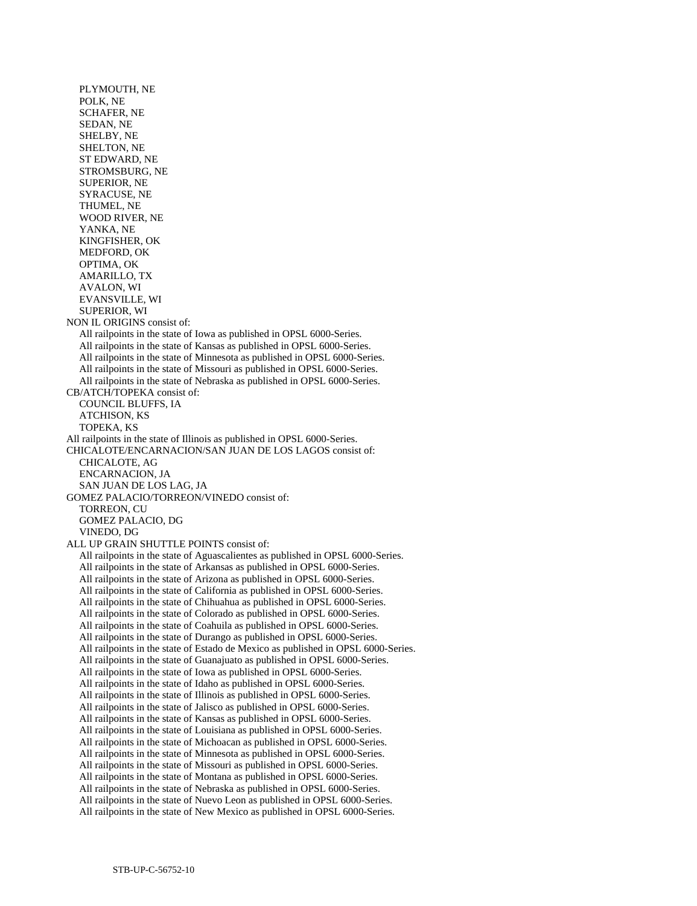PLYMOUTH, NE
POLK, NE
SCHAFER, NE
SEDAN, NE
SHELBY, NE
SHELTON, NE
ST EDWARD, NE
STROMSBURG, NE
SUPERIOR, NE
SYRACUSE, NE
THUMEL, NE
WOOD RIVER, NE
YANKA, NE
KINGFISHER, OK
MEDFORD, OK
OPTIMA, OK
AMARILLO, TX
AVALON, WI
EVANSVILLE, WI
SUPERIOR, WI

NON IL ORIGINS consist of:
- All railpoints in the state of Iowa as published in OPSL 6000-Series.
- All railpoints in the state of Kansas as published in OPSL 6000-Series.
- All railpoints in the state of Minnesota as published in OPSL 6000-Series.
- All railpoints in the state of Missouri as published in OPSL 6000-Series.
- All railpoints in the state of Nebraska as published in OPSL 6000-Series.

CB/ATCH/TOPEKA consist of:
- COUNCIL BLUFFS, IA
- ATCHISON, KS
- TOPEKA, KS

All railpoints in the state of Illinois as published in OPSL 6000-Series.

CHICALOTE/ENCARNACION/SAN JUAN DE LOS LAGOS consist of:
- CHICALOTE, AG
- ENCARNACION, JA
- SAN JUAN DE LOS LAG, JA

GOMEZ PALACIO/TORREON/VINEDO consist of:
- TORREON, CU
- GOMEZ PALACIO, DG
- VINEDO, DG

ALL UP GRAIN SHUTTLE POINTS consist of:
- All railpoints in the state of Aguascalientes as published in OPSL 6000-Series.
- All railpoints in the state of Arkansas as published in OPSL 6000-Series.
- All railpoints in the state of Arizona as published in OPSL 6000-Series.
- All railpoints in the state of California as published in OPSL 6000-Series.
- All railpoints in the state of Chihuahua as published in OPSL 6000-Series.
- All railpoints in the state of Colorado as published in OPSL 6000-Series.
- All railpoints in the state of Coahuila as published in OPSL 6000-Series.
- All railpoints in the state of Durango as published in OPSL 6000-Series.
- All railpoints in the state of Estado de Mexico as published in OPSL 6000-Series.
- All railpoints in the state of Guanajuato as published in OPSL 6000-Series.
- All railpoints in the state of Iowa as published in OPSL 6000-Series.
- All railpoints in the state of Idaho as published in OPSL 6000-Series.
- All railpoints in the state of Illinois as published in OPSL 6000-Series.
- All railpoints in the state of Jalisco as published in OPSL 6000-Series.
- All railpoints in the state of Kansas as published in OPSL 6000-Series.
- All railpoints in the state of Louisiana as published in OPSL 6000-Series.
- All railpoints in the state of Michoacan as published in OPSL 6000-Series.
- All railpoints in the state of Minnesota as published in OPSL 6000-Series.
- All railpoints in the state of Missouri as published in OPSL 6000-Series.
- All railpoints in the state of Montana as published in OPSL 6000-Series.
- All railpoints in the state of Nebraska as published in OPSL 6000-Series.
- All railpoints in the state of Nuevo Leon as published in OPSL 6000-Series.
- All railpoints in the state of New Mexico as published in OPSL 6000-Series.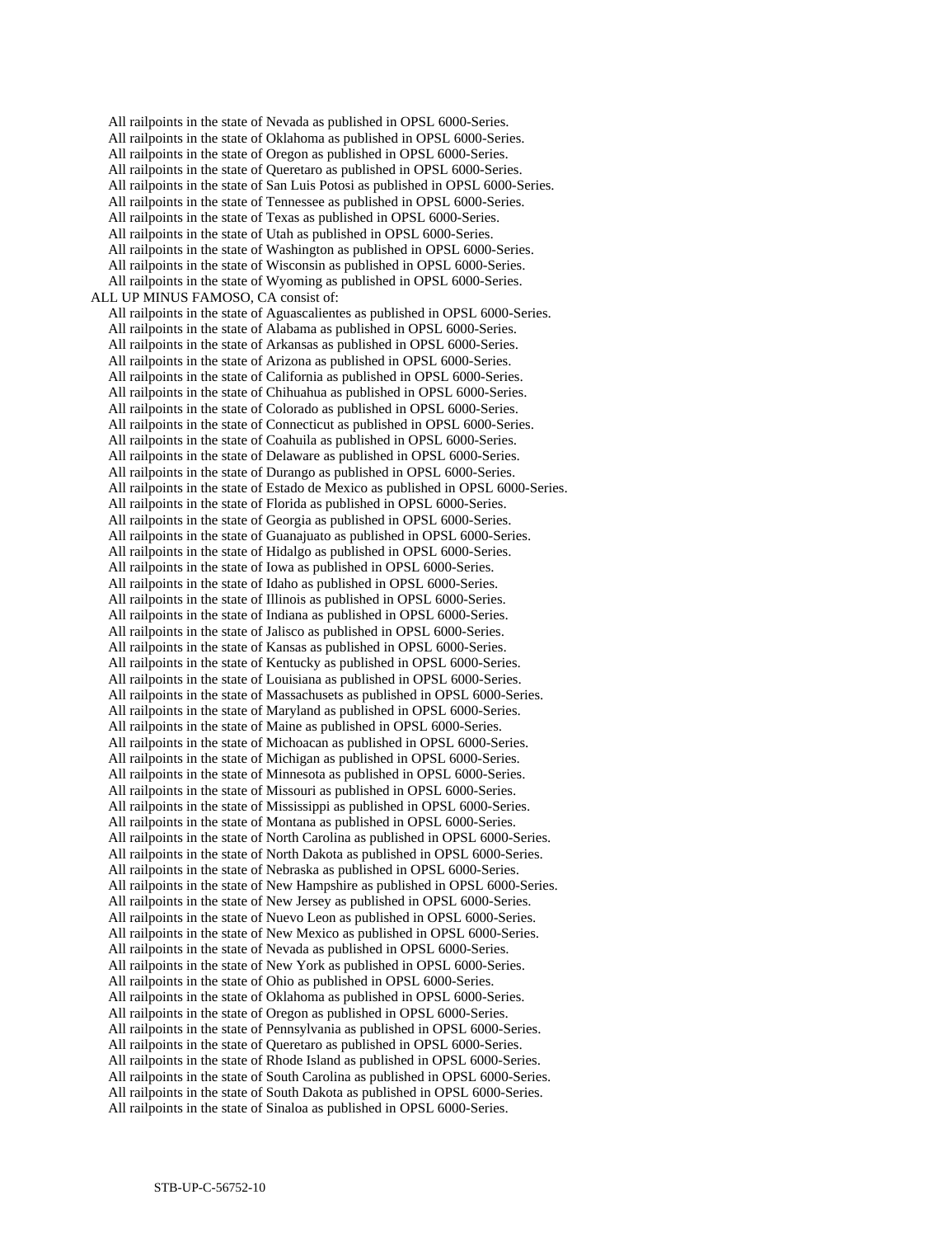All railpoints in the state of Nevada as published in OPSL 6000-Series.
All railpoints in the state of Oklahoma as published in OPSL 6000-Series.
All railpoints in the state of Oregon as published in OPSL 6000-Series.
All railpoints in the state of Queretaro as published in OPSL 6000-Series.
All railpoints in the state of San Luis Potosi as published in OPSL 6000-Series.
All railpoints in the state of Tennessee as published in OPSL 6000-Series.
All railpoints in the state of Texas as published in OPSL 6000-Series.
All railpoints in the state of Utah as published in OPSL 6000-Series.
All railpoints in the state of Washington as published in OPSL 6000-Series.
All railpoints in the state of Wisconsin as published in OPSL 6000-Series.
All railpoints in the state of Wyoming as published in OPSL 6000-Series.

ALL UP MINUS FAMOSO, CA consist of:

All railpoints in the state of Aguascalientes as published in OPSL 6000-Series.
All railpoints in the state of Alabama as published in OPSL 6000-Series.
All railpoints in the state of Arkansas as published in OPSL 6000-Series.
All railpoints in the state of Arizona as published in OPSL 6000-Series.
All railpoints in the state of California as published in OPSL 6000-Series.
All railpoints in the state of Chihuahua as published in OPSL 6000-Series.
All railpoints in the state of Colorado as published in OPSL 6000-Series.
All railpoints in the state of Connecticut as published in OPSL 6000-Series.
All railpoints in the state of Coahuila as published in OPSL 6000-Series.
All railpoints in the state of Delaware as published in OPSL 6000-Series.
All railpoints in the state of Durango as published in OPSL 6000-Series.
All railpoints in the state of Estado de Mexico as published in OPSL 6000-Series.
All railpoints in the state of Florida as published in OPSL 6000-Series.
All railpoints in the state of Georgia as published in OPSL 6000-Series.
All railpoints in the state of Guanajuato as published in OPSL 6000-Series.
All railpoints in the state of Hidalgo as published in OPSL 6000-Series.
All railpoints in the state of Iowa as published in OPSL 6000-Series.
All railpoints in the state of Idaho as published in OPSL 6000-Series.
All railpoints in the state of Illinois as published in OPSL 6000-Series.
All railpoints in the state of Indiana as published in OPSL 6000-Series.
All railpoints in the state of Jalisco as published in OPSL 6000-Series.
All railpoints in the state of Kansas as published in OPSL 6000-Series.
All railpoints in the state of Kentucky as published in OPSL 6000-Series.
All railpoints in the state of Louisiana as published in OPSL 6000-Series.
All railpoints in the state of Massachusets as published in OPSL 6000-Series.
All railpoints in the state of Maryland as published in OPSL 6000-Series.
All railpoints in the state of Maine as published in OPSL 6000-Series.
All railpoints in the state of Michoacan as published in OPSL 6000-Series.
All railpoints in the state of Michigan as published in OPSL 6000-Series.
All railpoints in the state of Minnesota as published in OPSL 6000-Series.
All railpoints in the state of Missouri as published in OPSL 6000-Series.
All railpoints in the state of Mississippi as published in OPSL 6000-Series.
All railpoints in the state of Montana as published in OPSL 6000-Series.
All railpoints in the state of North Carolina as published in OPSL 6000-Series.
All railpoints in the state of North Dakota as published in OPSL 6000-Series.
All railpoints in the state of Nebraska as published in OPSL 6000-Series.
All railpoints in the state of New Hampshire as published in OPSL 6000-Series.
All railpoints in the state of New Jersey as published in OPSL 6000-Series.
All railpoints in the state of Nuevo Leon as published in OPSL 6000-Series.
All railpoints in the state of New Mexico as published in OPSL 6000-Series.
All railpoints in the state of Nevada as published in OPSL 6000-Series.
All railpoints in the state of New York as published in OPSL 6000-Series.
All railpoints in the state of Ohio as published in OPSL 6000-Series.
All railpoints in the state of Oklahoma as published in OPSL 6000-Series.
All railpoints in the state of Oregon as published in OPSL 6000-Series.
All railpoints in the state of Pennsylvania as published in OPSL 6000-Series.
All railpoints in the state of Queretaro as published in OPSL 6000-Series.
All railpoints in the state of Rhode Island as published in OPSL 6000-Series.
All railpoints in the state of South Carolina as published in OPSL 6000-Series.
All railpoints in the state of South Dakota as published in OPSL 6000-Series.
All railpoints in the state of Sinaloa as published in OPSL 6000-Series.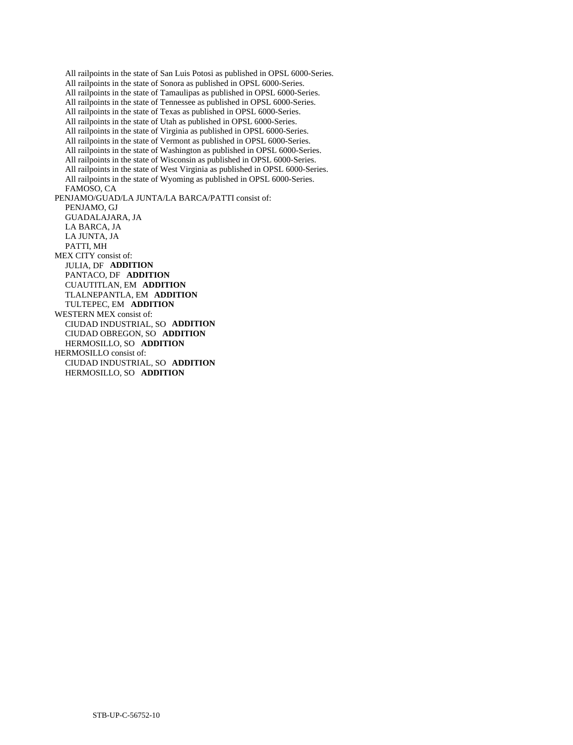All railpoints in the state of San Luis Potosi as published in OPSL 6000-Series.
All railpoints in the state of Sonora as published in OPSL 6000-Series.
All railpoints in the state of Tamaulipas as published in OPSL 6000-Series.
All railpoints in the state of Tennessee as published in OPSL 6000-Series.
All railpoints in the state of Texas as published in OPSL 6000-Series.
All railpoints in the state of Utah as published in OPSL 6000-Series.
All railpoints in the state of Virginia as published in OPSL 6000-Series.
All railpoints in the state of Vermont as published in OPSL 6000-Series.
All railpoints in the state of Washington as published in OPSL 6000-Series.
All railpoints in the state of Wisconsin as published in OPSL 6000-Series.
All railpoints in the state of West Virginia as published in OPSL 6000-Series.
All railpoints in the state of Wyoming as published in OPSL 6000-Series.
FAMOSO, CA

PENJAMO/GUAD/LA JUNTA/LA BARCA/PATTI consist of:
PENJAMO, GJ
GUADALAJARA, JA
LA BARCA, JA
LA JUNTA, JA
PATTI, MH

MEX CITY consist of:
JULIA, DF **ADDITION**
PANTACO, DF **ADDITION**
CUAUTITLAN, EM **ADDITION**
TLALNEPANTLA, EM **ADDITION**
TULTEPEC, EM **ADDITION**

WESTERN MEX consist of:
CIUDAD INDUSTRIAL, SO **ADDITION**
CIUDAD OBREGON, SO **ADDITION**
HERMOSILLO, SO **ADDITION**

HERMOSILLO consist of:
CIUDAD INDUSTRIAL, SO **ADDITION**
HERMOSILLO, SO **ADDITION**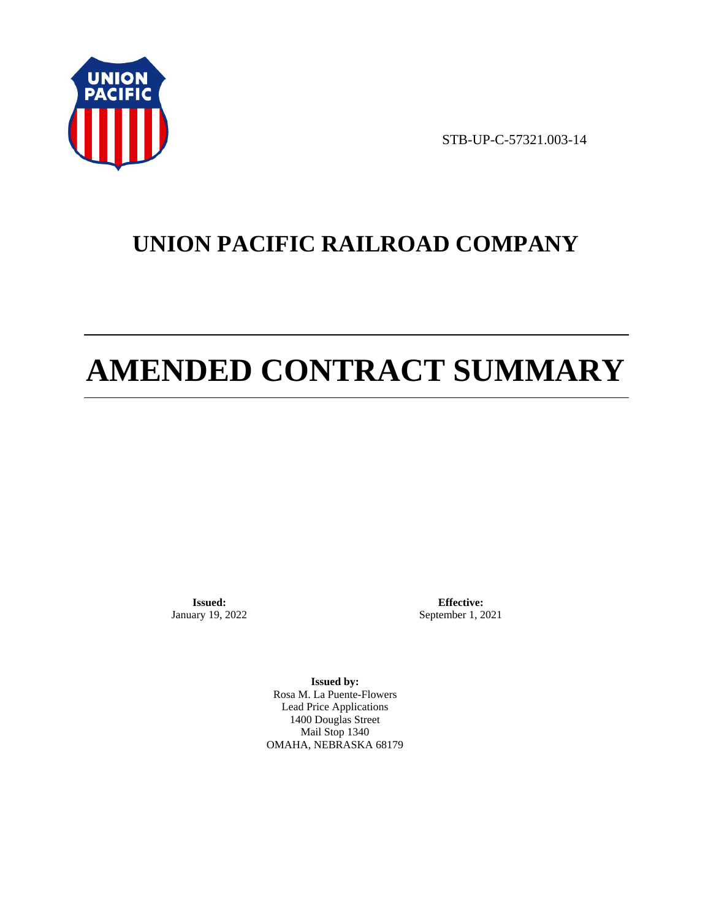STB-UP-C-57321.003-14

# UNION PACIFIC RAILROAD COMPANY

# AMENDED CONTRACT SUMMARY

**Issued:**
January 19, 2022

**Effective:**
September 1, 2021

**Issued by:**
Rosa M. La Puente-Flowers
Lead Price Applications
1400 Douglas Street
Mail Stop 1340
OMAHA, NEBRASKA 68179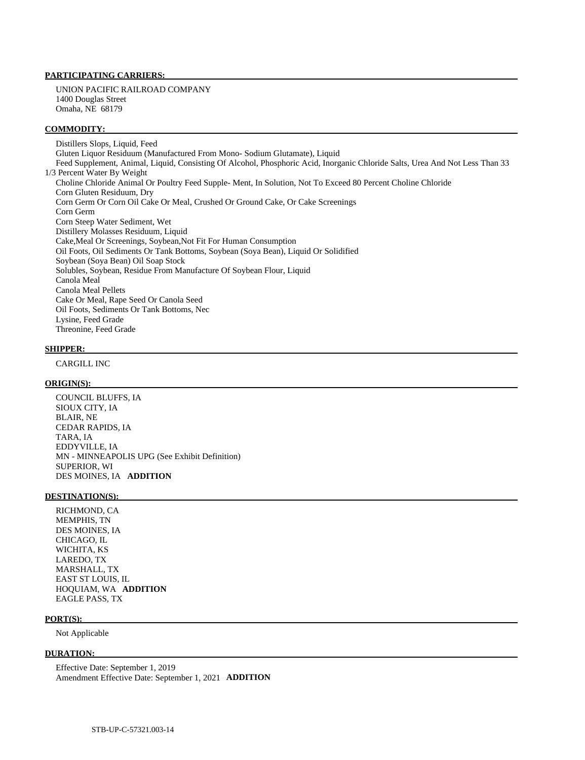**PARTICIPATING CARRIERS:**

UNION PACIFIC RAILROAD COMPANY
1400 Douglas Street
Omaha, NE 68179

**COMMODITY:**

Distillers Slops, Liquid, Feed
Gluten Liquor Residuum (Manufactured From Mono- Sodium Glutamate), Liquid
Feed Supplement, Animal, Liquid, Consisting Of Alcohol, Phosphoric Acid, Inorganic Chloride Salts, Urea And Not Less Than 33 1/3 Percent Water By Weight
Choline Chloride Animal Or Poultry Feed Supple- Ment, In Solution, Not To Exceed 80 Percent Choline Chloride
Corn Gluten Residuum, Dry
Corn Germ Or Corn Oil Cake Or Meal, Crushed Or Ground Cake, Or Cake Screenings
Corn Germ
Corn Steep Water Sediment, Wet
Distillery Molasses Residuum, Liquid
Cake,Meal Or Screenings, Soybean,Not Fit For Human Consumption
Oil Foots, Oil Sediments Or Tank Bottoms, Soybean (Soya Bean), Liquid Or Solidified
Soybean (Soya Bean) Oil Soap Stock
Solubles, Soybean, Residue From Manufacture Of Soybean Flour, Liquid
Canola Meal
Canola Meal Pellets
Cake Or Meal, Rape Seed Or Canola Seed
Oil Foots, Sediments Or Tank Bottoms, Nec
Lysine, Feed Grade
Threonine, Feed Grade

**SHIPPER:**

CARGILL INC

**ORIGIN(S):**

COUNCIL BLUFFS, IA
SIOUX CITY, IA
BLAIR, NE
CEDAR RAPIDS, IA
TARA, IA
EDDYVILLE, IA
MN - MINNEAPOLIS UPG (See Exhibit Definition)
SUPERIOR, WI
DES MOINES, IA **ADDITION**

**DESTINATION(S):**

RICHMOND, CA
MEMPHIS, TN
DES MOINES, IA
CHICAGO, IL
WICHITA, KS
LAREDO, TX
MARSHALL, TX
EAST ST LOUIS, IL
HOQUIAM, WA **ADDITION**
EAGLE PASS, TX

**PORT(S):**

Not Applicable

**DURATION:**

Effective Date: September 1, 2019
Amendment Effective Date: September 1, 2021 **ADDITION**

STB-UP-C-57321.003-14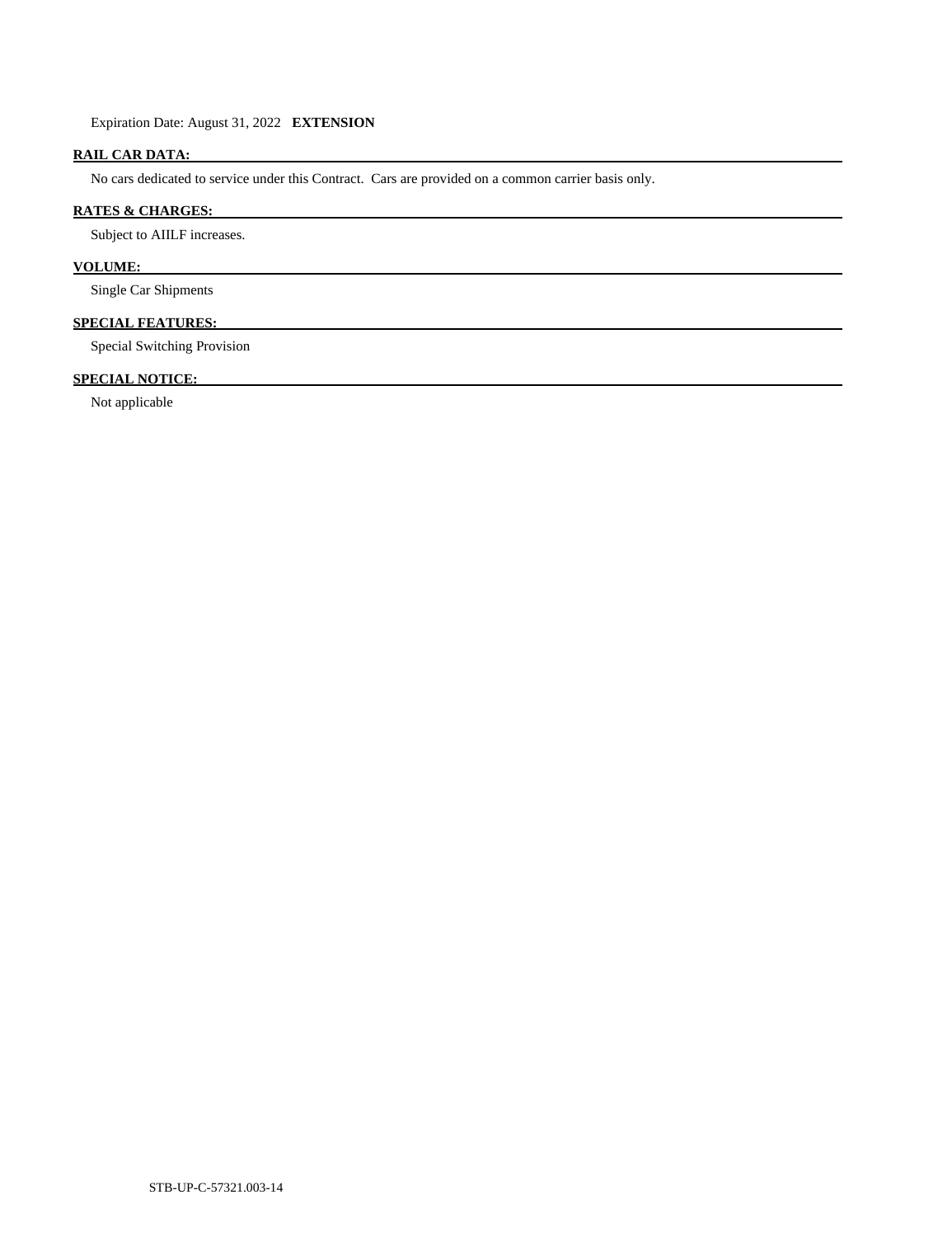Expiration Date: August 31, 2022 **EXTENSION**

**RAIL CAR DATA:**

No cars dedicated to service under this Contract. Cars are provided on a common carrier basis only.

**RATES & CHARGES:**

Subject to AIILF increases.

**VOLUME:**

Single Car Shipments

**SPECIAL FEATURES:**

Special Switching Provision

**SPECIAL NOTICE:**

Not applicable

STB-UP-C-57321.003-14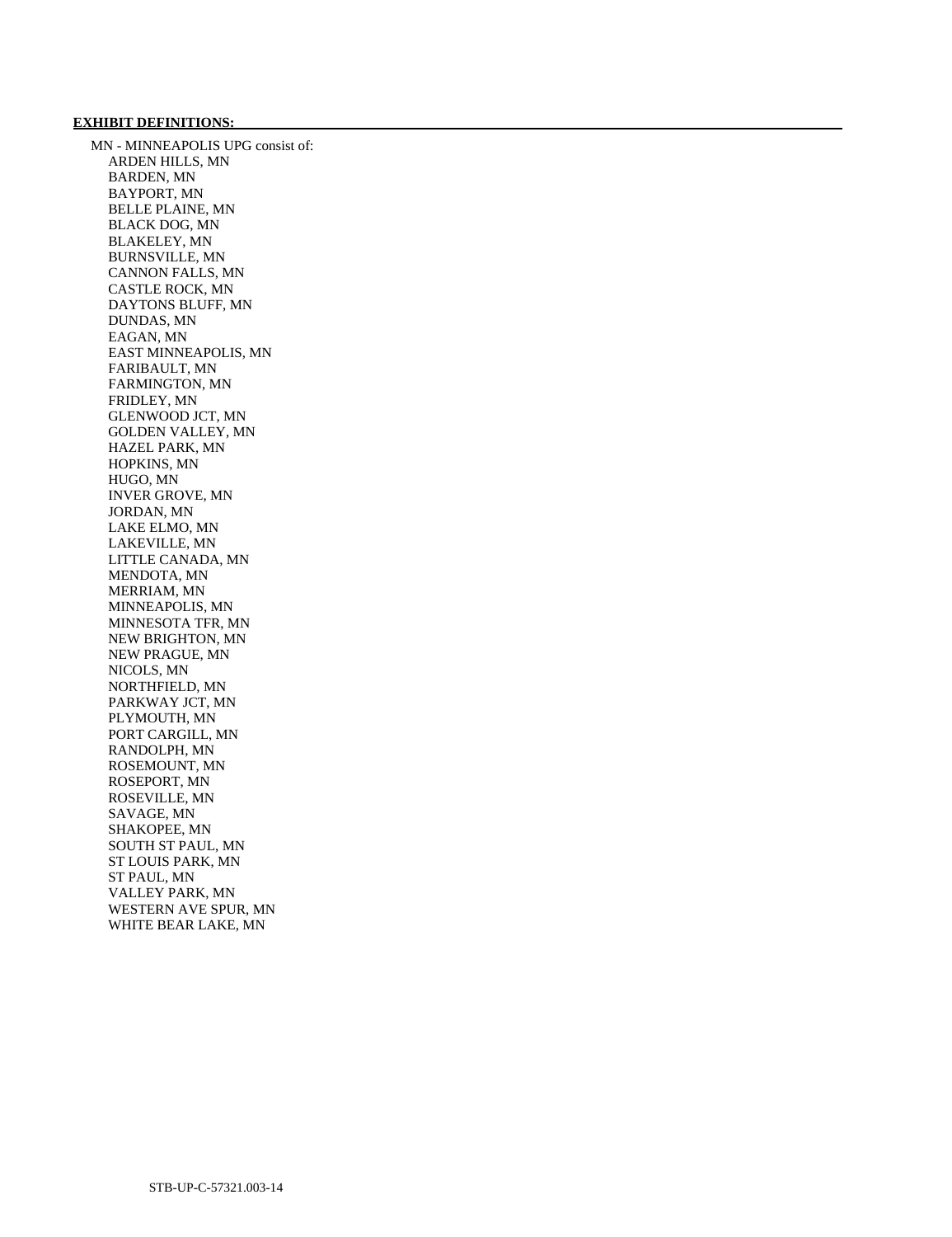**EXHIBIT DEFINITIONS:**

MN - MINNEAPOLIS UPG consist of:

- ARDEN HILLS, MN
- BARDEN, MN
- BAYPORT, MN
- BELLE PLAINE, MN
- BLACK DOG, MN
- BLAKELEY, MN
- BURNSVILLE, MN
- CANNON FALLS, MN
- CASTLE ROCK, MN
- DAYTONS BLUFF, MN
- DUNDAS, MN
- EAGAN, MN
- EAST MINNEAPOLIS, MN
- FARIBAULT, MN
- FARMINGTON, MN
- FRIDLEY, MN
- GLENWOOD JCT, MN
- GOLDEN VALLEY, MN
- HAZEL PARK, MN
- HOPKINS, MN
- HUGO, MN
- INVER GROVE, MN
- JORDAN, MN
- LAKE ELMO, MN
- LAKEVILLE, MN
- LITTLE CANADA, MN
- MENDOTA, MN
- MERRIAM, MN
- MINNEAPOLIS, MN
- MINNESOTA TFR, MN
- NEW BRIGHTON, MN
- NEW PRAGUE, MN
- NICOLS, MN
- NORTHFIELD, MN
- PARKWAY JCT, MN
- PLYMOUTH, MN
- PORT CARGILL, MN
- RANDOLPH, MN
- ROSEMOUNT, MN
- ROSEPORT, MN
- ROSEVILLE, MN
- SAVAGE, MN
- SHAKOPEE, MN
- SOUTH ST PAUL, MN
- ST LOUIS PARK, MN
- ST PAUL, MN
- VALLEY PARK, MN
- WESTERN AVE SPUR, MN
- WHITE BEAR LAKE, MN

STB-UP-C-57321.003-14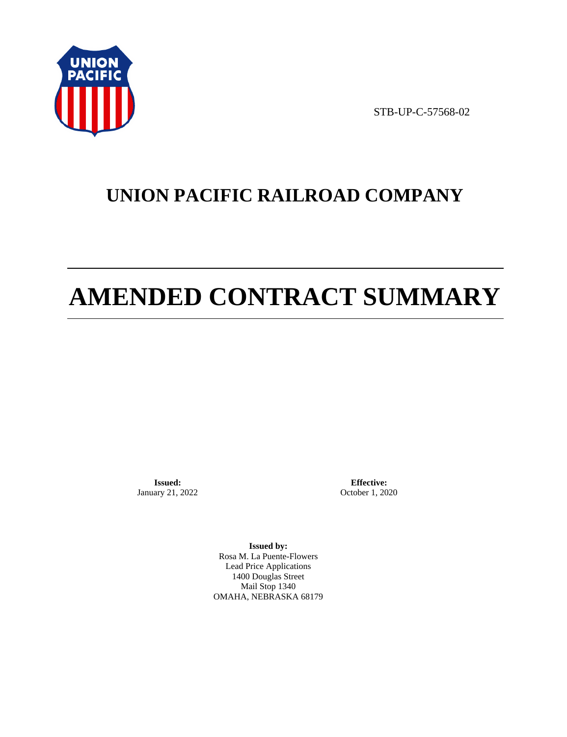STB-UP-C-57568-02

# UNION PACIFIC RAILROAD COMPANY

# AMENDED CONTRACT SUMMARY

**Issued:**
January 21, 2022

**Effective:**
October 1, 2020

**Issued by:**
Rosa M. La Puente-Flowers
Lead Price Applications
1400 Douglas Street
Mail Stop 1340
OMAHA, NEBRASKA 68179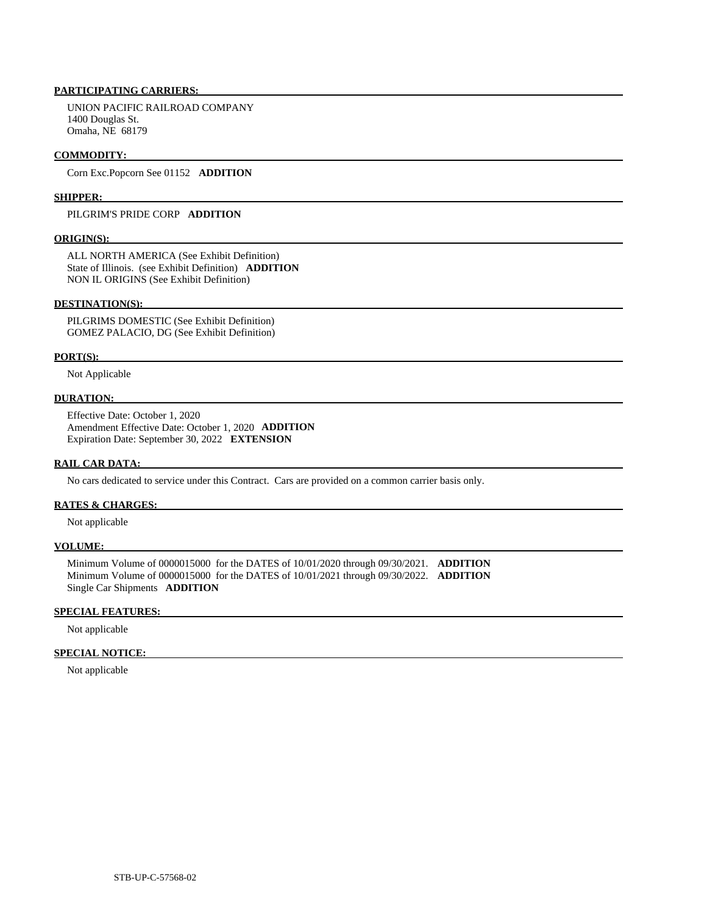**PARTICIPATING CARRIERS:**

UNION PACIFIC RAILROAD COMPANY
1400 Douglas St.
Omaha, NE 68179

**COMMODITY:**

Corn Exc.Popcorn See 01152 **ADDITION**

**SHIPPER:**

PILGRIM'S PRIDE CORP **ADDITION**

**ORIGIN(S):**

ALL NORTH AMERICA (See Exhibit Definition)
State of Illinois. (see Exhibit Definition) **ADDITION**
NON IL ORIGINS (See Exhibit Definition)

**DESTINATION(S):**

PILGRIMS DOMESTIC (See Exhibit Definition)
GOMEZ PALACIO, DG (See Exhibit Definition)

**PORT(S):**

Not Applicable

**DURATION:**

Effective Date: October 1, 2020
Amendment Effective Date: October 1, 2020 **ADDITION**
Expiration Date: September 30, 2022 **EXTENSION**

**RAIL CAR DATA:**

No cars dedicated to service under this Contract. Cars are provided on a common carrier basis only.

**RATES & CHARGES:**

Not applicable

**VOLUME:**

Minimum Volume of 0000015000 for the DATES of 10/01/2020 through 09/30/2021. **ADDITION**
Minimum Volume of 0000015000 for the DATES of 10/01/2021 through 09/30/2022. **ADDITION**
Single Car Shipments **ADDITION**

**SPECIAL FEATURES:**

Not applicable

**SPECIAL NOTICE:**

Not applicable

STB-UP-C-57568-02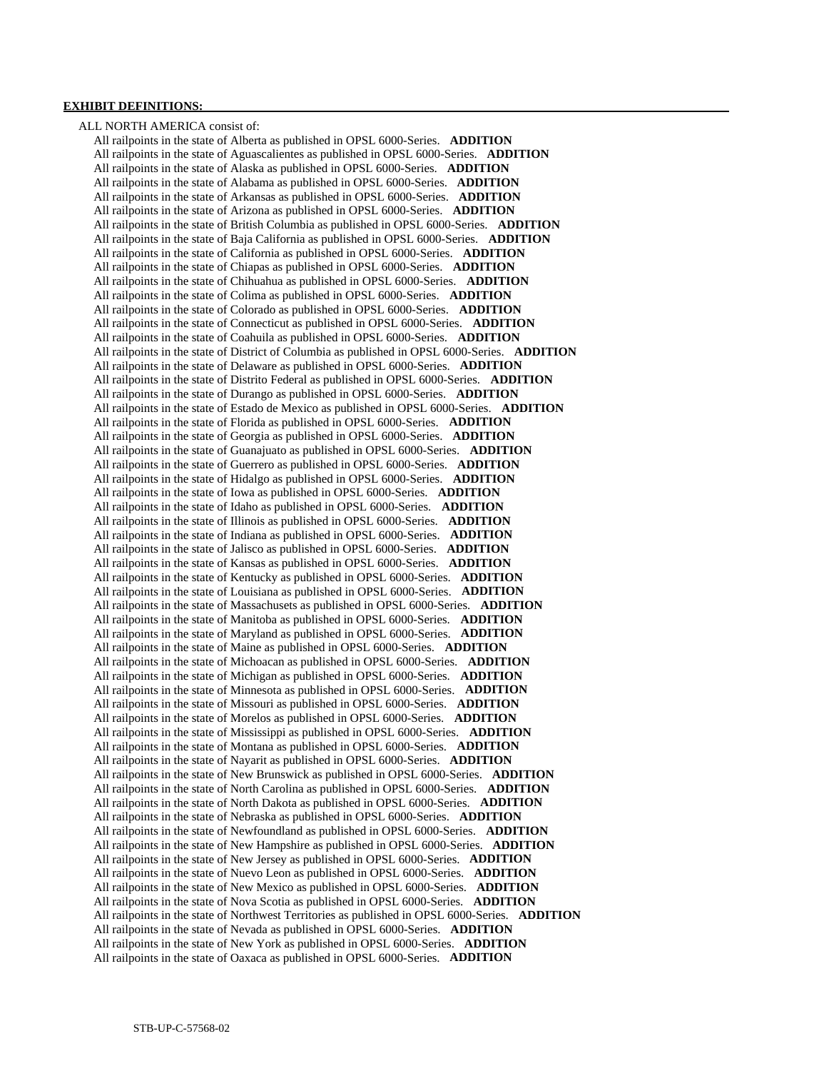**EXHIBIT DEFINITIONS:**

ALL NORTH AMERICA consist of:

All railpoints in the state of Alberta as published in OPSL 6000-Series. **ADDITION**
All railpoints in the state of Aguascalientes as published in OPSL 6000-Series. **ADDITION**
All railpoints in the state of Alaska as published in OPSL 6000-Series. **ADDITION**
All railpoints in the state of Alabama as published in OPSL 6000-Series. **ADDITION**
All railpoints in the state of Arkansas as published in OPSL 6000-Series. **ADDITION**
All railpoints in the state of Arizona as published in OPSL 6000-Series. **ADDITION**
All railpoints in the state of British Columbia as published in OPSL 6000-Series. **ADDITION**
All railpoints in the state of Baja California as published in OPSL 6000-Series. **ADDITION**
All railpoints in the state of California as published in OPSL 6000-Series. **ADDITION**
All railpoints in the state of Chiapas as published in OPSL 6000-Series. **ADDITION**
All railpoints in the state of Chihuahua as published in OPSL 6000-Series. **ADDITION**
All railpoints in the state of Colima as published in OPSL 6000-Series. **ADDITION**
All railpoints in the state of Colorado as published in OPSL 6000-Series. **ADDITION**
All railpoints in the state of Connecticut as published in OPSL 6000-Series. **ADDITION**
All railpoints in the state of Coahuila as published in OPSL 6000-Series. **ADDITION**
All railpoints in the state of District of Columbia as published in OPSL 6000-Series. **ADDITION**
All railpoints in the state of Delaware as published in OPSL 6000-Series. **ADDITION**
All railpoints in the state of Distrito Federal as published in OPSL 6000-Series. **ADDITION**
All railpoints in the state of Durango as published in OPSL 6000-Series. **ADDITION**
All railpoints in the state of Estado de Mexico as published in OPSL 6000-Series. **ADDITION**
All railpoints in the state of Florida as published in OPSL 6000-Series. **ADDITION**
All railpoints in the state of Georgia as published in OPSL 6000-Series. **ADDITION**
All railpoints in the state of Guanajuato as published in OPSL 6000-Series. **ADDITION**
All railpoints in the state of Guerrero as published in OPSL 6000-Series. **ADDITION**
All railpoints in the state of Hidalgo as published in OPSL 6000-Series. **ADDITION**
All railpoints in the state of Iowa as published in OPSL 6000-Series. **ADDITION**
All railpoints in the state of Idaho as published in OPSL 6000-Series. **ADDITION**
All railpoints in the state of Illinois as published in OPSL 6000-Series. **ADDITION**
All railpoints in the state of Indiana as published in OPSL 6000-Series. **ADDITION**
All railpoints in the state of Jalisco as published in OPSL 6000-Series. **ADDITION**
All railpoints in the state of Kansas as published in OPSL 6000-Series. **ADDITION**
All railpoints in the state of Kentucky as published in OPSL 6000-Series. **ADDITION**
All railpoints in the state of Louisiana as published in OPSL 6000-Series. **ADDITION**
All railpoints in the state of Massachusets as published in OPSL 6000-Series. **ADDITION**
All railpoints in the state of Manitoba as published in OPSL 6000-Series. **ADDITION**
All railpoints in the state of Maryland as published in OPSL 6000-Series. **ADDITION**
All railpoints in the state of Maine as published in OPSL 6000-Series. **ADDITION**
All railpoints in the state of Michoacan as published in OPSL 6000-Series. **ADDITION**
All railpoints in the state of Michigan as published in OPSL 6000-Series. **ADDITION**
All railpoints in the state of Minnesota as published in OPSL 6000-Series. **ADDITION**
All railpoints in the state of Missouri as published in OPSL 6000-Series. **ADDITION**
All railpoints in the state of Morelos as published in OPSL 6000-Series. **ADDITION**
All railpoints in the state of Mississippi as published in OPSL 6000-Series. **ADDITION**
All railpoints in the state of Montana as published in OPSL 6000-Series. **ADDITION**
All railpoints in the state of Nayarit as published in OPSL 6000-Series. **ADDITION**
All railpoints in the state of New Brunswick as published in OPSL 6000-Series. **ADDITION**
All railpoints in the state of North Carolina as published in OPSL 6000-Series. **ADDITION**
All railpoints in the state of North Dakota as published in OPSL 6000-Series. **ADDITION**
All railpoints in the state of Nebraska as published in OPSL 6000-Series. **ADDITION**
All railpoints in the state of Newfoundland as published in OPSL 6000-Series. **ADDITION**
All railpoints in the state of New Hampshire as published in OPSL 6000-Series. **ADDITION**
All railpoints in the state of New Jersey as published in OPSL 6000-Series. **ADDITION**
All railpoints in the state of Nuevo Leon as published in OPSL 6000-Series. **ADDITION**
All railpoints in the state of New Mexico as published in OPSL 6000-Series. **ADDITION**
All railpoints in the state of Nova Scotia as published in OPSL 6000-Series. **ADDITION**
All railpoints in the state of Northwest Territories as published in OPSL 6000-Series. **ADDITION**
All railpoints in the state of Nevada as published in OPSL 6000-Series. **ADDITION**
All railpoints in the state of New York as published in OPSL 6000-Series. **ADDITION**
All railpoints in the state of Oaxaca as published in OPSL 6000-Series. **ADDITION**

STB-UP-C-57568-02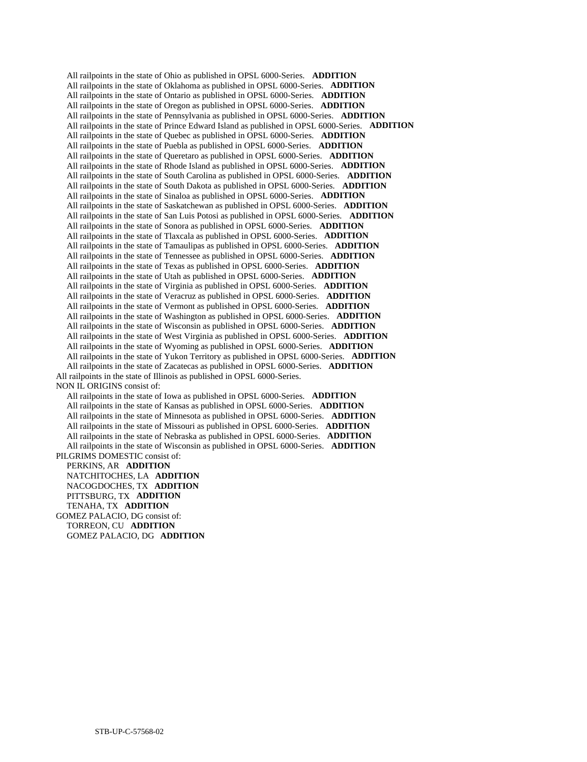- All railpoints in the state of Ohio as published in OPSL 6000-Series. **ADDITION**
- All railpoints in the state of Oklahoma as published in OPSL 6000-Series. **ADDITION**
- All railpoints in the state of Ontario as published in OPSL 6000-Series. **ADDITION**
- All railpoints in the state of Oregon as published in OPSL 6000-Series. **ADDITION**
- All railpoints in the state of Pennsylvania as published in OPSL 6000-Series. **ADDITION**
- All railpoints in the state of Prince Edward Island as published in OPSL 6000-Series. **ADDITION**
- All railpoints in the state of Quebec as published in OPSL 6000-Series. **ADDITION**
- All railpoints in the state of Puebla as published in OPSL 6000-Series. **ADDITION**
- All railpoints in the state of Queretaro as published in OPSL 6000-Series. **ADDITION**
- All railpoints in the state of Rhode Island as published in OPSL 6000-Series. **ADDITION**
- All railpoints in the state of South Carolina as published in OPSL 6000-Series. **ADDITION**
- All railpoints in the state of South Dakota as published in OPSL 6000-Series. **ADDITION**
- All railpoints in the state of Sinaloa as published in OPSL 6000-Series. **ADDITION**
- All railpoints in the state of Saskatchewan as published in OPSL 6000-Series. **ADDITION**
- All railpoints in the state of San Luis Potosi as published in OPSL 6000-Series. **ADDITION**
- All railpoints in the state of Sonora as published in OPSL 6000-Series. **ADDITION**
- All railpoints in the state of Tlaxcala as published in OPSL 6000-Series. **ADDITION**
- All railpoints in the state of Tamaulipas as published in OPSL 6000-Series. **ADDITION**
- All railpoints in the state of Tennessee as published in OPSL 6000-Series. **ADDITION**
- All railpoints in the state of Texas as published in OPSL 6000-Series. **ADDITION**
- All railpoints in the state of Utah as published in OPSL 6000-Series. **ADDITION**
- All railpoints in the state of Virginia as published in OPSL 6000-Series. **ADDITION**
- All railpoints in the state of Veracruz as published in OPSL 6000-Series. **ADDITION**
- All railpoints in the state of Vermont as published in OPSL 6000-Series. **ADDITION**
- All railpoints in the state of Washington as published in OPSL 6000-Series. **ADDITION**
- All railpoints in the state of Wisconsin as published in OPSL 6000-Series. **ADDITION**
- All railpoints in the state of West Virginia as published in OPSL 6000-Series. **ADDITION**
- All railpoints in the state of Wyoming as published in OPSL 6000-Series. **ADDITION**
- All railpoints in the state of Yukon Territory as published in OPSL 6000-Series. **ADDITION**
- All railpoints in the state of Zacatecas as published in OPSL 6000-Series. **ADDITION**

All railpoints in the state of Illinois as published in OPSL 6000-Series.

NON IL ORIGINS consist of:

- All railpoints in the state of Iowa as published in OPSL 6000-Series. **ADDITION**
- All railpoints in the state of Kansas as published in OPSL 6000-Series. **ADDITION**
- All railpoints in the state of Minnesota as published in OPSL 6000-Series. **ADDITION**
- All railpoints in the state of Missouri as published in OPSL 6000-Series. **ADDITION**
- All railpoints in the state of Nebraska as published in OPSL 6000-Series. **ADDITION**
- All railpoints in the state of Wisconsin as published in OPSL 6000-Series. **ADDITION**

PILGRIMS DOMESTIC consist of:

- PERKINS, AR **ADDITION**
- NATCHITOCHES, LA **ADDITION**
- NACOGDOCHES, TX **ADDITION**
- PITTSBURG, TX **ADDITION**
- TENAHA, TX **ADDITION**

GOMEZ PALACIO, DG consist of:

- TORREON, CU **ADDITION**
- GOMEZ PALACIO, DG **ADDITION**

STB-UP-C-57568-02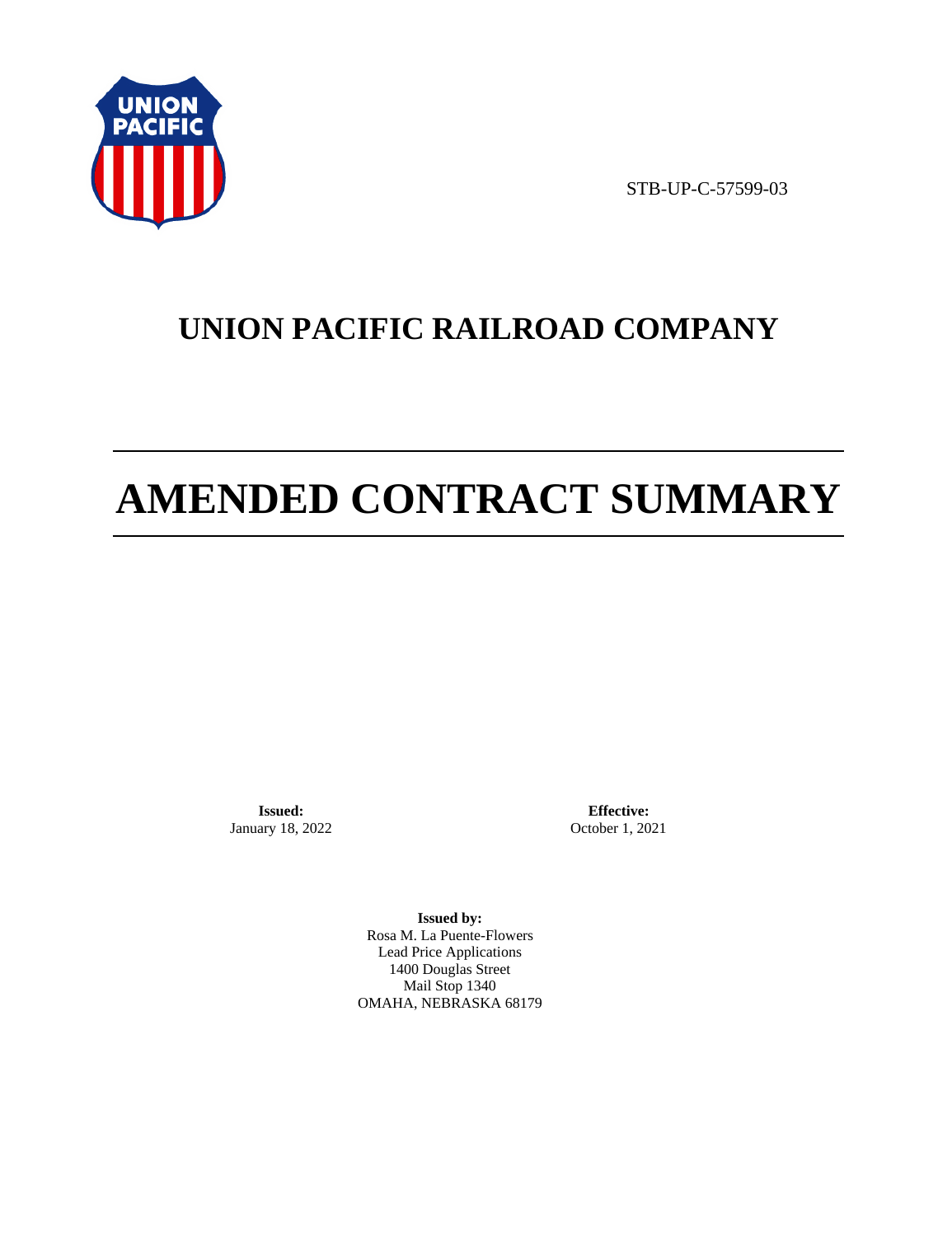STB-UP-C-57599-03

# UNION PACIFIC RAILROAD COMPANY

# AMENDED CONTRACT SUMMARY

**Issued:**
January 18, 2022

**Effective:**
October 1, 2021

**Issued by:**
Rosa M. La Puente-Flowers
Lead Price Applications
1400 Douglas Street
Mail Stop 1340
OMAHA, NEBRASKA 68179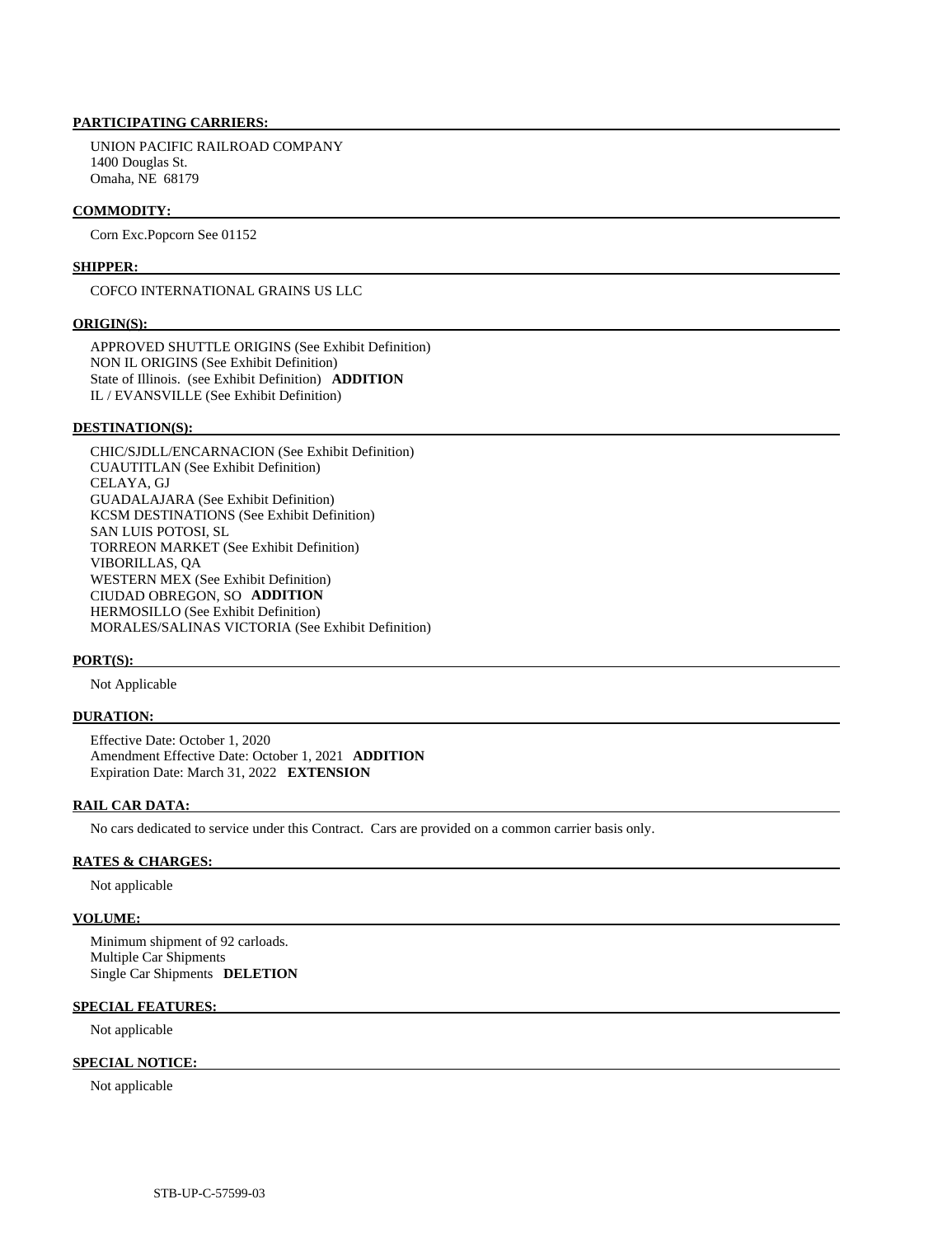**PARTICIPATING CARRIERS:**

UNION PACIFIC RAILROAD COMPANY
1400 Douglas St.
Omaha, NE 68179

**COMMODITY:**

Corn Exc.Popcorn See 01152

**SHIPPER:**

COFCO INTERNATIONAL GRAINS US LLC

**ORIGIN(S):**

APPROVED SHUTTLE ORIGINS (See Exhibit Definition)
NON IL ORIGINS (See Exhibit Definition)
State of Illinois. (see Exhibit Definition) **ADDITION**
IL / EVANSVILLE (See Exhibit Definition)

**DESTINATION(S):**

CHIC/SJDLL/ENCARNACION (See Exhibit Definition)
CUAUTITLAN (See Exhibit Definition)
CELAYA, GJ
GUADALAJARA (See Exhibit Definition)
KCSM DESTINATIONS (See Exhibit Definition)
SAN LUIS POTOSI, SL
TORREON MARKET (See Exhibit Definition)
VIBORILLAS, QA
WESTERN MEX (See Exhibit Definition)
CIUDAD OBREGON, SO **ADDITION**
HERMOSILLO (See Exhibit Definition)
MORALES/SALINAS VICTORIA (See Exhibit Definition)

**PORT(S):**

Not Applicable

**DURATION:**

Effective Date: October 1, 2020
Amendment Effective Date: October 1, 2021 **ADDITION**
Expiration Date: March 31, 2022 **EXTENSION**

**RAIL CAR DATA:**

No cars dedicated to service under this Contract. Cars are provided on a common carrier basis only.

**RATES & CHARGES:**

Not applicable

**VOLUME:**

Minimum shipment of 92 carloads.
Multiple Car Shipments
Single Car Shipments **DELETION**

**SPECIAL FEATURES:**

Not applicable

**SPECIAL NOTICE:**

Not applicable

STB-UP-C-57599-03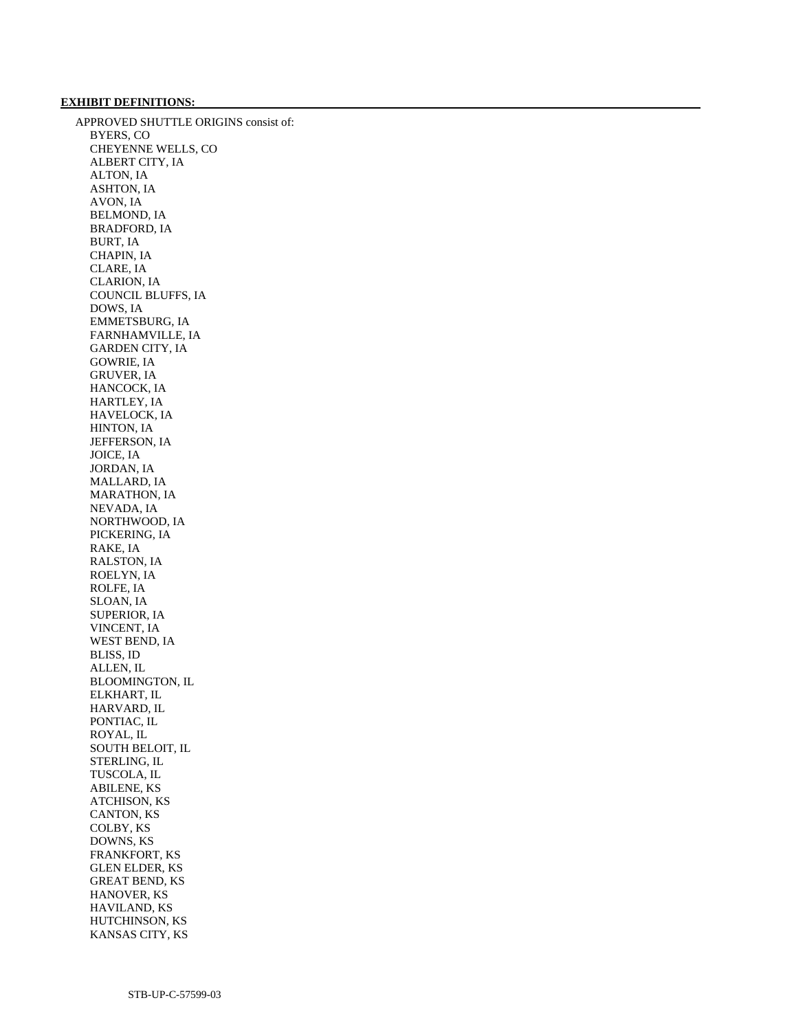**EXHIBIT DEFINITIONS:**

APPROVED SHUTTLE ORIGINS consist of:

- BYERS, CO
- CHEYENNE WELLS, CO
- ALBERT CITY, IA
- ALTON, IA
- ASHTON, IA
- AVON, IA
- BELMOND, IA
- BRADFORD, IA
- BURT, IA
- CHAPIN, IA
- CLARE, IA
- CLARION, IA
- COUNCIL BLUFFS, IA
- DOWS, IA
- EMMETSBURG, IA
- FARNHAMVILLE, IA
- GARDEN CITY, IA
- GOWRIE, IA
- GRUVER, IA
- HANCOCK, IA
- HARTLEY, IA
- HAVELOCK, IA
- HINTON, IA
- JEFFERSON, IA
- JOICE, IA
- JORDAN, IA
- MALLARD, IA
- MARATHON, IA
- NEVADA, IA
- NORTHWOOD, IA
- PICKERING, IA
- RAKE, IA
- RALSTON, IA
- ROELYN, IA
- ROLFE, IA
- SLOAN, IA
- SUPERIOR, IA
- VINCENT, IA
- WEST BEND, IA
- BLISS, ID
- ALLEN, IL
- BLOOMINGTON, IL
- ELKHART, IL
- HARVARD, IL
- PONTIAC, IL
- ROYAL, IL
- SOUTH BELOIT, IL
- STERLING, IL
- TUSCOLA, IL
- ABILENE, KS
- ATCHISON, KS
- CANTON, KS
- COLBY, KS
- DOWNS, KS
- FRANKFORT, KS
- GLEN ELDER, KS
- GREAT BEND, KS
- HANOVER, KS
- HAVILAND, KS
- HUTCHINSON, KS
- KANSAS CITY, KS

STB-UP-C-57599-03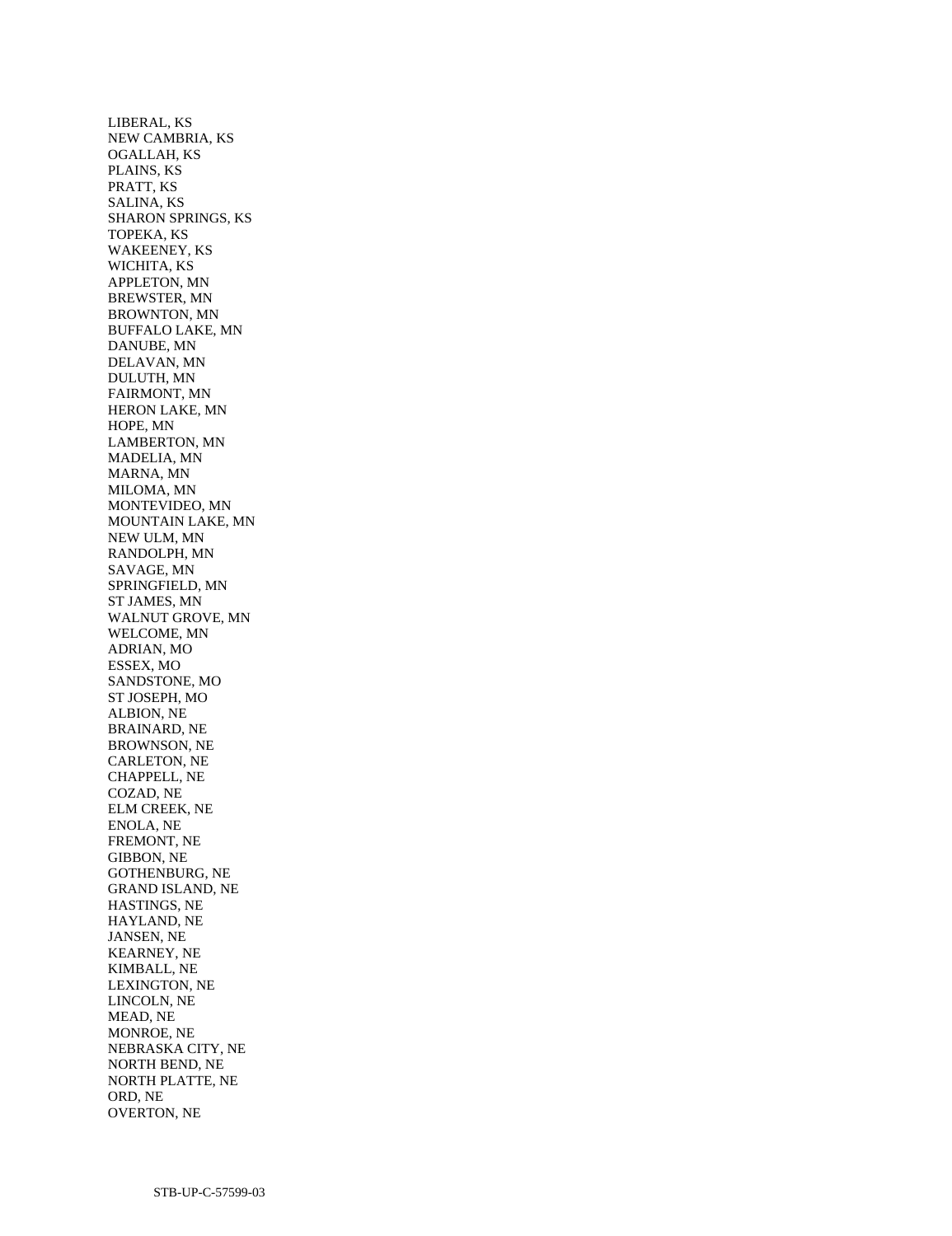LIBERAL, KS
NEW CAMBRIA, KS
OGALLAH, KS
PLAINS, KS
PRATT, KS
SALINA, KS
SHARON SPRINGS, KS
TOPEKA, KS
WAKEENEY, KS
WICHITA, KS
APPLETON, MN
BREWSTER, MN
BROWNTON, MN
BUFFALO LAKE, MN
DANUBE, MN
DELAVAN, MN
DULUTH, MN
FAIRMONT, MN
HERON LAKE, MN
HOPE, MN
LAMBERTON, MN
MADELIA, MN
MARNA, MN
MILOMA, MN
MONTEVIDEO, MN
MOUNTAIN LAKE, MN
NEW ULM, MN
RANDOLPH, MN
SAVAGE, MN
SPRINGFIELD, MN
ST JAMES, MN
WALNUT GROVE, MN
WELCOME, MN
ADRIAN, MO
ESSEX, MO
SANDSTONE, MO
ST JOSEPH, MO
ALBION, NE
BRAINARD, NE
BROWNSON, NE
CARLETON, NE
CHAPPELL, NE
COZAD, NE
ELM CREEK, NE
ENOLA, NE
FREMONT, NE
GIBBON, NE
GOTHENBURG, NE
GRAND ISLAND, NE
HASTINGS, NE
HAYLAND, NE
JANSEN, NE
KEARNEY, NE
KIMBALL, NE
LEXINGTON, NE
LINCOLN, NE
MEAD, NE
MONROE, NE
NEBRASKA CITY, NE
NORTH BEND, NE
NORTH PLATTE, NE
ORD, NE
OVERTON, NE

STB-UP-C-57599-03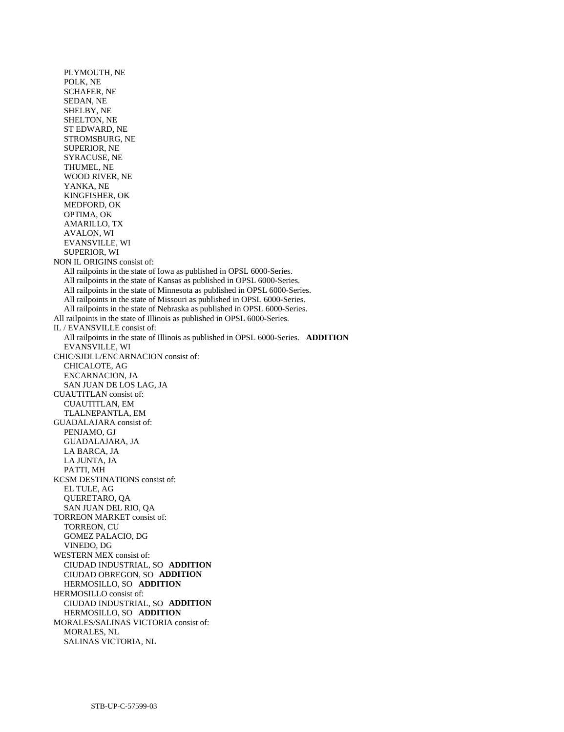PLYMOUTH, NE
POLK, NE
SCHAFER, NE
SEDAN, NE
SHELBY, NE
SHELTON, NE
ST EDWARD, NE
STROMSBURG, NE
SUPERIOR, NE
SYRACUSE, NE
THUMEL, NE
WOOD RIVER, NE
YANKA, NE
KINGFISHER, OK
MEDFORD, OK
OPTIMA, OK
AMARILLO, TX
AVALON, WI
EVANSVILLE, WI
SUPERIOR, WI

NON IL ORIGINS consist of:
All railpoints in the state of Iowa as published in OPSL 6000-Series.
All railpoints in the state of Kansas as published in OPSL 6000-Series.
All railpoints in the state of Minnesota as published in OPSL 6000-Series.
All railpoints in the state of Missouri as published in OPSL 6000-Series.
All railpoints in the state of Nebraska as published in OPSL 6000-Series.

All railpoints in the state of Illinois as published in OPSL 6000-Series.

IL / EVANSVILLE consist of:
All railpoints in the state of Illinois as published in OPSL 6000-Series. **ADDITION**
EVANSVILLE, WI

CHIC/SJDLL/ENCARNACION consist of:
CHICALOTE, AG
ENCARNACION, JA
SAN JUAN DE LOS LAG, JA

CUAUTITLAN consist of:
CUAUTITLAN, EM
TLALNEPANTLA, EM

GUADALAJARA consist of:
PENJAMO, GJ
GUADALAJARA, JA
LA BARCA, JA
LA JUNTA, JA
PATTI, MH

KCSM DESTINATIONS consist of:
EL TULE, AG
QUERETARO, QA
SAN JUAN DEL RIO, QA

TORREON MARKET consist of:
TORREON, CU
GOMEZ PALACIO, DG
VINEDO, DG

WESTERN MEX consist of:
CIUDAD INDUSTRIAL, SO **ADDITION**
CIUDAD OBREGON, SO **ADDITION**
HERMOSILLO, SO **ADDITION**

HERMOSILLO consist of:
CIUDAD INDUSTRIAL, SO **ADDITION**
HERMOSILLO, SO **ADDITION**

MORALES/SALINAS VICTORIA consist of:
MORALES, NL
SALINAS VICTORIA, NL

STB-UP-C-57599-03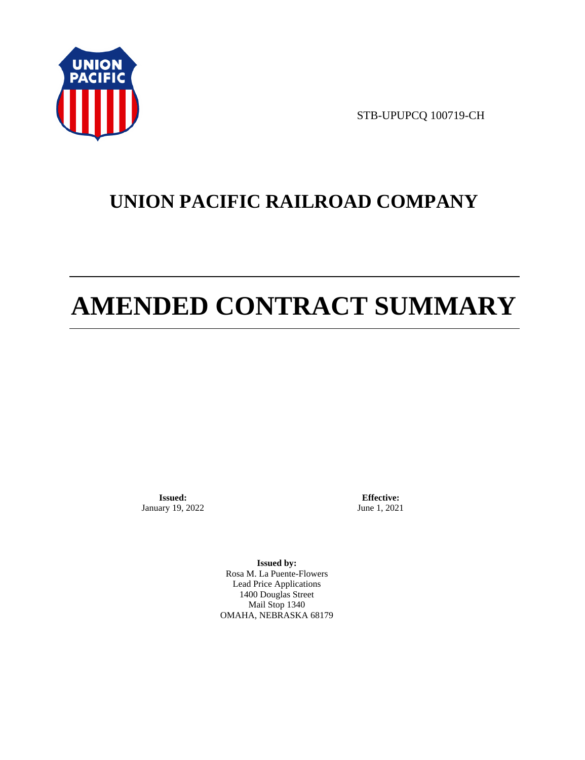STB-UPUPCQ 100719-CH

# UNION PACIFIC RAILROAD COMPANY

# AMENDED CONTRACT SUMMARY

**Issued:**
January 19, 2022

**Effective:**
June 1, 2021

**Issued by:**
Rosa M. La Puente-Flowers
Lead Price Applications
1400 Douglas Street
Mail Stop 1340
OMAHA, NEBRASKA 68179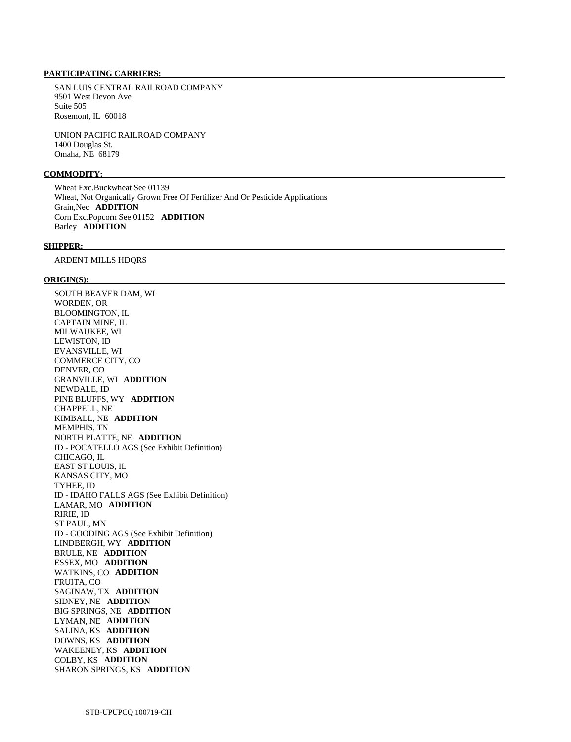**PARTICIPATING CARRIERS:**

SAN LUIS CENTRAL RAILROAD COMPANY
9501 West Devon Ave
Suite 505
Rosemont, IL 60018

UNION PACIFIC RAILROAD COMPANY
1400 Douglas St.
Omaha, NE 68179

**COMMODITY:**

Wheat Exc.Buckwheat See 01139
Wheat, Not Organically Grown Free Of Fertilizer And Or Pesticide Applications
Grain,Nec **ADDITION**
Corn Exc.Popcorn See 01152 **ADDITION**
Barley **ADDITION**

**SHIPPER:**

ARDENT MILLS HDQRS

**ORIGIN(S):**

SOUTH BEAVER DAM, WI
WORDEN, OR
BLOOMINGTON, IL
CAPTAIN MINE, IL
MILWAUKEE, WI
LEWISTON, ID
EVANSVILLE, WI
COMMERCE CITY, CO
DENVER, CO
GRANVILLE, WI **ADDITION**
NEWDALE, ID
PINE BLUFFS, WY **ADDITION**
CHAPPELL, NE
KIMBALL, NE **ADDITION**
MEMPHIS, TN
NORTH PLATTE, NE **ADDITION**
ID - POCATELLO AGS (See Exhibit Definition)
CHICAGO, IL
EAST ST LOUIS, IL
KANSAS CITY, MO
TYHEE, ID
ID - IDAHO FALLS AGS (See Exhibit Definition)
LAMAR, MO **ADDITION**
RIRIE, ID
ST PAUL, MN
ID - GOODING AGS (See Exhibit Definition)
LINDBERGH, WY **ADDITION**
BRULE, NE **ADDITION**
ESSEX, MO **ADDITION**
WATKINS, CO **ADDITION**
FRUITA, CO
SAGINAW, TX **ADDITION**
SIDNEY, NE **ADDITION**
BIG SPRINGS, NE **ADDITION**
LYMAN, NE **ADDITION**
SALINA, KS **ADDITION**
DOWNS, KS **ADDITION**
WAKEENEY, KS **ADDITION**
COLBY, KS **ADDITION**
SHARON SPRINGS, KS **ADDITION**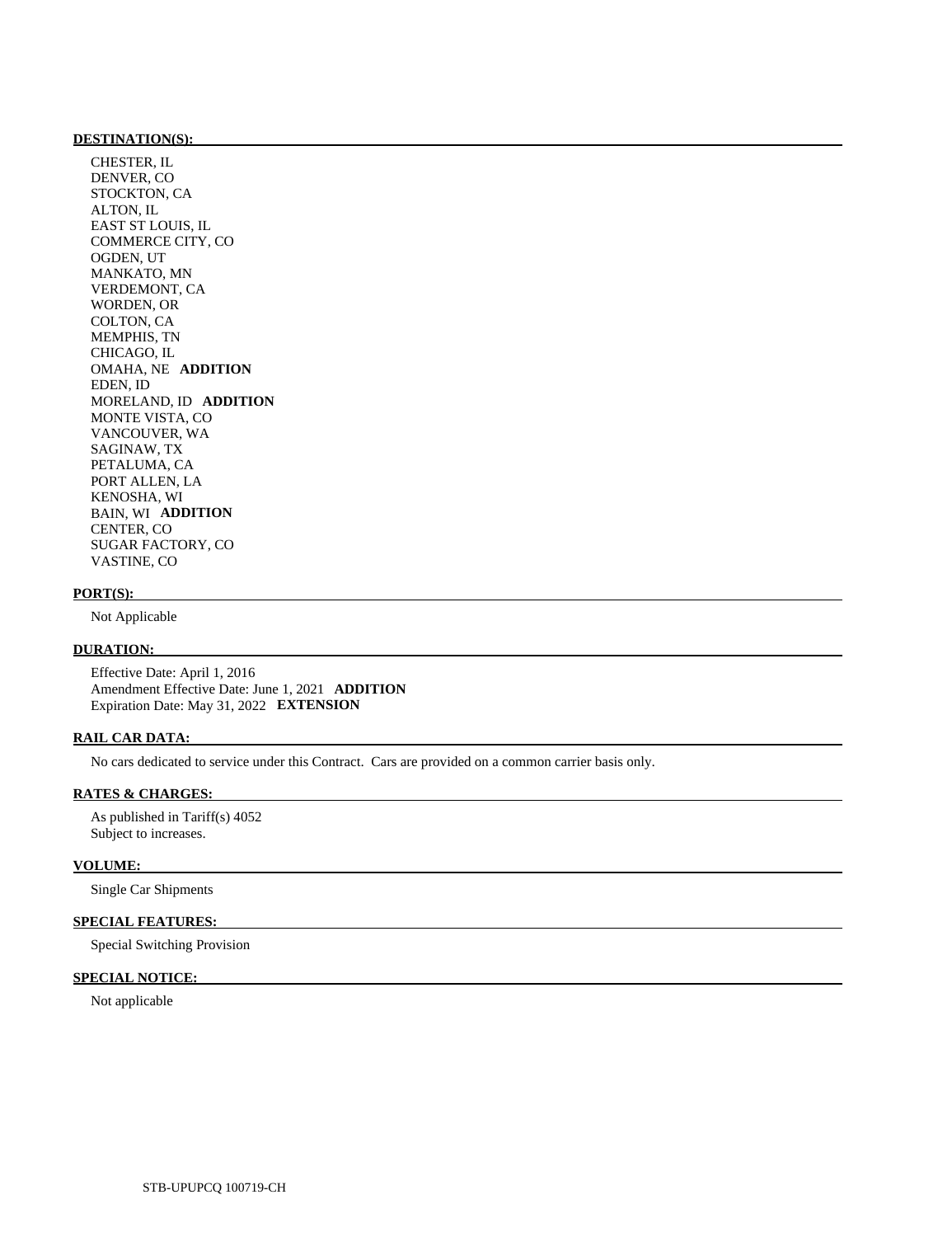**DESTINATION(S):**

CHESTER, IL
DENVER, CO
STOCKTON, CA
ALTON, IL
EAST ST LOUIS, IL
COMMERCE CITY, CO
OGDEN, UT
MANKATO, MN
VERDEMONT, CA
WORDEN, OR
COLTON, CA
MEMPHIS, TN
CHICAGO, IL
OMAHA, NE **ADDITION**
EDEN, ID
MORELAND, ID **ADDITION**
MONTE VISTA, CO
VANCOUVER, WA
SAGINAW, TX
PETALUMA, CA
PORT ALLEN, LA
KENOSHA, WI
BAIN, WI **ADDITION**
CENTER, CO
SUGAR FACTORY, CO
VASTINE, CO

**PORT(S):**

Not Applicable

**DURATION:**

Effective Date: April 1, 2016
Amendment Effective Date: June 1, 2021 **ADDITION**
Expiration Date: May 31, 2022 **EXTENSION**

**RAIL CAR DATA:**

No cars dedicated to service under this Contract. Cars are provided on a common carrier basis only.

**RATES & CHARGES:**

As published in Tariff(s) 4052
Subject to increases.

**VOLUME:**

Single Car Shipments

**SPECIAL FEATURES:**

Special Switching Provision

**SPECIAL NOTICE:**

Not applicable

STB-UPUPCQ 100719-CH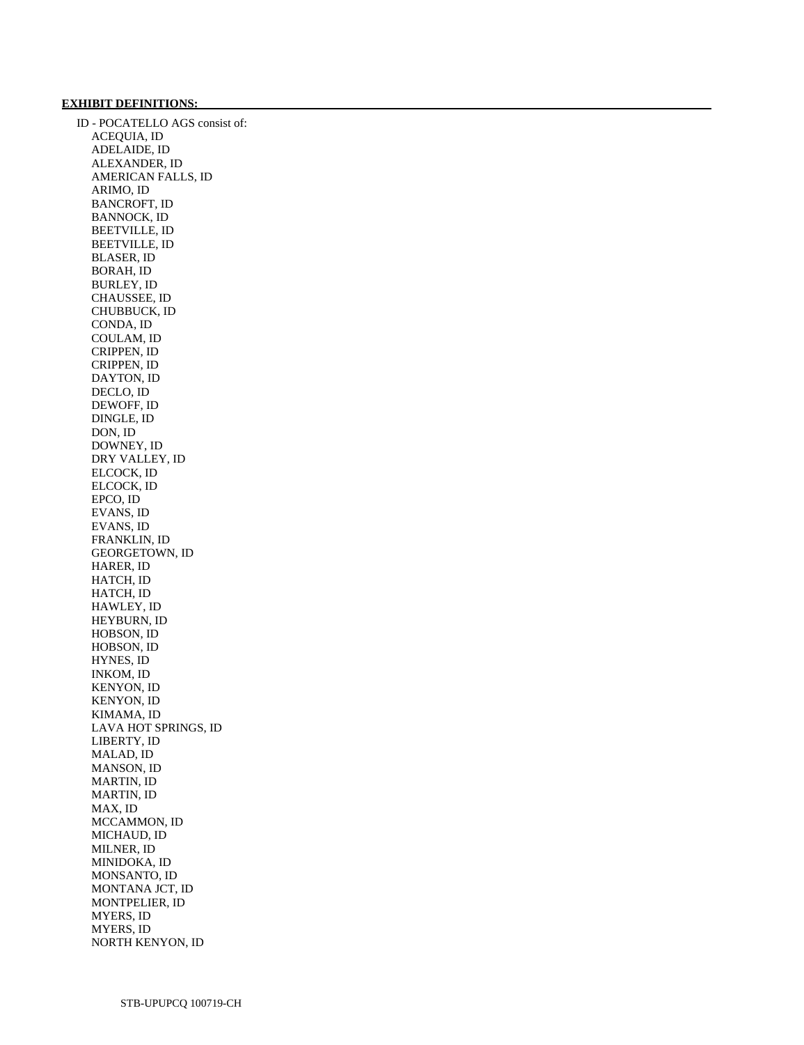**EXHIBIT DEFINITIONS:**

ID - POCATELLO AGS consist of:

- ACEQUIA, ID
- ADELAIDE, ID
- ALEXANDER, ID
- AMERICAN FALLS, ID
- ARIMO, ID
- BANCROFT, ID
- BANNOCK, ID
- BEETVILLE, ID
- BEETVILLE, ID
- BLASER, ID
- BORAH, ID
- BURLEY, ID
- CHAUSSEE, ID
- CHUBBUCK, ID
- CONDA, ID
- COULAM, ID
- CRIPPEN, ID
- CRIPPEN, ID
- DAYTON, ID
- DECLO, ID
- DEWOFF, ID
- DINGLE, ID
- DON, ID
- DOWNEY, ID
- DRY VALLEY, ID
- ELCOCK, ID
- ELCOCK, ID
- EPCO, ID
- EVANS, ID
- EVANS, ID
- FRANKLIN, ID
- GEORGETOWN, ID
- HARER, ID
- HATCH, ID
- HATCH, ID
- HAWLEY, ID
- HEYBURN, ID
- HOBSON, ID
- HOBSON, ID
- HYNES, ID
- INKOM, ID
- KENYON, ID
- KENYON, ID
- KIMAMA, ID
- LAVA HOT SPRINGS, ID
- LIBERTY, ID
- MALAD, ID
- MANSON, ID
- MARTIN, ID
- MARTIN, ID
- MAX, ID
- MCCAMMON, ID
- MICHAUD, ID
- MILNER, ID
- MINIDOKA, ID
- MONSANTO, ID
- MONTANA JCT, ID
- MONTPELIER, ID
- MYERS, ID
- MYERS, ID
- NORTH KENYON, ID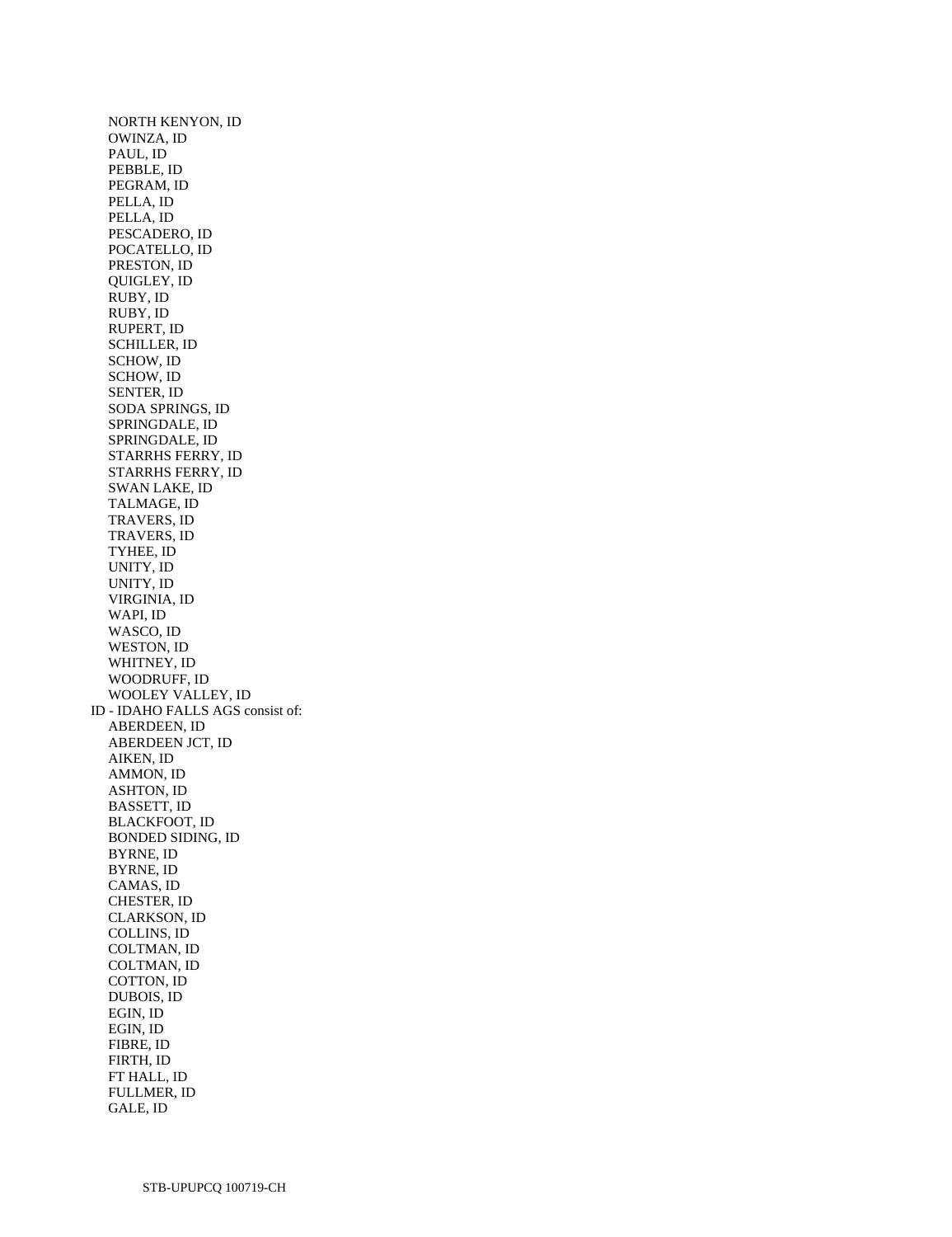NORTH KENYON, ID
OWINZA, ID
PAUL, ID
PEBBLE, ID
PEGRAM, ID
PELLA, ID
PELLA, ID
PESCADERO, ID
POCATELLO, ID
PRESTON, ID
QUIGLEY, ID
RUBY, ID
RUBY, ID
RUPERT, ID
SCHILLER, ID
SCHOW, ID
SCHOW, ID
SENTER, ID
SODA SPRINGS, ID
SPRINGDALE, ID
SPRINGDALE, ID
STARRHS FERRY, ID
STARRHS FERRY, ID
SWAN LAKE, ID
TALMAGE, ID
TRAVERS, ID
TRAVERS, ID
TYHEE, ID
UNITY, ID
UNITY, ID
VIRGINIA, ID
WAPI, ID
WASCO, ID
WESTON, ID
WHITNEY, ID
WOODRUFF, ID
WOOLEY VALLEY, ID

ID - IDAHO FALLS AGS consist of:

ABERDEEN, ID
ABERDEEN JCT, ID
AIKEN, ID
AMMON, ID
ASHTON, ID
BASSETT, ID
BLACKFOOT, ID
BONDED SIDING, ID
BYRNE, ID
BYRNE, ID
CAMAS, ID
CHESTER, ID
CLARKSON, ID
COLLINS, ID
COLTMAN, ID
COLTMAN, ID
COTTON, ID
DUBOIS, ID
EGIN, ID
EGIN, ID
FIBRE, ID
FIRTH, ID
FT HALL, ID
FULLMER, ID
GALE, ID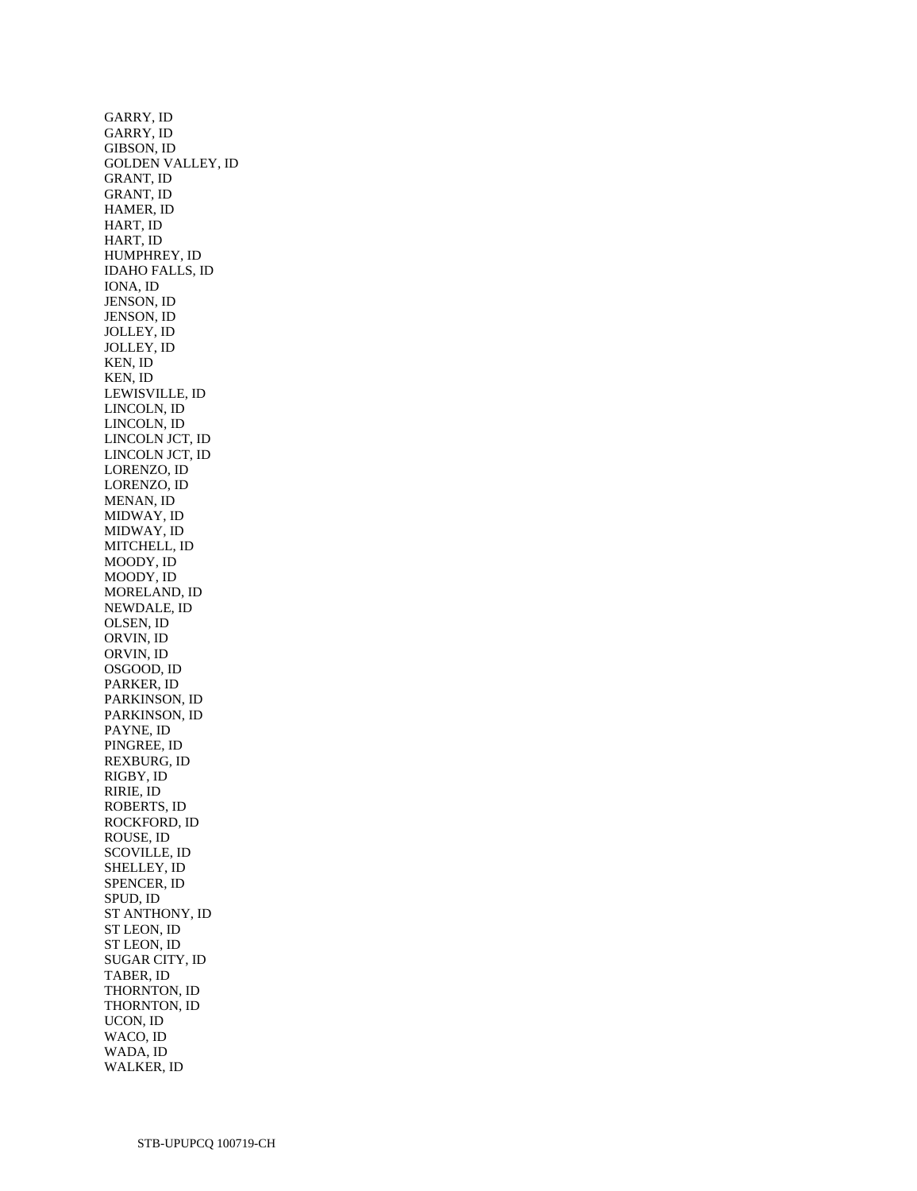GARRY, ID
GARRY, ID
GIBSON, ID
GOLDEN VALLEY, ID
GRANT, ID
GRANT, ID
HAMER, ID
HART, ID
HART, ID
HUMPHREY, ID
IDAHO FALLS, ID
IONA, ID
JENSON, ID
JENSON, ID
JOLLEY, ID
JOLLEY, ID
KEN, ID
KEN, ID
LEWISVILLE, ID
LINCOLN, ID
LINCOLN, ID
LINCOLN JCT, ID
LINCOLN JCT, ID
LORENZO, ID
LORENZO, ID
MENAN, ID
MIDWAY, ID
MIDWAY, ID
MITCHELL, ID
MOODY, ID
MOODY, ID
MORELAND, ID
NEWDALE, ID
OLSEN, ID
ORVIN, ID
ORVIN, ID
OSGOOD, ID
PARKER, ID
PARKINSON, ID
PARKINSON, ID
PAYNE, ID
PINGREE, ID
REXBURG, ID
RIGBY, ID
RIRIE, ID
ROBERTS, ID
ROCKFORD, ID
ROUSE, ID
SCOVILLE, ID
SHELLEY, ID
SPENCER, ID
SPUD, ID
ST ANTHONY, ID
ST LEON, ID
ST LEON, ID
SUGAR CITY, ID
TABER, ID
THORNTON, ID
THORNTON, ID
UCON, ID
WACO, ID
WADA, ID
WALKER, ID

STB-UPUPCQ 100719-CH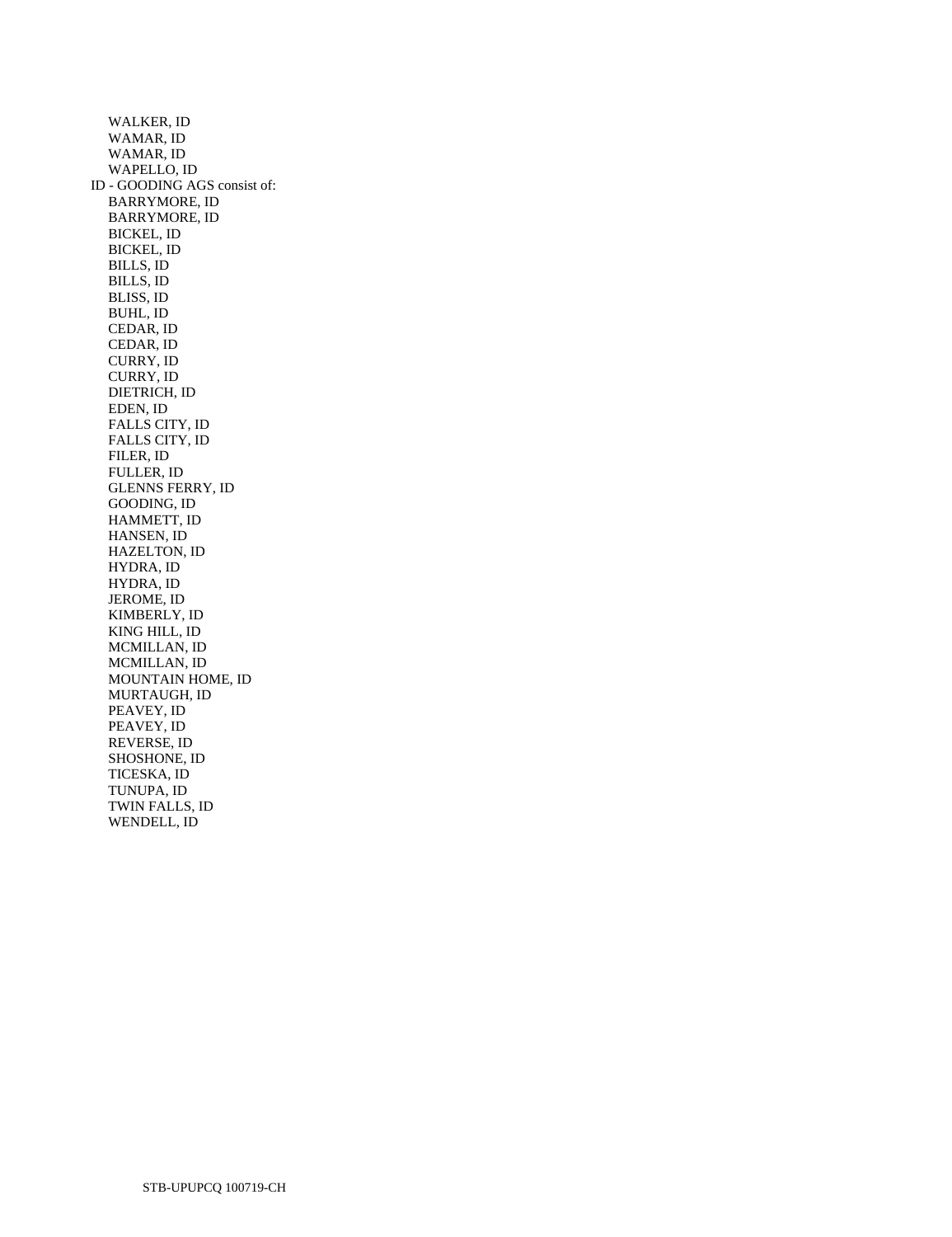WALKER, ID
WAMAR, ID
WAMAR, ID
WAPELLO, ID

ID - GOODING AGS consist of:

BARRYMORE, ID
BARRYMORE, ID
BICKEL, ID
BICKEL, ID
BILLS, ID
BILLS, ID
BLISS, ID
BUHL, ID
CEDAR, ID
CEDAR, ID
CURRY, ID
CURRY, ID
DIETRICH, ID
EDEN, ID
FALLS CITY, ID
FALLS CITY, ID
FILER, ID
FULLER, ID
GLENNS FERRY, ID
GOODING, ID
HAMMETT, ID
HANSEN, ID
HAZELTON, ID
HYDRA, ID
HYDRA, ID
JEROME, ID
KIMBERLY, ID
KING HILL, ID
MCMILLAN, ID
MCMILLAN, ID
MOUNTAIN HOME, ID
MURTAUGH, ID
PEAVEY, ID
PEAVEY, ID
REVERSE, ID
SHOSHONE, ID
TICESKA, ID
TUNUPA, ID
TWIN FALLS, ID
WENDELL, ID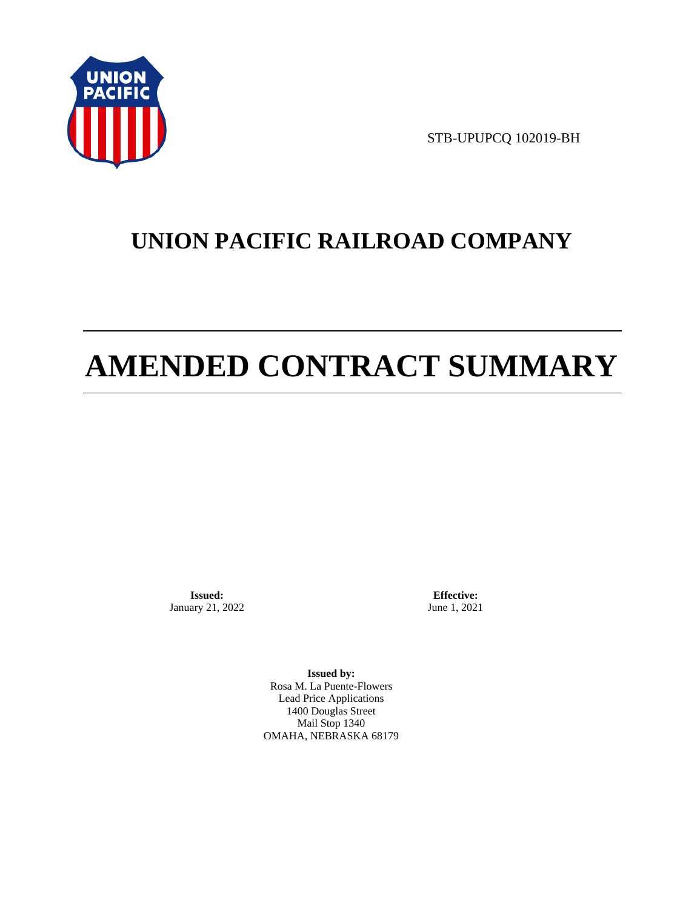STB-UPUPCQ 102019-BH

# UNION PACIFIC RAILROAD COMPANY

# AMENDED CONTRACT SUMMARY

**Issued:**
January 21, 2022

**Effective:**
June 1, 2021

**Issued by:**
Rosa M. La Puente-Flowers
Lead Price Applications
1400 Douglas Street
Mail Stop 1340
OMAHA, NEBRASKA 68179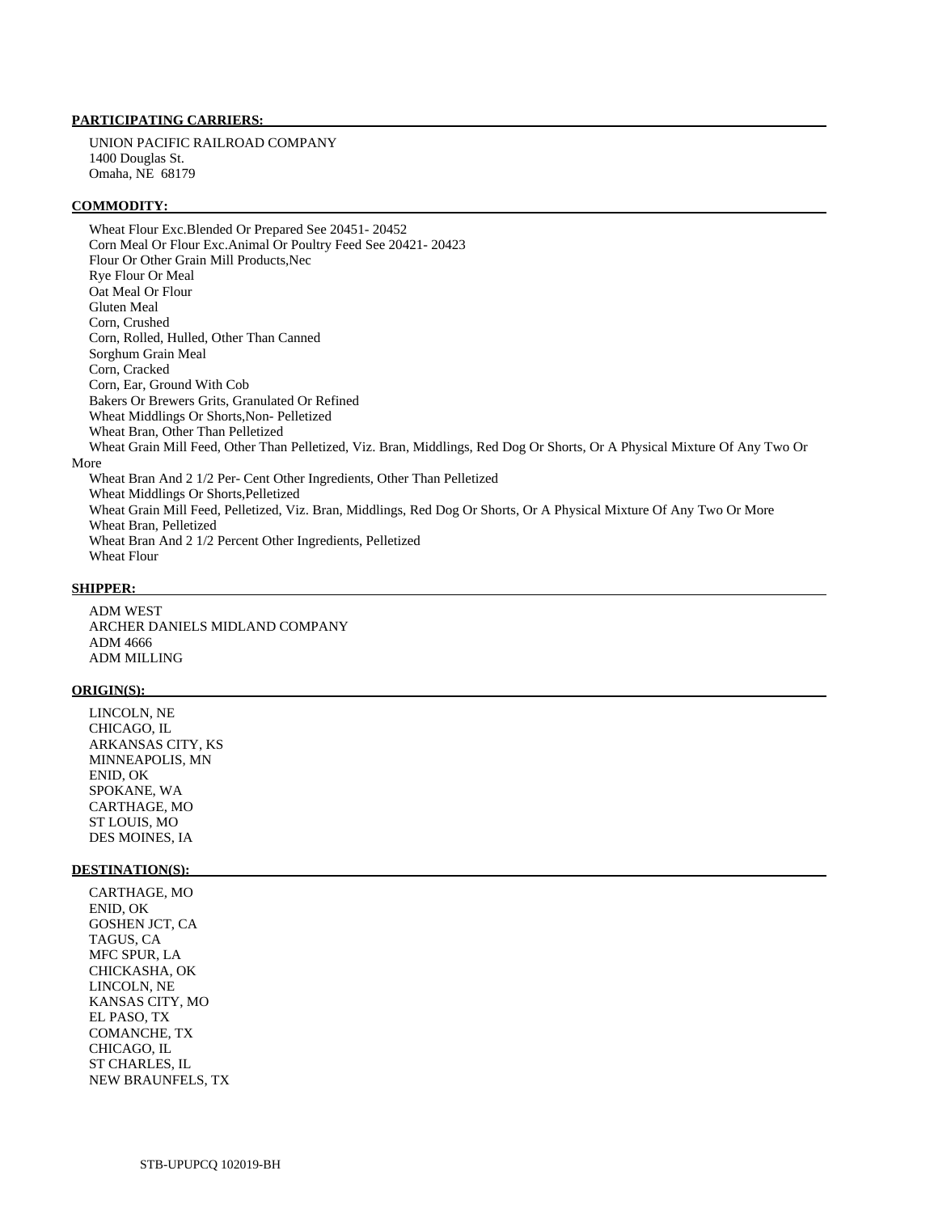**PARTICIPATING CARRIERS:**

UNION PACIFIC RAILROAD COMPANY
1400 Douglas St.
Omaha, NE 68179

**COMMODITY:**

Wheat Flour Exc.Blended Or Prepared See 20451- 20452
Corn Meal Or Flour Exc.Animal Or Poultry Feed See 20421- 20423
Flour Or Other Grain Mill Products,Nec
Rye Flour Or Meal
Oat Meal Or Flour
Gluten Meal
Corn, Crushed
Corn, Rolled, Hulled, Other Than Canned
Sorghum Grain Meal
Corn, Cracked
Corn, Ear, Ground With Cob
Bakers Or Brewers Grits, Granulated Or Refined
Wheat Middlings Or Shorts,Non- Pelletized
Wheat Bran, Other Than Pelletized
Wheat Grain Mill Feed, Other Than Pelletized, Viz. Bran, Middlings, Red Dog Or Shorts, Or A Physical Mixture Of Any Two Or More
Wheat Bran And 2 1/2 Per- Cent Other Ingredients, Other Than Pelletized
Wheat Middlings Or Shorts,Pelletized
Wheat Grain Mill Feed, Pelletized, Viz. Bran, Middlings, Red Dog Or Shorts, Or A Physical Mixture Of Any Two Or More
Wheat Bran, Pelletized
Wheat Bran And 2 1/2 Percent Other Ingredients, Pelletized
Wheat Flour

**SHIPPER:**

ADM WEST
ARCHER DANIELS MIDLAND COMPANY
ADM 4666
ADM MILLING

**ORIGIN(S):**

LINCOLN, NE
CHICAGO, IL
ARKANSAS CITY, KS
MINNEAPOLIS, MN
ENID, OK
SPOKANE, WA
CARTHAGE, MO
ST LOUIS, MO
DES MOINES, IA

**DESTINATION(S):**

CARTHAGE, MO
ENID, OK
GOSHEN JCT, CA
TAGUS, CA
MFC SPUR, LA
CHICKASHA, OK
LINCOLN, NE
KANSAS CITY, MO
EL PASO, TX
COMANCHE, TX
CHICAGO, IL
ST CHARLES, IL
NEW BRAUNFELS, TX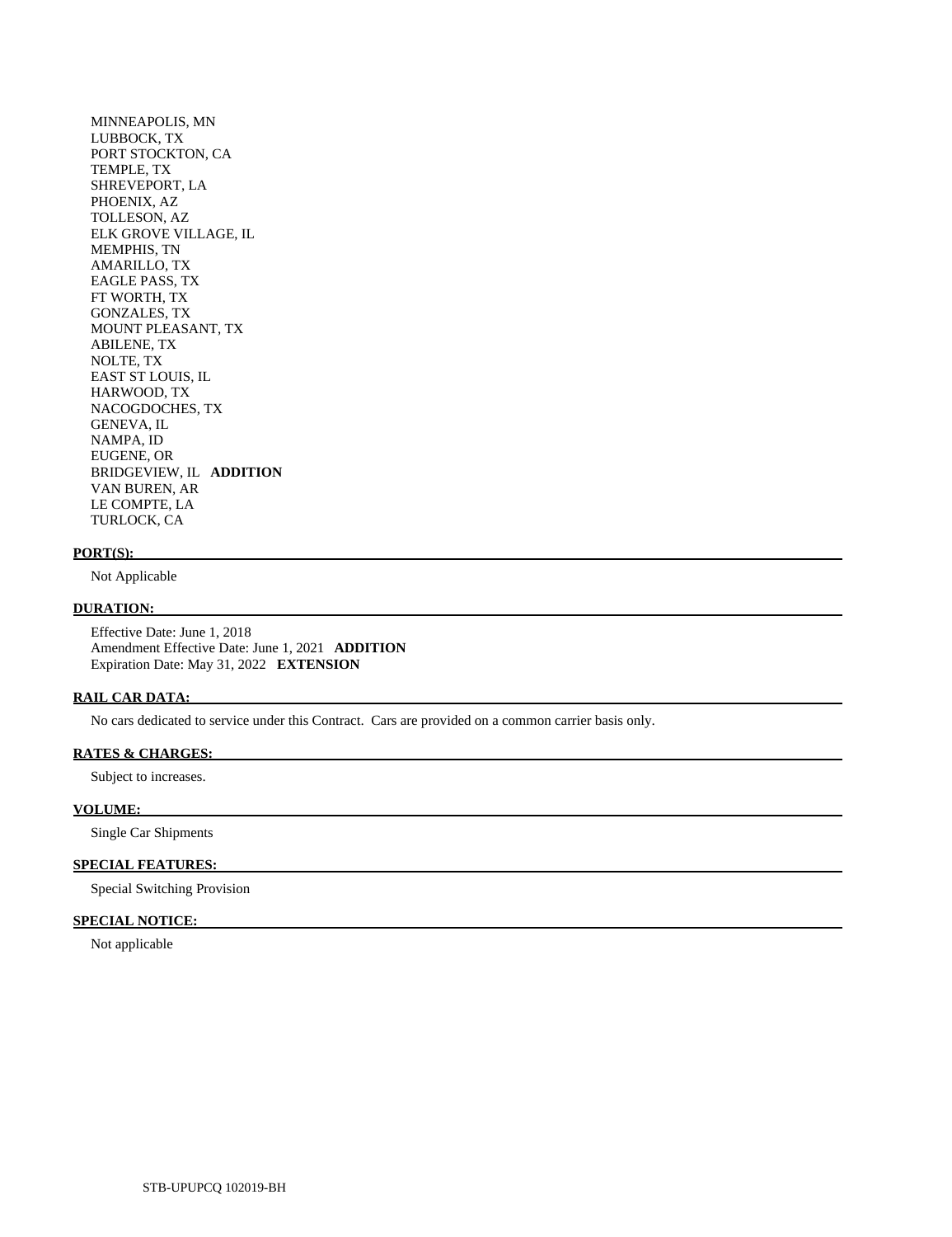MINNEAPOLIS, MN
LUBBOCK, TX
PORT STOCKTON, CA
TEMPLE, TX
SHREVEPORT, LA
PHOENIX, AZ
TOLLESON, AZ
ELK GROVE VILLAGE, IL
MEMPHIS, TN
AMARILLO, TX
EAGLE PASS, TX
FT WORTH, TX
GONZALES, TX
MOUNT PLEASANT, TX
ABILENE, TX
NOLTE, TX
EAST ST LOUIS, IL
HARWOOD, TX
NACOGDOCHES, TX
GENEVA, IL
NAMPA, ID
EUGENE, OR
BRIDGEVIEW, IL **ADDITION**
VAN BUREN, AR
LE COMPTE, LA
TURLOCK, CA

**PORT(S):**

Not Applicable

**DURATION:**

Effective Date: June 1, 2018
Amendment Effective Date: June 1, 2021 **ADDITION**
Expiration Date: May 31, 2022 **EXTENSION**

**RAIL CAR DATA:**

No cars dedicated to service under this Contract. Cars are provided on a common carrier basis only.

**RATES & CHARGES:**

Subject to increases.

**VOLUME:**

Single Car Shipments

**SPECIAL FEATURES:**

Special Switching Provision

**SPECIAL NOTICE:**

Not applicable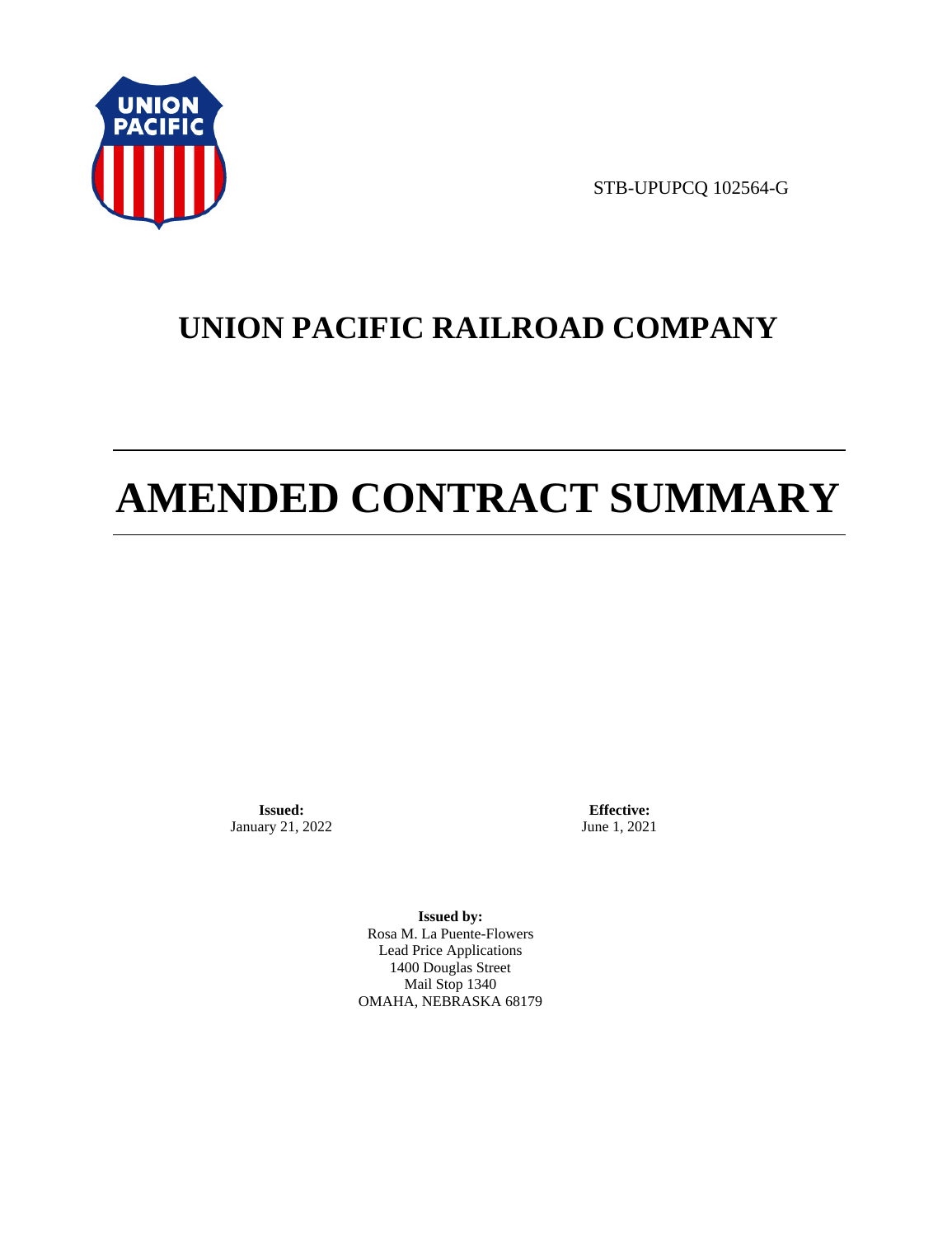STB-UPUPCQ 102564-G

# UNION PACIFIC RAILROAD COMPANY

# AMENDED CONTRACT SUMMARY

**Issued:**
January 21, 2022

**Effective:**
June 1, 2021

**Issued by:**
Rosa M. La Puente-Flowers
Lead Price Applications
1400 Douglas Street
Mail Stop 1340
OMAHA, NEBRASKA 68179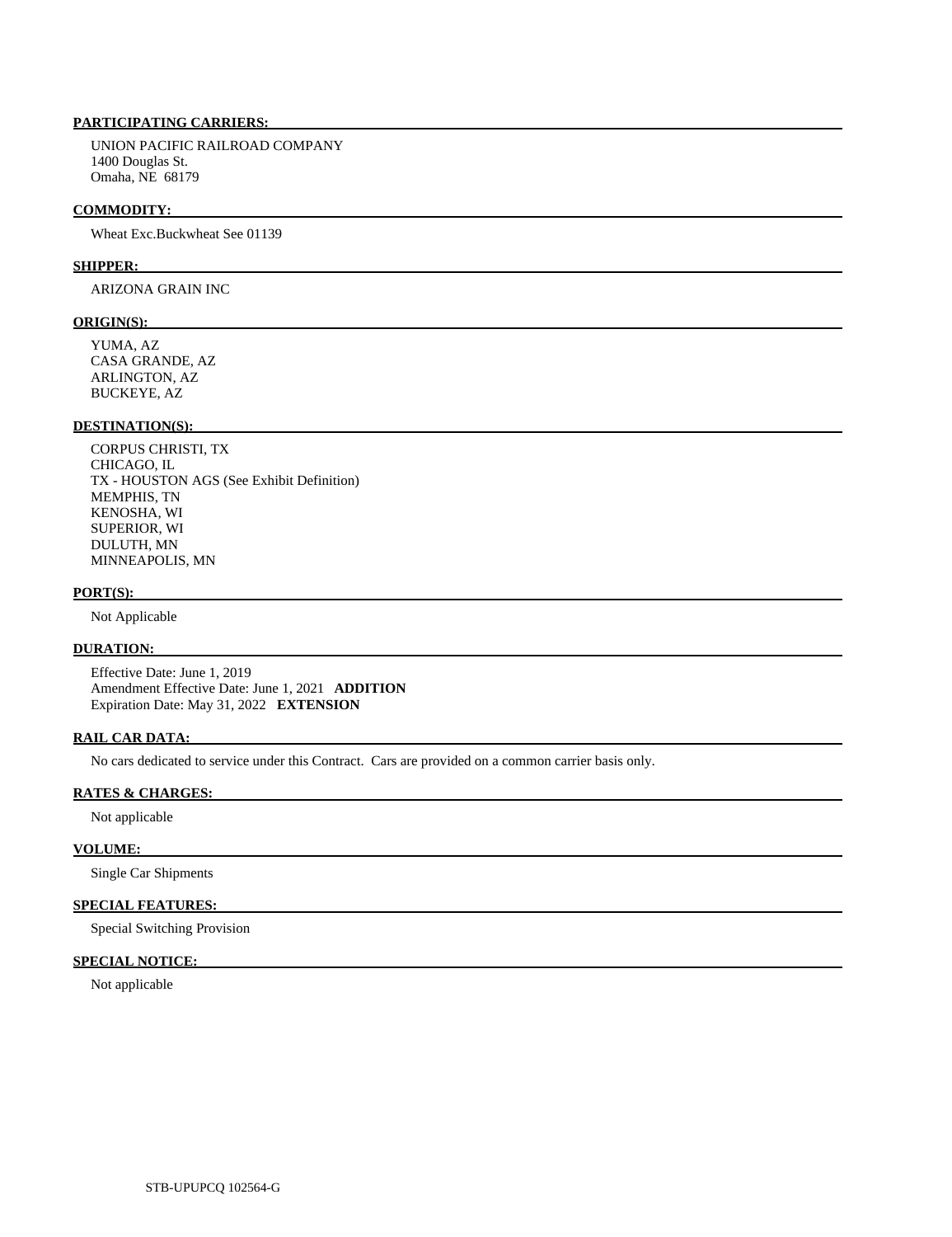**PARTICIPATING CARRIERS:**

UNION PACIFIC RAILROAD COMPANY
1400 Douglas St.
Omaha, NE 68179

**COMMODITY:**

Wheat Exc.Buckwheat See 01139

**SHIPPER:**

ARIZONA GRAIN INC

**ORIGIN(S):**

YUMA, AZ
CASA GRANDE, AZ
ARLINGTON, AZ
BUCKEYE, AZ

**DESTINATION(S):**

CORPUS CHRISTI, TX
CHICAGO, IL
TX - HOUSTON AGS (See Exhibit Definition)
MEMPHIS, TN
KENOSHA, WI
SUPERIOR, WI
DULUTH, MN
MINNEAPOLIS, MN

**PORT(S):**

Not Applicable

**DURATION:**

Effective Date: June 1, 2019
Amendment Effective Date: June 1, 2021 **ADDITION**
Expiration Date: May 31, 2022 **EXTENSION**

**RAIL CAR DATA:**

No cars dedicated to service under this Contract. Cars are provided on a common carrier basis only.

**RATES & CHARGES:**

Not applicable

**VOLUME:**

Single Car Shipments

**SPECIAL FEATURES:**

Special Switching Provision

**SPECIAL NOTICE:**

Not applicable

STB-UPUPCQ 102564-G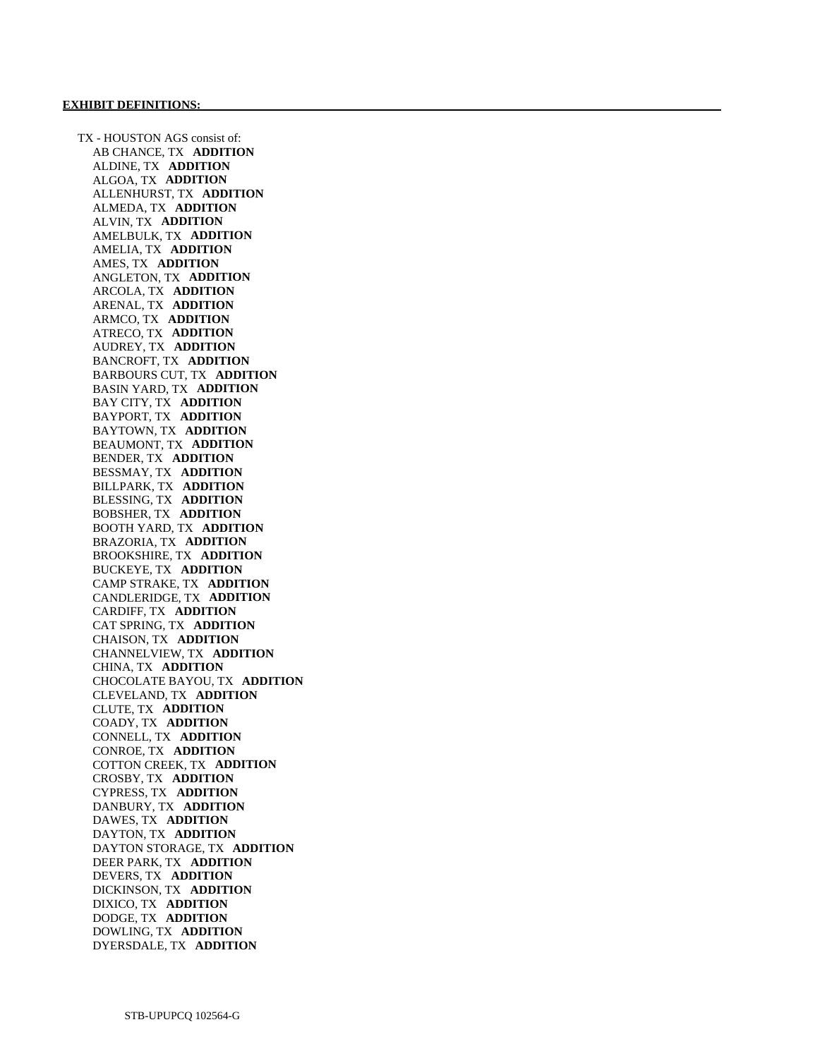**EXHIBIT DEFINITIONS:**

TX - HOUSTON AGS consist of:

- AB CHANCE, TX **ADDITION**
- ALDINE, TX **ADDITION**
- ALGOA, TX **ADDITION**
- ALLENHURST, TX **ADDITION**
- ALMEDA, TX **ADDITION**
- ALVIN, TX **ADDITION**
- AMELBULK, TX **ADDITION**
- AMELIA, TX **ADDITION**
- AMES, TX **ADDITION**
- ANGLETON, TX **ADDITION**
- ARCOLA, TX **ADDITION**
- ARENAL, TX **ADDITION**
- ARMCO, TX **ADDITION**
- ATRECO, TX **ADDITION**
- AUDREY, TX **ADDITION**
- BANCROFT, TX **ADDITION**
- BARBOURS CUT, TX **ADDITION**
- BASIN YARD, TX **ADDITION**
- BAY CITY, TX **ADDITION**
- BAYPORT, TX **ADDITION**
- BAYTOWN, TX **ADDITION**
- BEAUMONT, TX **ADDITION**
- BENDER, TX **ADDITION**
- BESSMAY, TX **ADDITION**
- BILLPARK, TX **ADDITION**
- BLESSING, TX **ADDITION**
- BOBSHER, TX **ADDITION**
- BOOTH YARD, TX **ADDITION**
- BRAZORIA, TX **ADDITION**
- BROOKSHIRE, TX **ADDITION**
- BUCKEYE, TX **ADDITION**
- CAMP STRAKE, TX **ADDITION**
- CANDLERIDGE, TX **ADDITION**
- CARDIFF, TX **ADDITION**
- CAT SPRING, TX **ADDITION**
- CHAISON, TX **ADDITION**
- CHANNELVIEW, TX **ADDITION**
- CHINA, TX **ADDITION**
- CHOCOLATE BAYOU, TX **ADDITION**
- CLEVELAND, TX **ADDITION**
- CLUTE, TX **ADDITION**
- COADY, TX **ADDITION**
- CONNELL, TX **ADDITION**
- CONROE, TX **ADDITION**
- COTTON CREEK, TX **ADDITION**
- CROSBY, TX **ADDITION**
- CYPRESS, TX **ADDITION**
- DANBURY, TX **ADDITION**
- DAWES, TX **ADDITION**
- DAYTON, TX **ADDITION**
- DAYTON STORAGE, TX **ADDITION**
- DEER PARK, TX **ADDITION**
- DEVERS, TX **ADDITION**
- DICKINSON, TX **ADDITION**
- DIXICO, TX **ADDITION**
- DODGE, TX **ADDITION**
- DOWLING, TX **ADDITION**
- DYERSDALE, TX **ADDITION**

STB-UPUPCQ 102564-G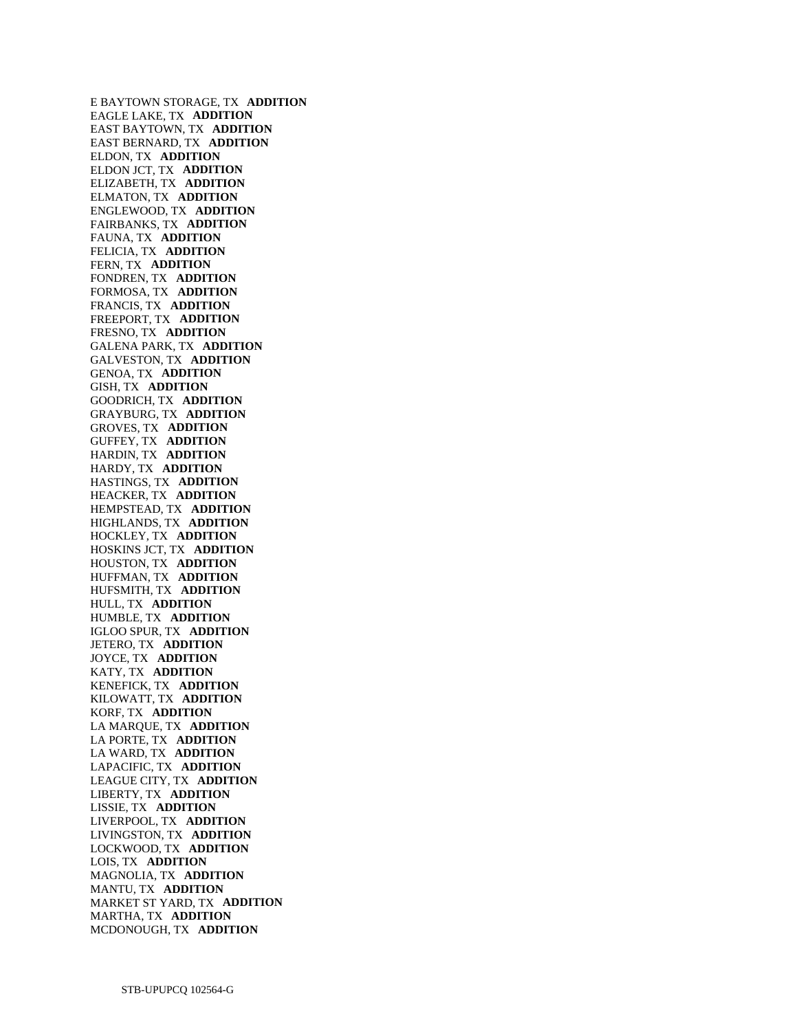E BAYTOWN STORAGE, TX **ADDITION**
EAGLE LAKE, TX **ADDITION**
EAST BAYTOWN, TX **ADDITION**
EAST BERNARD, TX **ADDITION**
ELDON, TX **ADDITION**
ELDON JCT, TX **ADDITION**
ELIZABETH, TX **ADDITION**
ELMATON, TX **ADDITION**
ENGLEWOOD, TX **ADDITION**
FAIRBANKS, TX **ADDITION**
FAUNA, TX **ADDITION**
FELICIA, TX **ADDITION**
FERN, TX **ADDITION**
FONDREN, TX **ADDITION**
FORMOSA, TX **ADDITION**
FRANCIS, TX **ADDITION**
FREEPORT, TX **ADDITION**
FRESNO, TX **ADDITION**
GALENA PARK, TX **ADDITION**
GALVESTON, TX **ADDITION**
GENOA, TX **ADDITION**
GISH, TX **ADDITION**
GOODRICH, TX **ADDITION**
GRAYBURG, TX **ADDITION**
GROVES, TX **ADDITION**
GUFFEY, TX **ADDITION**
HARDIN, TX **ADDITION**
HARDY, TX **ADDITION**
HASTINGS, TX **ADDITION**
HEACKER, TX **ADDITION**
HEMPSTEAD, TX **ADDITION**
HIGHLANDS, TX **ADDITION**
HOCKLEY, TX **ADDITION**
HOSKINS JCT, TX **ADDITION**
HOUSTON, TX **ADDITION**
HUFFMAN, TX **ADDITION**
HUFSMITH, TX **ADDITION**
HULL, TX **ADDITION**
HUMBLE, TX **ADDITION**
IGLOO SPUR, TX **ADDITION**
JETERO, TX **ADDITION**
JOYCE, TX **ADDITION**
KATY, TX **ADDITION**
KENEFICK, TX **ADDITION**
KILOWATT, TX **ADDITION**
KORF, TX **ADDITION**
LA MARQUE, TX **ADDITION**
LA PORTE, TX **ADDITION**
LA WARD, TX **ADDITION**
LAPACIFIC, TX **ADDITION**
LEAGUE CITY, TX **ADDITION**
LIBERTY, TX **ADDITION**
LISSIE, TX **ADDITION**
LIVERPOOL, TX **ADDITION**
LIVINGSTON, TX **ADDITION**
LOCKWOOD, TX **ADDITION**
LOIS, TX **ADDITION**
MAGNOLIA, TX **ADDITION**
MANTU, TX **ADDITION**
MARKET ST YARD, TX **ADDITION**
MARTHA, TX **ADDITION**
MCDONOUGH, TX **ADDITION**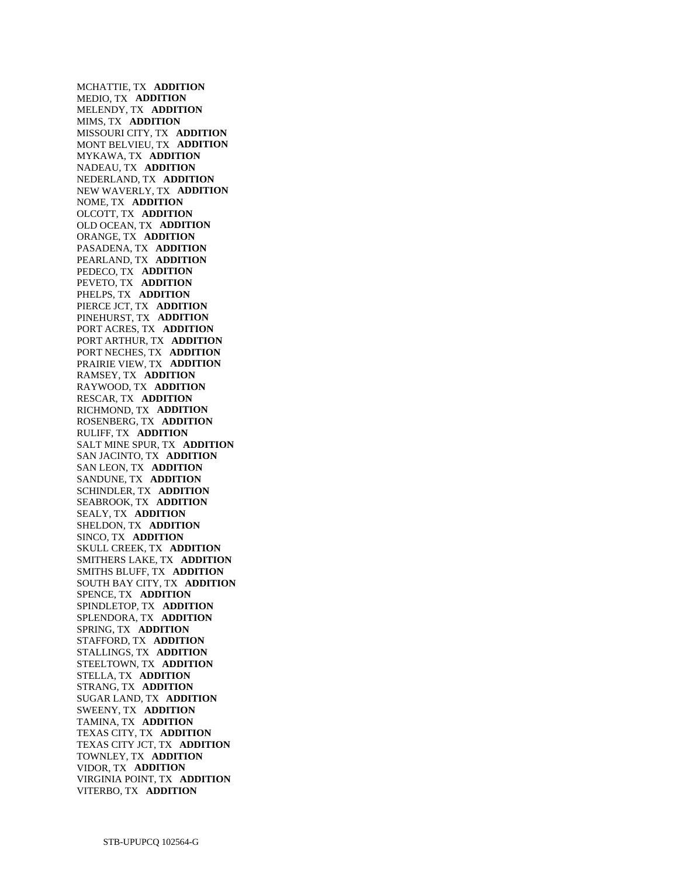MCHATTIE, TX **ADDITION**
MEDIO, TX **ADDITION**
MELENDY, TX **ADDITION**
MIMS, TX **ADDITION**
MISSOURI CITY, TX **ADDITION**
MONT BELVIEU, TX **ADDITION**
MYKAWA, TX **ADDITION**
NADEAU, TX **ADDITION**
NEDERLAND, TX **ADDITION**
NEW WAVERLY, TX **ADDITION**
NOME, TX **ADDITION**
OLCOTT, TX **ADDITION**
OLD OCEAN, TX **ADDITION**
ORANGE, TX **ADDITION**
PASADENA, TX **ADDITION**
PEARLAND, TX **ADDITION**
PEDECO, TX **ADDITION**
PEVETO, TX **ADDITION**
PHELPS, TX **ADDITION**
PIERCE JCT, TX **ADDITION**
PINEHURST, TX **ADDITION**
PORT ACRES, TX **ADDITION**
PORT ARTHUR, TX **ADDITION**
PORT NECHES, TX **ADDITION**
PRAIRIE VIEW, TX **ADDITION**
RAMSEY, TX **ADDITION**
RAYWOOD, TX **ADDITION**
RESCAR, TX **ADDITION**
RICHMOND, TX **ADDITION**
ROSENBERG, TX **ADDITION**
RULIFF, TX **ADDITION**
SALT MINE SPUR, TX **ADDITION**
SAN JACINTO, TX **ADDITION**
SAN LEON, TX **ADDITION**
SANDUNE, TX **ADDITION**
SCHINDLER, TX **ADDITION**
SEABROOK, TX **ADDITION**
SEALY, TX **ADDITION**
SHELDON, TX **ADDITION**
SINCO, TX **ADDITION**
SKULL CREEK, TX **ADDITION**
SMITHERS LAKE, TX **ADDITION**
SMITHS BLUFF, TX **ADDITION**
SOUTH BAY CITY, TX **ADDITION**
SPENCE, TX **ADDITION**
SPINDLETOP, TX **ADDITION**
SPLENDORA, TX **ADDITION**
SPRING, TX **ADDITION**
STAFFORD, TX **ADDITION**
STALLINGS, TX **ADDITION**
STEELTOWN, TX **ADDITION**
STELLA, TX **ADDITION**
STRANG, TX **ADDITION**
SUGAR LAND, TX **ADDITION**
SWEENY, TX **ADDITION**
TAMINA, TX **ADDITION**
TEXAS CITY, TX **ADDITION**
TEXAS CITY JCT, TX **ADDITION**
TOWNLEY, TX **ADDITION**
VIDOR, TX **ADDITION**
VIRGINIA POINT, TX **ADDITION**
VITERBO, TX **ADDITION**

STB-UPUPCQ 102564-G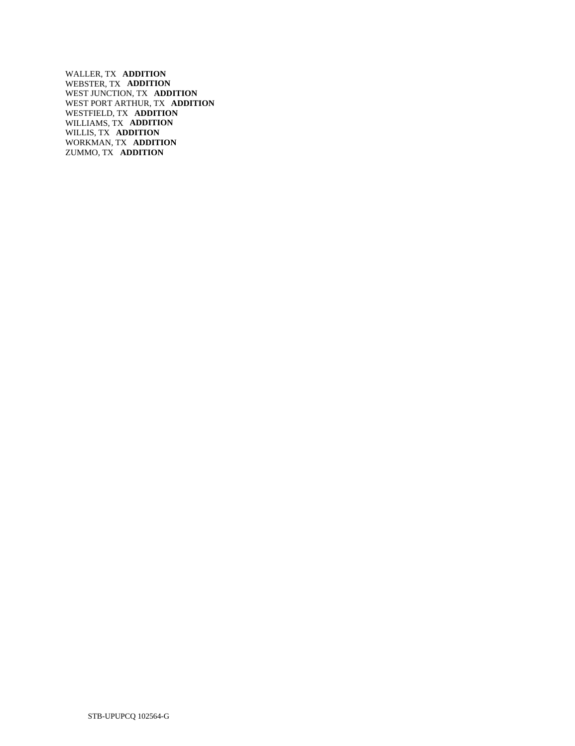WALLER, TX **ADDITION**
WEBSTER, TX **ADDITION**
WEST JUNCTION, TX **ADDITION**
WEST PORT ARTHUR, TX **ADDITION**
WESTFIELD, TX **ADDITION**
WILLIAMS, TX **ADDITION**
WILLIS, TX **ADDITION**
WORKMAN, TX **ADDITION**
ZUMMO, TX **ADDITION**

STB-UPUPCQ 102564-G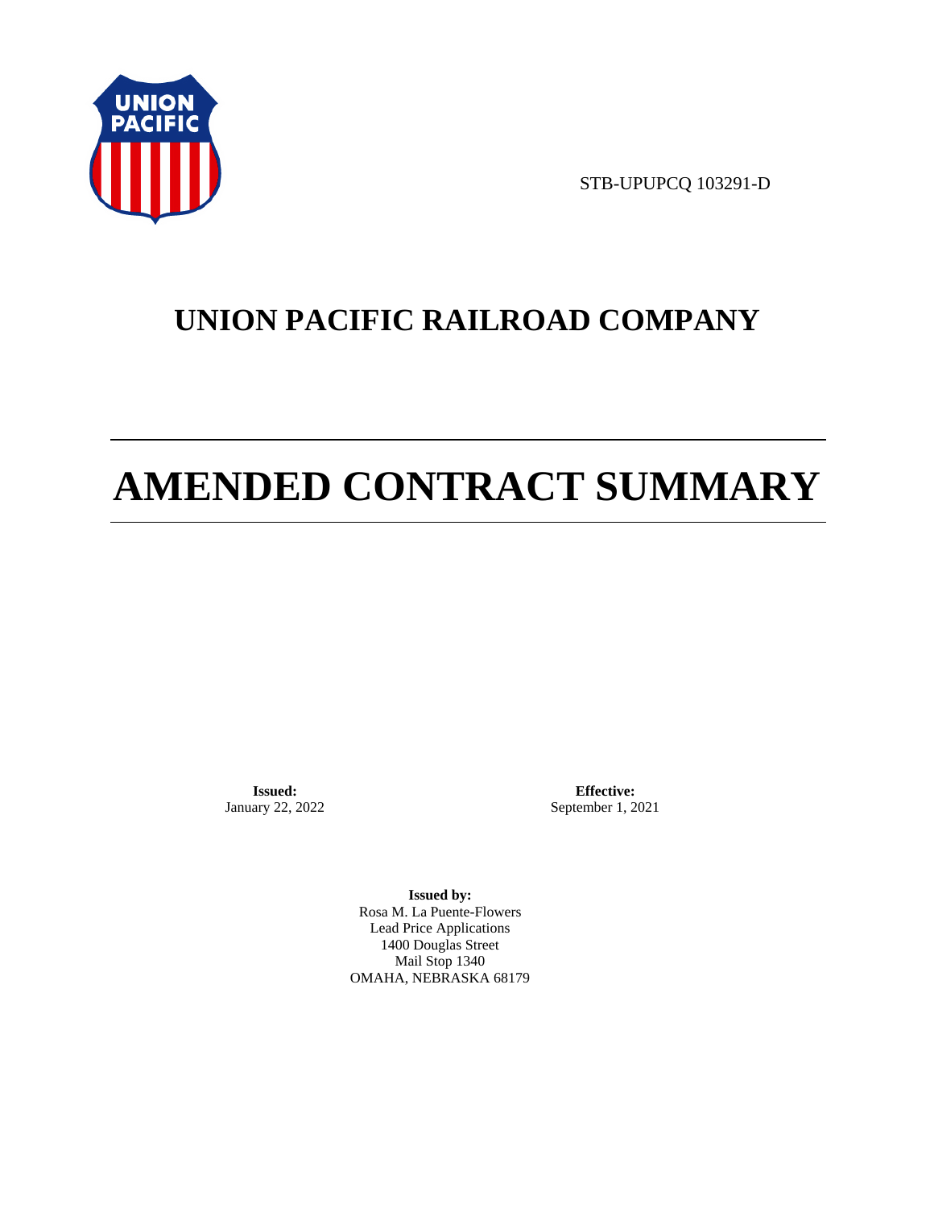STB-UPUPCQ 103291-D

# UNION PACIFIC RAILROAD COMPANY

# AMENDED CONTRACT SUMMARY

**Issued:**
January 22, 2022

**Effective:**
September 1, 2021

**Issued by:**
Rosa M. La Puente-Flowers
Lead Price Applications
1400 Douglas Street
Mail Stop 1340
OMAHA, NEBRASKA 68179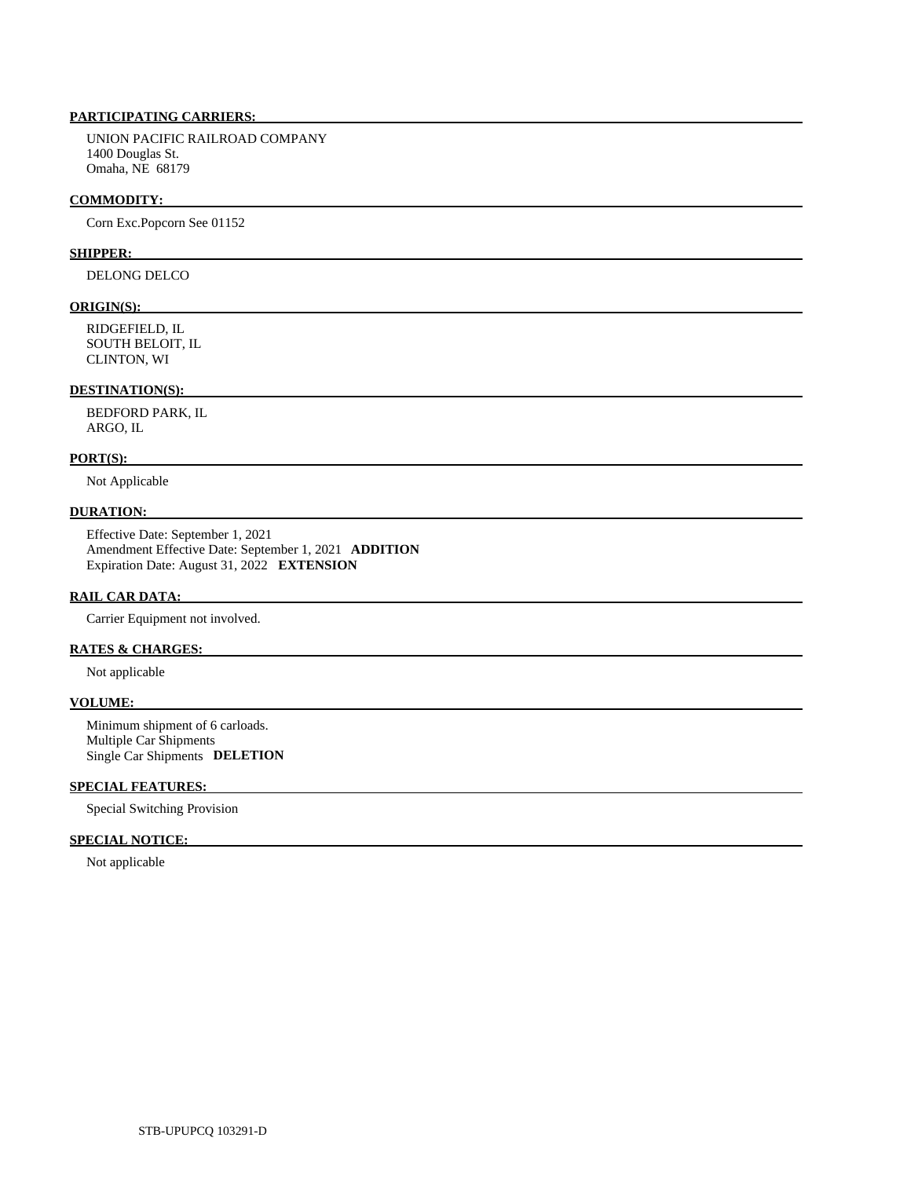**PARTICIPATING CARRIERS:**

UNION PACIFIC RAILROAD COMPANY
1400 Douglas St.
Omaha, NE 68179

**COMMODITY:**

Corn Exc.Popcorn See 01152

**SHIPPER:**

DELONG DELCO

**ORIGIN(S):**

RIDGEFIELD, IL
SOUTH BELOIT, IL
CLINTON, WI

**DESTINATION(S):**

BEDFORD PARK, IL
ARGO, IL

**PORT(S):**

Not Applicable

**DURATION:**

Effective Date: September 1, 2021
Amendment Effective Date: September 1, 2021 **ADDITION**
Expiration Date: August 31, 2022 **EXTENSION**

**RAIL CAR DATA:**

Carrier Equipment not involved.

**RATES & CHARGES:**

Not applicable

**VOLUME:**

Minimum shipment of 6 carloads.
Multiple Car Shipments
Single Car Shipments **DELETION**

**SPECIAL FEATURES:**

Special Switching Provision

**SPECIAL NOTICE:**

Not applicable

STB-UPUPCQ 103291-D